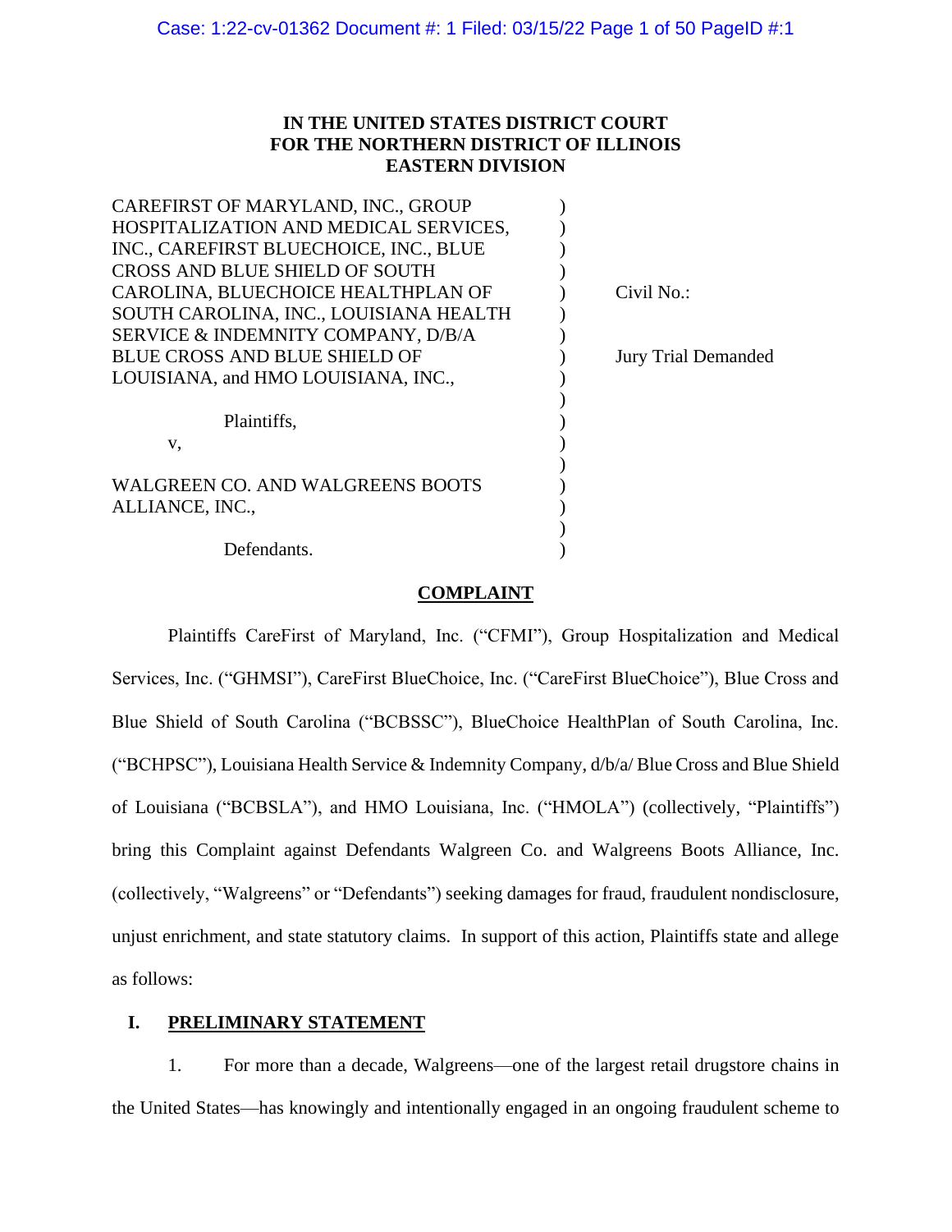**IN THE UNITED STATES DISTRICT COURT**
**FOR THE NORTHERN DISTRICT OF ILLINOIS**
**EASTERN DIVISION**

| | | |
|---|---|---|
| CAREFIRST OF MARYLAND, INC., GROUP HOSPITALIZATION AND MEDICAL SERVICES, INC., CAREFIRST BLUECHOICE, INC., BLUE CROSS AND BLUE SHIELD OF SOUTH CAROLINA, BLUECHOICE HEALTHPLAN OF SOUTH CAROLINA, INC., LOUISIANA HEALTH SERVICE & INDEMNITY COMPANY, D/B/A BLUE CROSS AND BLUE SHIELD OF LOUISIANA, and HMO LOUISIANA, INC., | ) | Civil No.: |
| Plaintiffs, | ) | Jury Trial Demanded |
| v, | ) | |
| WALGREEN CO. AND WALGREENS BOOTS ALLIANCE, INC., | ) | |
| Defendants. | ) | |

**COMPLAINT**

Plaintiffs CareFirst of Maryland, Inc. ("CFMI"), Group Hospitalization and Medical Services, Inc. ("GHMSI"), CareFirst BlueChoice, Inc. ("CareFirst BlueChoice"), Blue Cross and Blue Shield of South Carolina ("BCBSSC"), BlueChoice HealthPlan of South Carolina, Inc. ("BCHPSC"), Louisiana Health Service & Indemnity Company, d/b/a/ Blue Cross and Blue Shield of Louisiana ("BCBSLA"), and HMO Louisiana, Inc. ("HMOLA") (collectively, "Plaintiffs") bring this Complaint against Defendants Walgreen Co. and Walgreens Boots Alliance, Inc. (collectively, "Walgreens" or "Defendants") seeking damages for fraud, fraudulent nondisclosure, unjust enrichment, and state statutory claims. In support of this action, Plaintiffs state and allege as follows:

## I. PRELIMINARY STATEMENT

1. For more than a decade, Walgreens—one of the largest retail drugstore chains in the United States—has knowingly and intentionally engaged in an ongoing fraudulent scheme to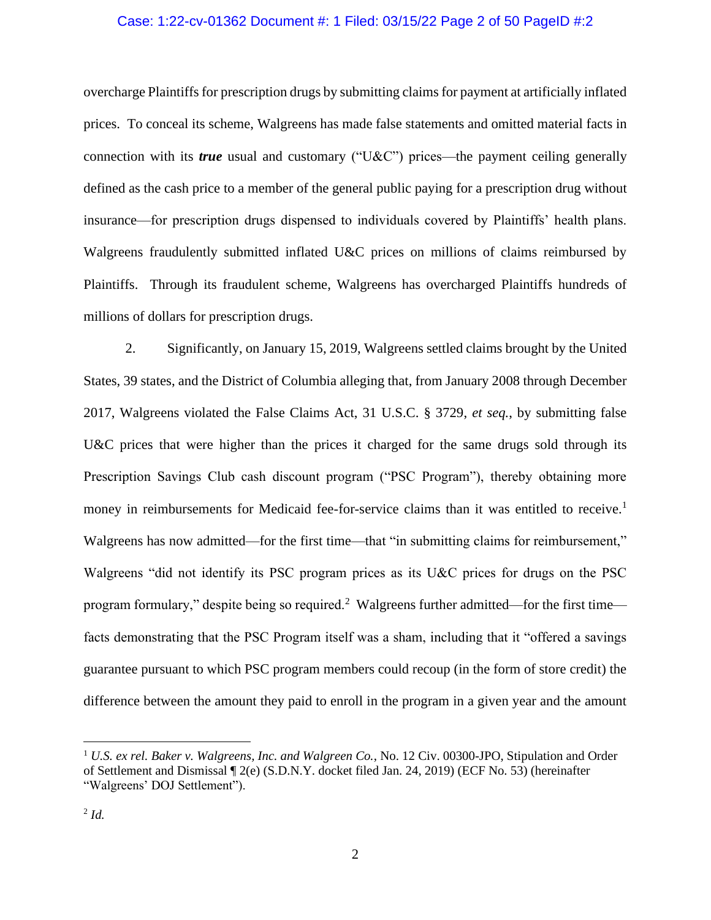overcharge Plaintiffs for prescription drugs by submitting claims for payment at artificially inflated prices. To conceal its scheme, Walgreens has made false statements and omitted material facts in connection with its ***true*** usual and customary ("U&C") prices—the payment ceiling generally defined as the cash price to a member of the general public paying for a prescription drug without insurance—for prescription drugs dispensed to individuals covered by Plaintiffs' health plans. Walgreens fraudulently submitted inflated U&C prices on millions of claims reimbursed by Plaintiffs. Through its fraudulent scheme, Walgreens has overcharged Plaintiffs hundreds of millions of dollars for prescription drugs.

2. Significantly, on January 15, 2019, Walgreens settled claims brought by the United States, 39 states, and the District of Columbia alleging that, from January 2008 through December 2017, Walgreens violated the False Claims Act, 31 U.S.C. § 3729, *et seq.*, by submitting false U&C prices that were higher than the prices it charged for the same drugs sold through its Prescription Savings Club cash discount program ("PSC Program"), thereby obtaining more money in reimbursements for Medicaid fee-for-service claims than it was entitled to receive.[1] Walgreens has now admitted—for the first time—that "in submitting claims for reimbursement," Walgreens "did not identify its PSC program prices as its U&C prices for drugs on the PSC program formulary," despite being so required.[2] Walgreens further admitted—for the first time—facts demonstrating that the PSC Program itself was a sham, including that it "offered a savings guarantee pursuant to which PSC program members could recoup (in the form of store credit) the difference between the amount they paid to enroll in the program in a given year and the amount

---

[1] *U.S. ex rel. Baker v. Walgreens, Inc. and Walgreen Co.*, No. 12 Civ. 00300-JPO, Stipulation and Order of Settlement and Dismissal ¶ 2(e) (S.D.N.Y. docket filed Jan. 24, 2019) (ECF No. 53) (hereinafter "Walgreens' DOJ Settlement").

[2] *Id.*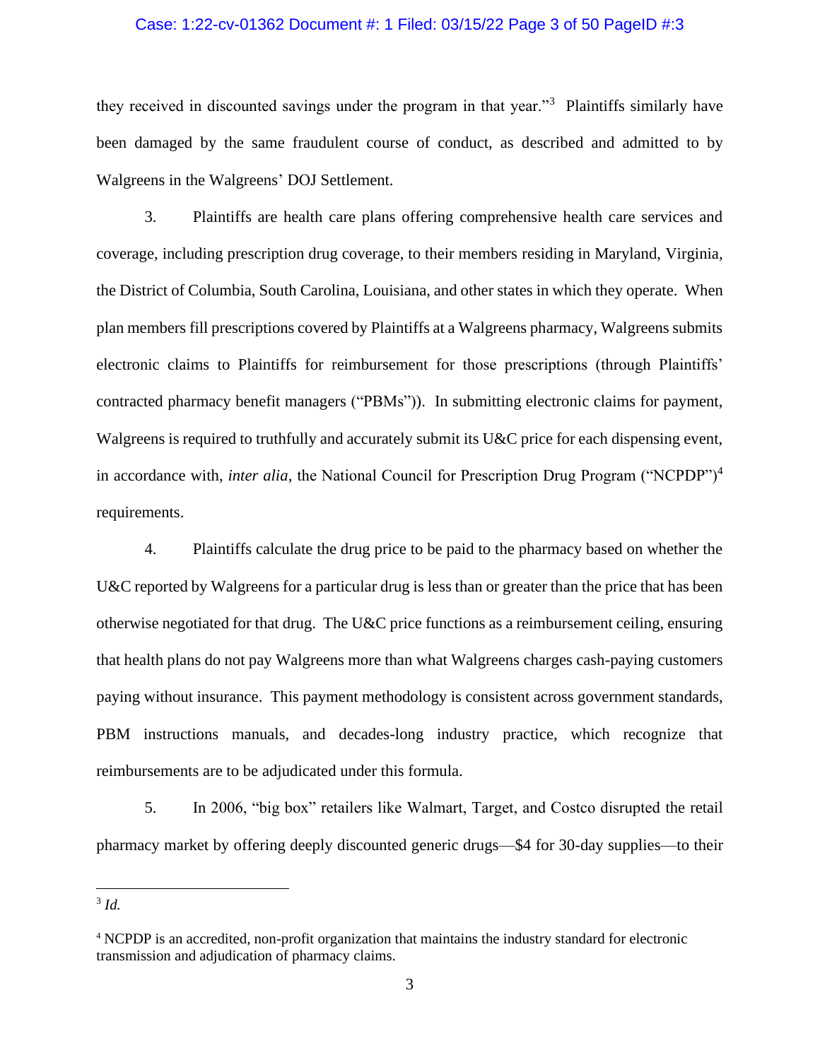they received in discounted savings under the program in that year."[3] Plaintiffs similarly have been damaged by the same fraudulent course of conduct, as described and admitted to by Walgreens in the Walgreens' DOJ Settlement.

3. Plaintiffs are health care plans offering comprehensive health care services and coverage, including prescription drug coverage, to their members residing in Maryland, Virginia, the District of Columbia, South Carolina, Louisiana, and other states in which they operate. When plan members fill prescriptions covered by Plaintiffs at a Walgreens pharmacy, Walgreens submits electronic claims to Plaintiffs for reimbursement for those prescriptions (through Plaintiffs' contracted pharmacy benefit managers ("PBMs")). In submitting electronic claims for payment, Walgreens is required to truthfully and accurately submit its U&C price for each dispensing event, in accordance with, *inter alia*, the National Council for Prescription Drug Program ("NCPDP")[4] requirements.

4. Plaintiffs calculate the drug price to be paid to the pharmacy based on whether the U&C reported by Walgreens for a particular drug is less than or greater than the price that has been otherwise negotiated for that drug. The U&C price functions as a reimbursement ceiling, ensuring that health plans do not pay Walgreens more than what Walgreens charges cash-paying customers paying without insurance. This payment methodology is consistent across government standards, PBM instructions manuals, and decades-long industry practice, which recognize that reimbursements are to be adjudicated under this formula.

5. In 2006, "big box" retailers like Walmart, Target, and Costco disrupted the retail pharmacy market by offering deeply discounted generic drugs—$4 for 30-day supplies—to their

---

[3] *Id.*

[4] NCPDP is an accredited, non-profit organization that maintains the industry standard for electronic transmission and adjudication of pharmacy claims.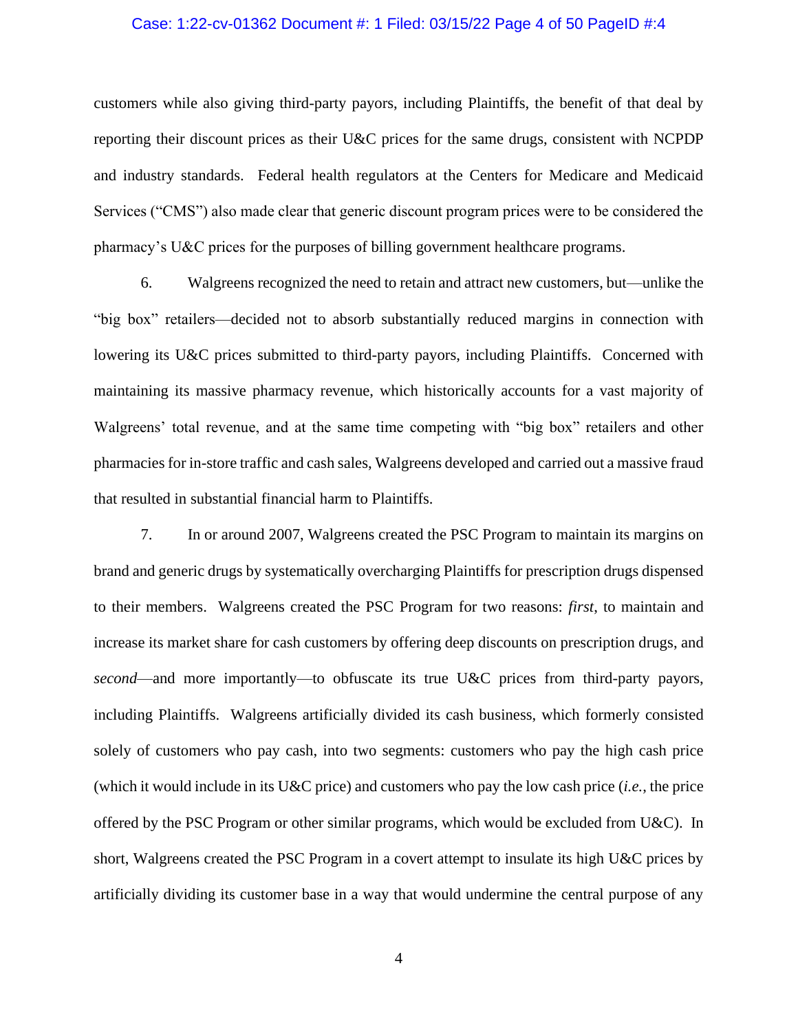customers while also giving third-party payors, including Plaintiffs, the benefit of that deal by reporting their discount prices as their U&C prices for the same drugs, consistent with NCPDP and industry standards. Federal health regulators at the Centers for Medicare and Medicaid Services ("CMS") also made clear that generic discount program prices were to be considered the pharmacy's U&C prices for the purposes of billing government healthcare programs.

6. Walgreens recognized the need to retain and attract new customers, but—unlike the "big box" retailers—decided not to absorb substantially reduced margins in connection with lowering its U&C prices submitted to third-party payors, including Plaintiffs. Concerned with maintaining its massive pharmacy revenue, which historically accounts for a vast majority of Walgreens' total revenue, and at the same time competing with "big box" retailers and other pharmacies for in-store traffic and cash sales, Walgreens developed and carried out a massive fraud that resulted in substantial financial harm to Plaintiffs.

7. In or around 2007, Walgreens created the PSC Program to maintain its margins on brand and generic drugs by systematically overcharging Plaintiffs for prescription drugs dispensed to their members. Walgreens created the PSC Program for two reasons: *first*, to maintain and increase its market share for cash customers by offering deep discounts on prescription drugs, and *second*—and more importantly—to obfuscate its true U&C prices from third-party payors, including Plaintiffs. Walgreens artificially divided its cash business, which formerly consisted solely of customers who pay cash, into two segments: customers who pay the high cash price (which it would include in its U&C price) and customers who pay the low cash price (*i.e.*, the price offered by the PSC Program or other similar programs, which would be excluded from U&C). In short, Walgreens created the PSC Program in a covert attempt to insulate its high U&C prices by artificially dividing its customer base in a way that would undermine the central purpose of any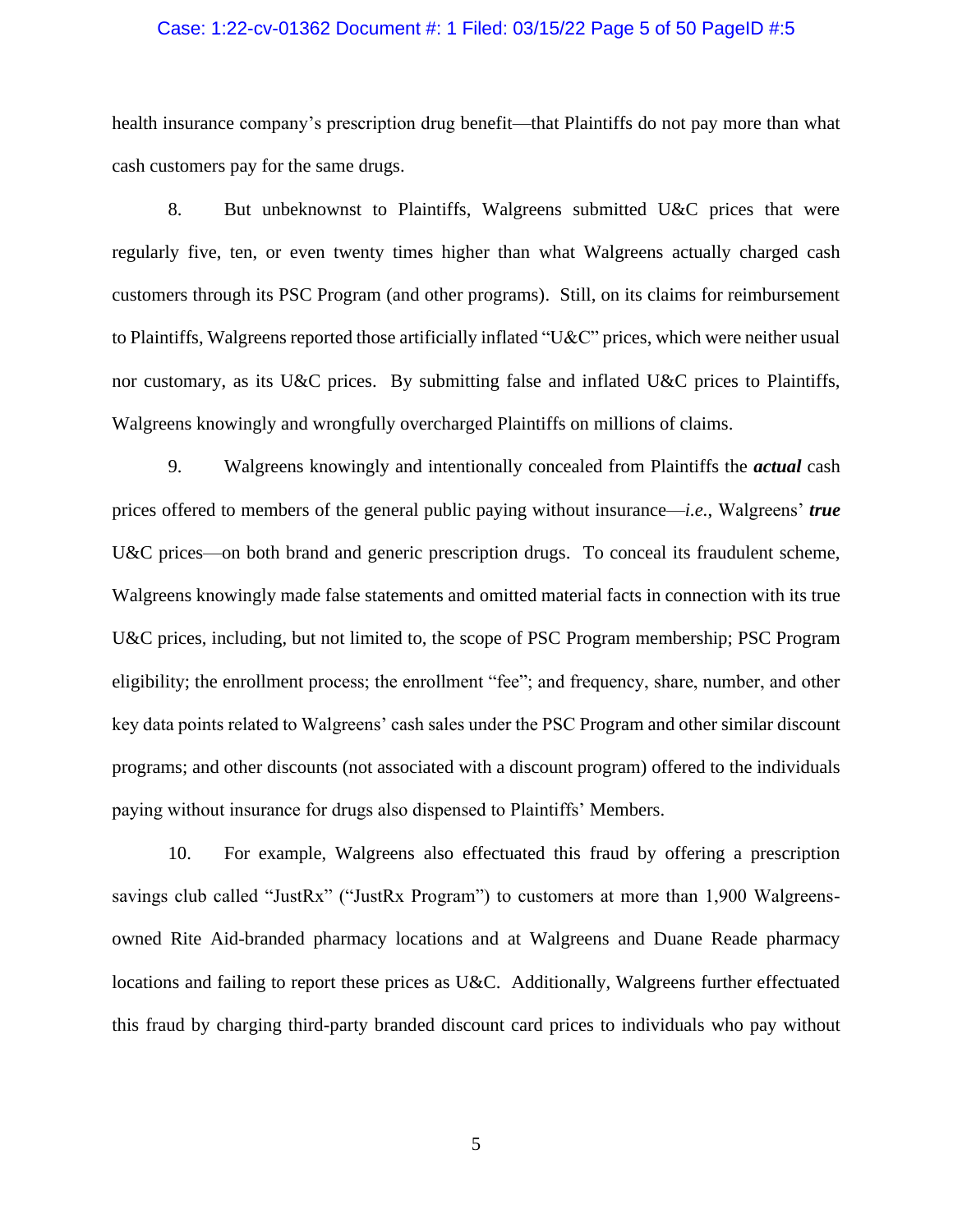health insurance company's prescription drug benefit—that Plaintiffs do not pay more than what cash customers pay for the same drugs.

8. But unbeknownst to Plaintiffs, Walgreens submitted U&C prices that were regularly five, ten, or even twenty times higher than what Walgreens actually charged cash customers through its PSC Program (and other programs). Still, on its claims for reimbursement to Plaintiffs, Walgreens reported those artificially inflated "U&C" prices, which were neither usual nor customary, as its U&C prices. By submitting false and inflated U&C prices to Plaintiffs, Walgreens knowingly and wrongfully overcharged Plaintiffs on millions of claims.

9. Walgreens knowingly and intentionally concealed from Plaintiffs the ***actual*** cash prices offered to members of the general public paying without insurance—*i.e.*, Walgreens' ***true*** U&C prices—on both brand and generic prescription drugs. To conceal its fraudulent scheme, Walgreens knowingly made false statements and omitted material facts in connection with its true U&C prices, including, but not limited to, the scope of PSC Program membership; PSC Program eligibility; the enrollment process; the enrollment "fee"; and frequency, share, number, and other key data points related to Walgreens' cash sales under the PSC Program and other similar discount programs; and other discounts (not associated with a discount program) offered to the individuals paying without insurance for drugs also dispensed to Plaintiffs' Members.

10. For example, Walgreens also effectuated this fraud by offering a prescription savings club called "JustRx" ("JustRx Program") to customers at more than 1,900 Walgreens-owned Rite Aid-branded pharmacy locations and at Walgreens and Duane Reade pharmacy locations and failing to report these prices as U&C. Additionally, Walgreens further effectuated this fraud by charging third-party branded discount card prices to individuals who pay without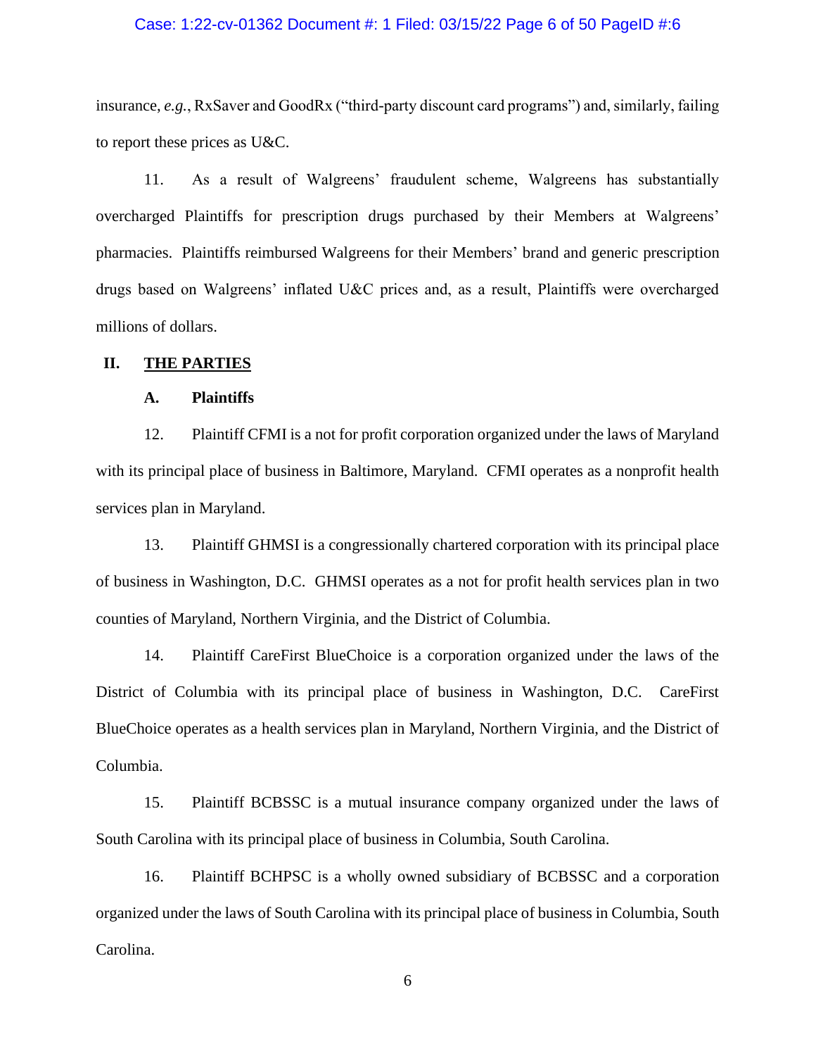insurance, *e.g.*, RxSaver and GoodRx ("third-party discount card programs") and, similarly, failing to report these prices as U&C.

11. As a result of Walgreens' fraudulent scheme, Walgreens has substantially overcharged Plaintiffs for prescription drugs purchased by their Members at Walgreens' pharmacies. Plaintiffs reimbursed Walgreens for their Members' brand and generic prescription drugs based on Walgreens' inflated U&C prices and, as a result, Plaintiffs were overcharged millions of dollars.

## II. THE PARTIES

### A. Plaintiffs

12. Plaintiff CFMI is a not for profit corporation organized under the laws of Maryland with its principal place of business in Baltimore, Maryland. CFMI operates as a nonprofit health services plan in Maryland.

13. Plaintiff GHMSI is a congressionally chartered corporation with its principal place of business in Washington, D.C. GHMSI operates as a not for profit health services plan in two counties of Maryland, Northern Virginia, and the District of Columbia.

14. Plaintiff CareFirst BlueChoice is a corporation organized under the laws of the District of Columbia with its principal place of business in Washington, D.C. CareFirst BlueChoice operates as a health services plan in Maryland, Northern Virginia, and the District of Columbia.

15. Plaintiff BCBSSC is a mutual insurance company organized under the laws of South Carolina with its principal place of business in Columbia, South Carolina.

16. Plaintiff BCHPSC is a wholly owned subsidiary of BCBSSC and a corporation organized under the laws of South Carolina with its principal place of business in Columbia, South Carolina.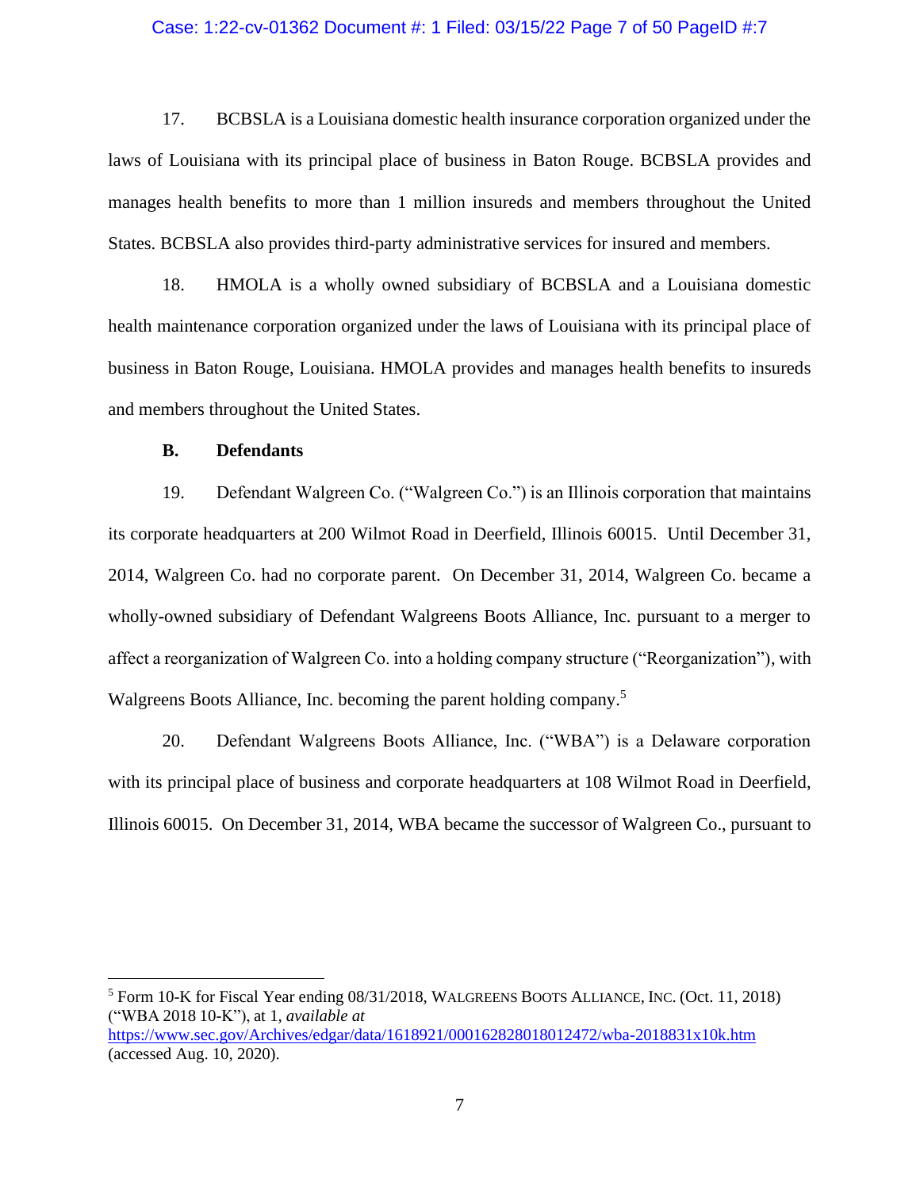17. BCBSLA is a Louisiana domestic health insurance corporation organized under the laws of Louisiana with its principal place of business in Baton Rouge. BCBSLA provides and manages health benefits to more than 1 million insureds and members throughout the United States. BCBSLA also provides third-party administrative services for insured and members.

18. HMOLA is a wholly owned subsidiary of BCBSLA and a Louisiana domestic health maintenance corporation organized under the laws of Louisiana with its principal place of business in Baton Rouge, Louisiana. HMOLA provides and manages health benefits to insureds and members throughout the United States.

### B. Defendants

19. Defendant Walgreen Co. ("Walgreen Co.") is an Illinois corporation that maintains its corporate headquarters at 200 Wilmot Road in Deerfield, Illinois 60015. Until December 31, 2014, Walgreen Co. had no corporate parent. On December 31, 2014, Walgreen Co. became a wholly-owned subsidiary of Defendant Walgreens Boots Alliance, Inc. pursuant to a merger to affect a reorganization of Walgreen Co. into a holding company structure ("Reorganization"), with Walgreens Boots Alliance, Inc. becoming the parent holding company.[5]

20. Defendant Walgreens Boots Alliance, Inc. ("WBA") is a Delaware corporation with its principal place of business and corporate headquarters at 108 Wilmot Road in Deerfield, Illinois 60015. On December 31, 2014, WBA became the successor of Walgreen Co., pursuant to

---

[5] Form 10-K for Fiscal Year ending 08/31/2018, WALGREENS BOOTS ALLIANCE, INC. (Oct. 11, 2018) ("WBA 2018 10-K"), at 1, *available at* https://www.sec.gov/Archives/edgar/data/1618921/000162828018012472/wba-2018831x10k.htm (accessed Aug. 10, 2020).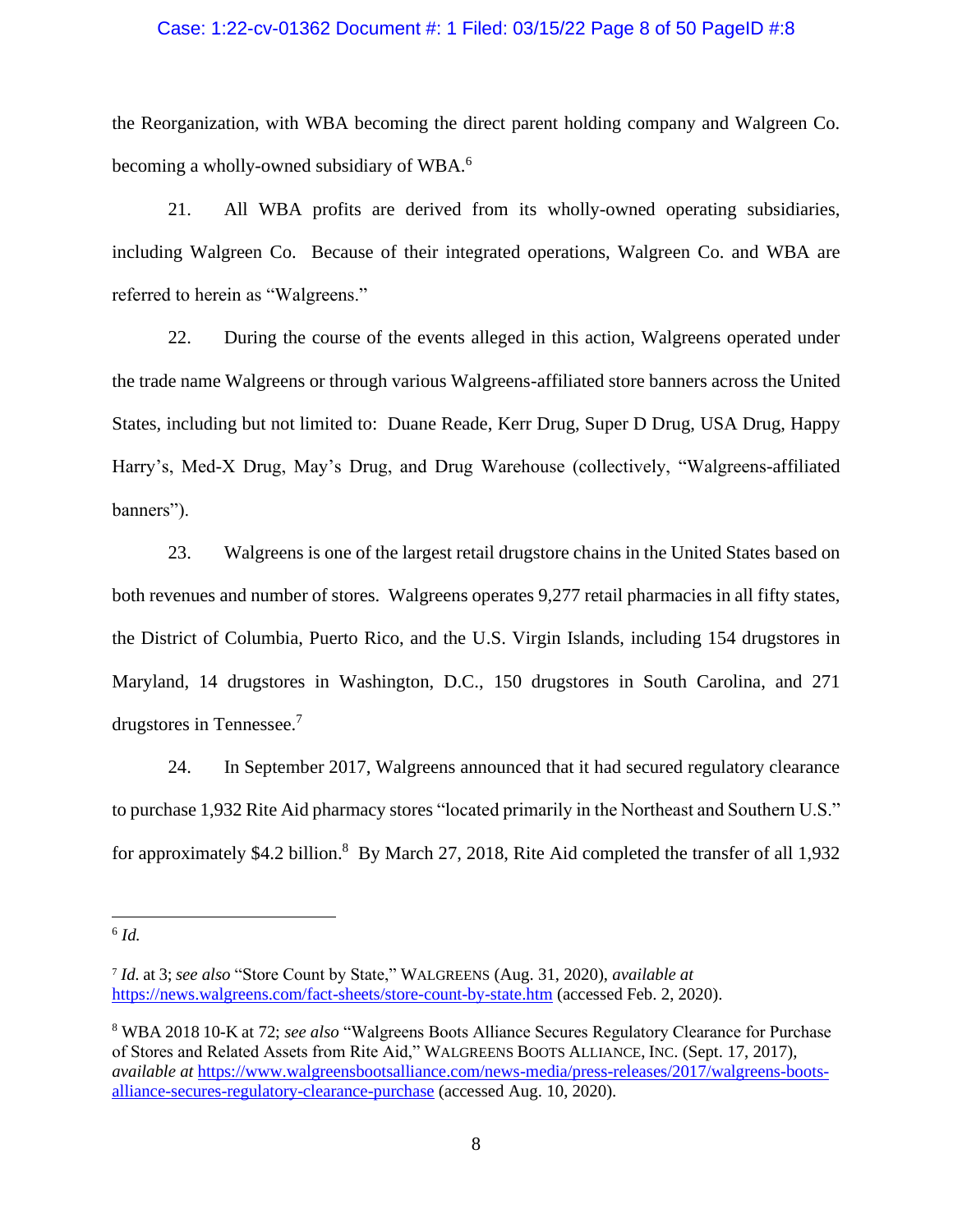the Reorganization, with WBA becoming the direct parent holding company and Walgreen Co. becoming a wholly-owned subsidiary of WBA.[6]

21. All WBA profits are derived from its wholly-owned operating subsidiaries, including Walgreen Co. Because of their integrated operations, Walgreen Co. and WBA are referred to herein as "Walgreens."

22. During the course of the events alleged in this action, Walgreens operated under the trade name Walgreens or through various Walgreens-affiliated store banners across the United States, including but not limited to: Duane Reade, Kerr Drug, Super D Drug, USA Drug, Happy Harry's, Med-X Drug, May's Drug, and Drug Warehouse (collectively, "Walgreens-affiliated banners").

23. Walgreens is one of the largest retail drugstore chains in the United States based on both revenues and number of stores. Walgreens operates 9,277 retail pharmacies in all fifty states, the District of Columbia, Puerto Rico, and the U.S. Virgin Islands, including 154 drugstores in Maryland, 14 drugstores in Washington, D.C., 150 drugstores in South Carolina, and 271 drugstores in Tennessee.[7]

24. In September 2017, Walgreens announced that it had secured regulatory clearance to purchase 1,932 Rite Aid pharmacy stores "located primarily in the Northeast and Southern U.S." for approximately \$4.2 billion.[8] By March 27, 2018, Rite Aid completed the transfer of all 1,932

---

[6] *Id.*

[7] *Id.* at 3; *see also* "Store Count by State," WALGREENS (Aug. 31, 2020), *available at* https://news.walgreens.com/fact-sheets/store-count-by-state.htm (accessed Feb. 2, 2020).

[8] WBA 2018 10-K at 72; *see also* "Walgreens Boots Alliance Secures Regulatory Clearance for Purchase of Stores and Related Assets from Rite Aid," WALGREENS BOOTS ALLIANCE, INC. (Sept. 17, 2017), *available at* https://www.walgreensbootsalliance.com/news-media/press-releases/2017/walgreens-boots-alliance-secures-regulatory-clearance-purchase (accessed Aug. 10, 2020).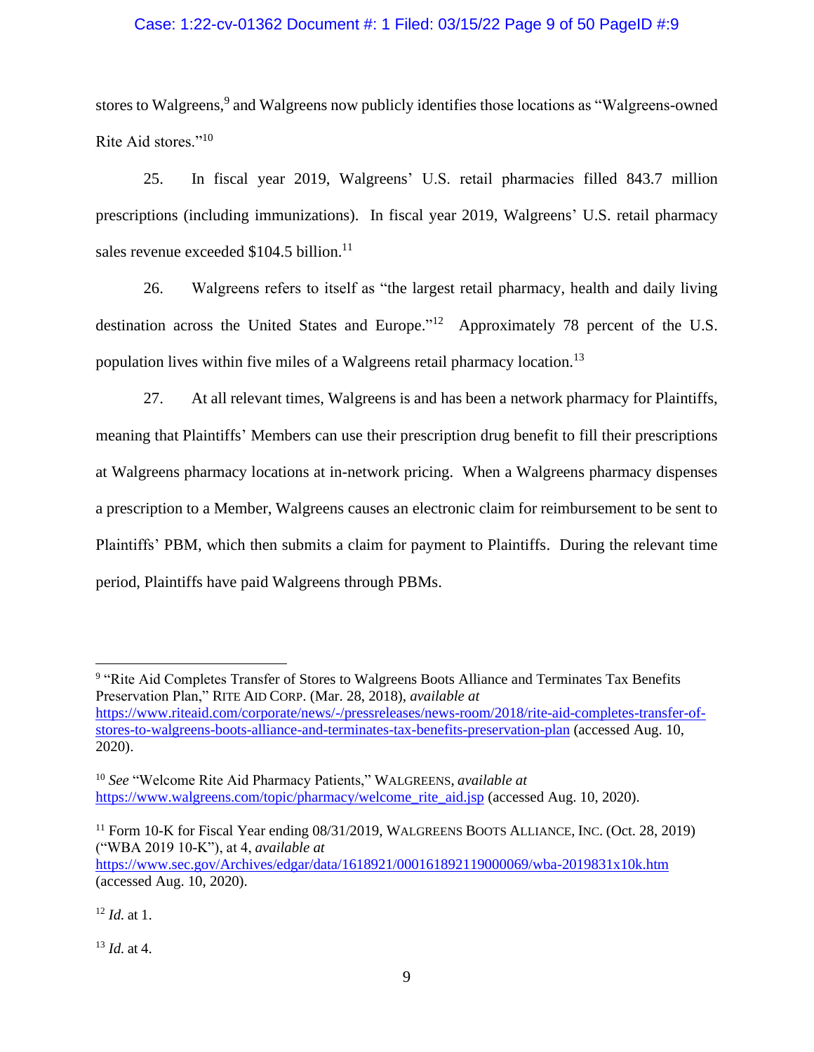stores to Walgreens,[9] and Walgreens now publicly identifies those locations as "Walgreens-owned Rite Aid stores."[10]

25. In fiscal year 2019, Walgreens' U.S. retail pharmacies filled 843.7 million prescriptions (including immunizations). In fiscal year 2019, Walgreens' U.S. retail pharmacy sales revenue exceeded $104.5 billion.[11]

26. Walgreens refers to itself as "the largest retail pharmacy, health and daily living destination across the United States and Europe."[12] Approximately 78 percent of the U.S. population lives within five miles of a Walgreens retail pharmacy location.[13]

27. At all relevant times, Walgreens is and has been a network pharmacy for Plaintiffs, meaning that Plaintiffs' Members can use their prescription drug benefit to fill their prescriptions at Walgreens pharmacy locations at in-network pricing. When a Walgreens pharmacy dispenses a prescription to a Member, Walgreens causes an electronic claim for reimbursement to be sent to Plaintiffs' PBM, which then submits a claim for payment to Plaintiffs. During the relevant time period, Plaintiffs have paid Walgreens through PBMs.

---

[9] "Rite Aid Completes Transfer of Stores to Walgreens Boots Alliance and Terminates Tax Benefits Preservation Plan," RITE AID CORP. (Mar. 28, 2018), *available at* https://www.riteaid.com/corporate/news/-/pressreleases/news-room/2018/rite-aid-completes-transfer-of-stores-to-walgreens-boots-alliance-and-terminates-tax-benefits-preservation-plan (accessed Aug. 10, 2020).

[10] *See* "Welcome Rite Aid Pharmacy Patients," WALGREENS, *available at* https://www.walgreens.com/topic/pharmacy/welcome_rite_aid.jsp (accessed Aug. 10, 2020).

[11] Form 10-K for Fiscal Year ending 08/31/2019, WALGREENS BOOTS ALLIANCE, INC. (Oct. 28, 2019) ("WBA 2019 10-K"), at 4, *available at* https://www.sec.gov/Archives/edgar/data/1618921/000161892119000069/wba-2019831x10k.htm (accessed Aug. 10, 2020).

[12] *Id.* at 1.

[13] *Id.* at 4.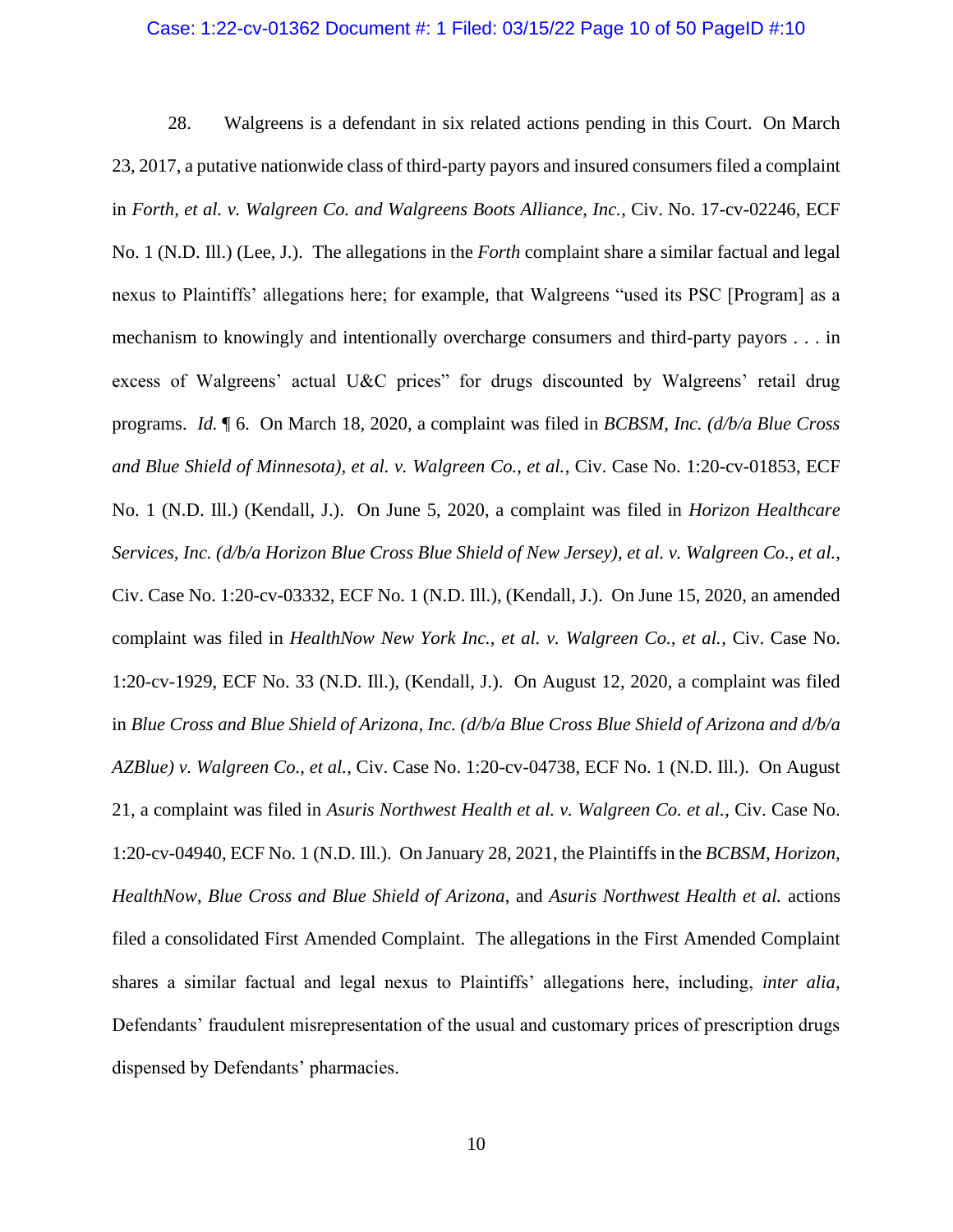28. Walgreens is a defendant in six related actions pending in this Court. On March 23, 2017, a putative nationwide class of third-party payors and insured consumers filed a complaint in *Forth, et al. v. Walgreen Co. and Walgreens Boots Alliance, Inc.*, Civ. No. 17-cv-02246, ECF No. 1 (N.D. Ill.) (Lee, J.). The allegations in the *Forth* complaint share a similar factual and legal nexus to Plaintiffs' allegations here; for example, that Walgreens "used its PSC [Program] as a mechanism to knowingly and intentionally overcharge consumers and third-party payors . . . in excess of Walgreens' actual U&C prices" for drugs discounted by Walgreens' retail drug programs. *Id.* ¶ 6. On March 18, 2020, a complaint was filed in *BCBSM, Inc. (d/b/a Blue Cross and Blue Shield of Minnesota), et al. v. Walgreen Co., et al.*, Civ. Case No. 1:20-cv-01853, ECF No. 1 (N.D. Ill.) (Kendall, J.). On June 5, 2020, a complaint was filed in *Horizon Healthcare Services, Inc. (d/b/a Horizon Blue Cross Blue Shield of New Jersey), et al. v. Walgreen Co., et al.*, Civ. Case No. 1:20-cv-03332, ECF No. 1 (N.D. Ill.), (Kendall, J.). On June 15, 2020, an amended complaint was filed in *HealthNow New York Inc., et al. v. Walgreen Co., et al.*, Civ. Case No. 1:20-cv-1929, ECF No. 33 (N.D. Ill.), (Kendall, J.). On August 12, 2020, a complaint was filed in *Blue Cross and Blue Shield of Arizona, Inc. (d/b/a Blue Cross Blue Shield of Arizona and d/b/a AZBlue) v. Walgreen Co., et al.*, Civ. Case No. 1:20-cv-04738, ECF No. 1 (N.D. Ill.). On August 21, a complaint was filed in *Asuris Northwest Health et al. v. Walgreen Co. et al.*, Civ. Case No. 1:20-cv-04940, ECF No. 1 (N.D. Ill.). On January 28, 2021, the Plaintiffs in the *BCBSM*, *Horizon*, *HealthNow*, *Blue Cross and Blue Shield of Arizona*, and *Asuris Northwest Health et al.* actions filed a consolidated First Amended Complaint. The allegations in the First Amended Complaint shares a similar factual and legal nexus to Plaintiffs' allegations here, including, *inter alia*, Defendants' fraudulent misrepresentation of the usual and customary prices of prescription drugs dispensed by Defendants' pharmacies.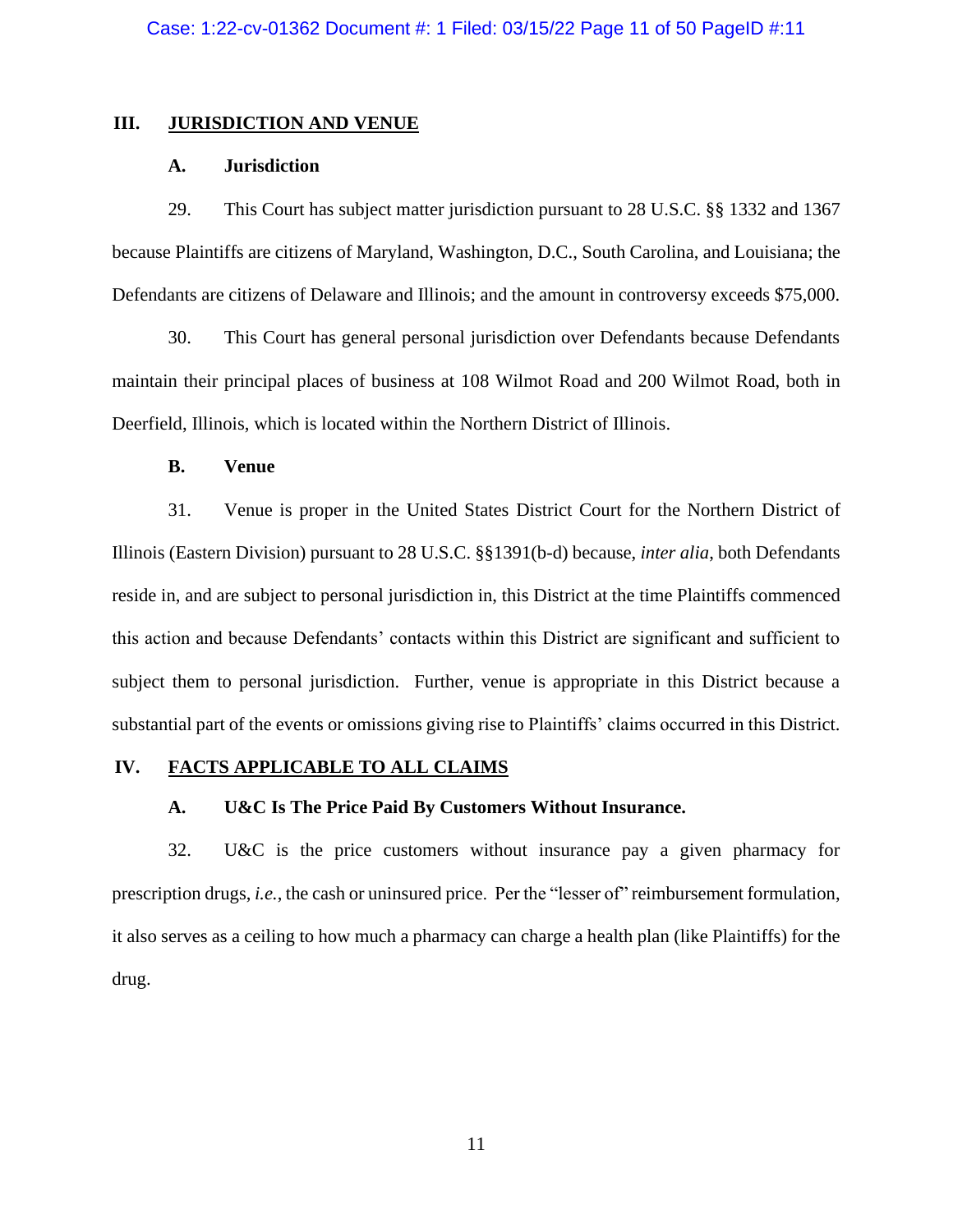## III. JURISDICTION AND VENUE

### A. Jurisdiction

29. This Court has subject matter jurisdiction pursuant to 28 U.S.C. §§ 1332 and 1367 because Plaintiffs are citizens of Maryland, Washington, D.C., South Carolina, and Louisiana; the Defendants are citizens of Delaware and Illinois; and the amount in controversy exceeds $75,000.

30. This Court has general personal jurisdiction over Defendants because Defendants maintain their principal places of business at 108 Wilmot Road and 200 Wilmot Road, both in Deerfield, Illinois, which is located within the Northern District of Illinois.

### B. Venue

31. Venue is proper in the United States District Court for the Northern District of Illinois (Eastern Division) pursuant to 28 U.S.C. §§1391(b-d) because, *inter alia*, both Defendants reside in, and are subject to personal jurisdiction in, this District at the time Plaintiffs commenced this action and because Defendants' contacts within this District are significant and sufficient to subject them to personal jurisdiction. Further, venue is appropriate in this District because a substantial part of the events or omissions giving rise to Plaintiffs' claims occurred in this District.

## IV. FACTS APPLICABLE TO ALL CLAIMS

### A. U&C Is The Price Paid By Customers Without Insurance.

32. U&C is the price customers without insurance pay a given pharmacy for prescription drugs, *i.e.*, the cash or uninsured price. Per the "lesser of" reimbursement formulation, it also serves as a ceiling to how much a pharmacy can charge a health plan (like Plaintiffs) for the drug.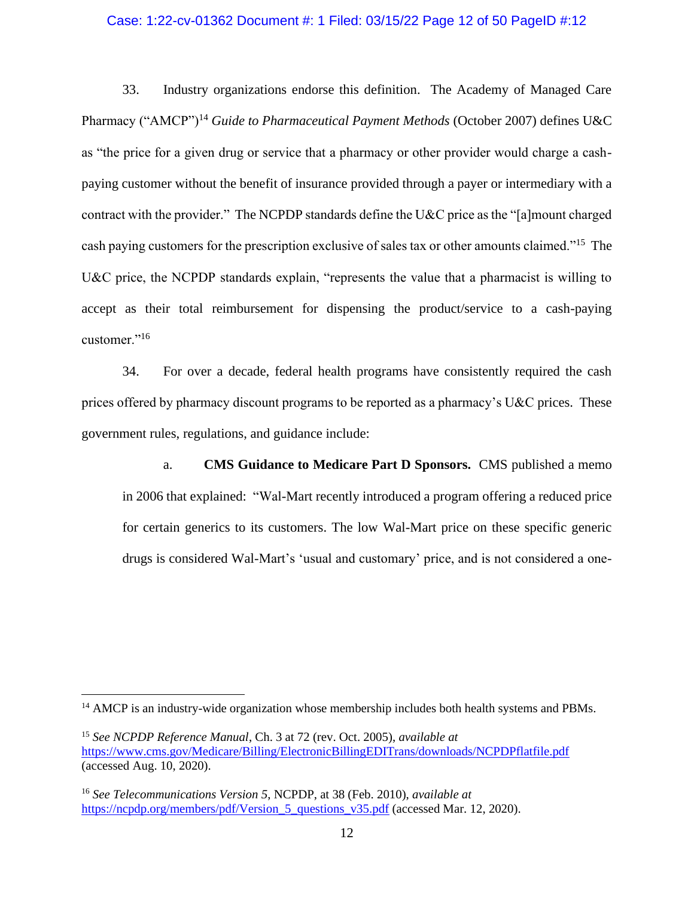33. Industry organizations endorse this definition. The Academy of Managed Care Pharmacy ("AMCP")[14] *Guide to Pharmaceutical Payment Methods* (October 2007) defines U&C as "the price for a given drug or service that a pharmacy or other provider would charge a cash-paying customer without the benefit of insurance provided through a payer or intermediary with a contract with the provider." The NCPDP standards define the U&C price as the "[a]mount charged cash paying customers for the prescription exclusive of sales tax or other amounts claimed."[15] The U&C price, the NCPDP standards explain, "represents the value that a pharmacist is willing to accept as their total reimbursement for dispensing the product/service to a cash-paying customer."[16]

34. For over a decade, federal health programs have consistently required the cash prices offered by pharmacy discount programs to be reported as a pharmacy's U&C prices. These government rules, regulations, and guidance include:

a. **CMS Guidance to Medicare Part D Sponsors.** CMS published a memo in 2006 that explained: "Wal-Mart recently introduced a program offering a reduced price for certain generics to its customers. The low Wal-Mart price on these specific generic drugs is considered Wal-Mart's 'usual and customary' price, and is not considered a one-

---

[14] AMCP is an industry-wide organization whose membership includes both health systems and PBMs.

[15] *See NCPDP Reference Manual*, Ch. 3 at 72 (rev. Oct. 2005), *available at* https://www.cms.gov/Medicare/Billing/ElectronicBillingEDITrans/downloads/NCPDPflatfile.pdf (accessed Aug. 10, 2020).

[16] *See Telecommunications Version 5*, NCPDP, at 38 (Feb. 2010), *available at* https://ncpdp.org/members/pdf/Version_5_questions_v35.pdf (accessed Mar. 12, 2020).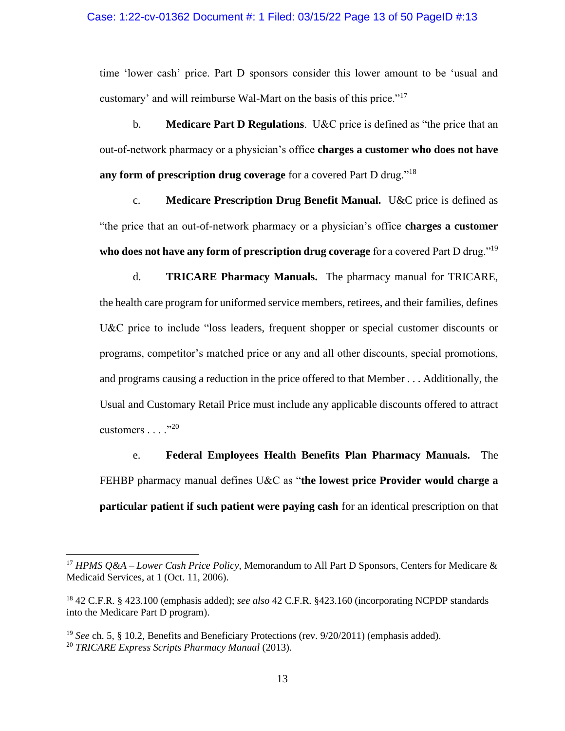time 'lower cash' price. Part D sponsors consider this lower amount to be 'usual and customary' and will reimburse Wal-Mart on the basis of this price."[17]

b. **Medicare Part D Regulations**. U&C price is defined as "the price that an out-of-network pharmacy or a physician's office **charges a customer who does not have any form of prescription drug coverage** for a covered Part D drug."[18]

c. **Medicare Prescription Drug Benefit Manual.** U&C price is defined as "the price that an out-of-network pharmacy or a physician's office **charges a customer who does not have any form of prescription drug coverage** for a covered Part D drug."[19]

d. **TRICARE Pharmacy Manuals.** The pharmacy manual for TRICARE, the health care program for uniformed service members, retirees, and their families, defines U&C price to include "loss leaders, frequent shopper or special customer discounts or programs, competitor's matched price or any and all other discounts, special promotions, and programs causing a reduction in the price offered to that Member . . . Additionally, the Usual and Customary Retail Price must include any applicable discounts offered to attract customers . . . ."[20]

e. **Federal Employees Health Benefits Plan Pharmacy Manuals.** The FEHBP pharmacy manual defines U&C as "**the lowest price Provider would charge a particular patient if such patient were paying cash** for an identical prescription on that

---

[17] *HPMS Q&A – Lower Cash Price Policy*, Memorandum to All Part D Sponsors, Centers for Medicare & Medicaid Services, at 1 (Oct. 11, 2006).

[18] 42 C.F.R. § 423.100 (emphasis added); *see also* 42 C.F.R. §423.160 (incorporating NCPDP standards into the Medicare Part D program).

[19] *See* ch. 5, § 10.2, Benefits and Beneficiary Protections (rev. 9/20/2011) (emphasis added).

[20] *TRICARE Express Scripts Pharmacy Manual* (2013).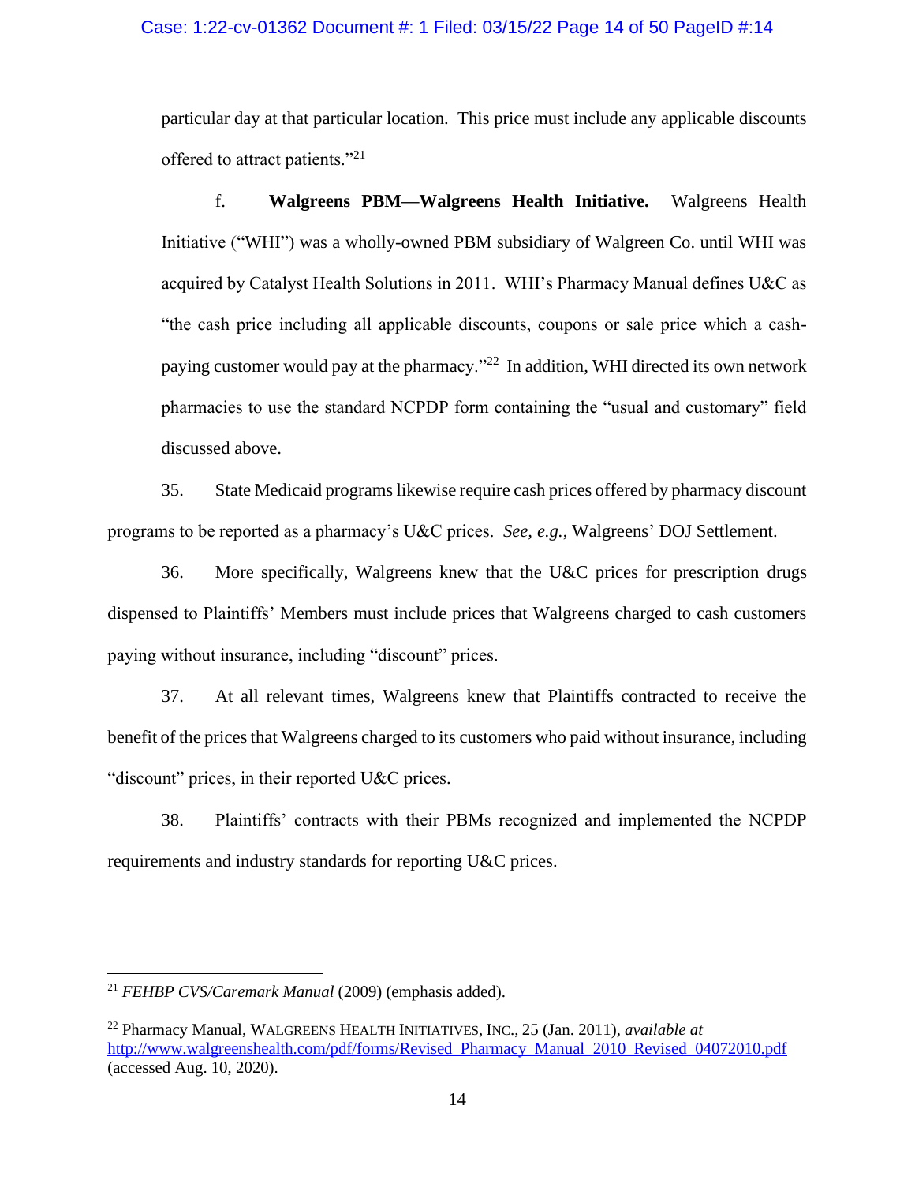particular day at that particular location. This price must include any applicable discounts offered to attract patients."[21]

f. **Walgreens PBM—Walgreens Health Initiative.** Walgreens Health Initiative ("WHI") was a wholly-owned PBM subsidiary of Walgreen Co. until WHI was acquired by Catalyst Health Solutions in 2011. WHI's Pharmacy Manual defines U&C as "the cash price including all applicable discounts, coupons or sale price which a cash-paying customer would pay at the pharmacy."[22] In addition, WHI directed its own network pharmacies to use the standard NCPDP form containing the "usual and customary" field discussed above.

35. State Medicaid programs likewise require cash prices offered by pharmacy discount programs to be reported as a pharmacy's U&C prices. *See, e.g.*, Walgreens' DOJ Settlement.

36. More specifically, Walgreens knew that the U&C prices for prescription drugs dispensed to Plaintiffs' Members must include prices that Walgreens charged to cash customers paying without insurance, including "discount" prices.

37. At all relevant times, Walgreens knew that Plaintiffs contracted to receive the benefit of the prices that Walgreens charged to its customers who paid without insurance, including "discount" prices, in their reported U&C prices.

38. Plaintiffs' contracts with their PBMs recognized and implemented the NCPDP requirements and industry standards for reporting U&C prices.

---

[21] *FEHBP CVS/Caremark Manual* (2009) (emphasis added).

[22] Pharmacy Manual, WALGREENS HEALTH INITIATIVES, INC., 25 (Jan. 2011), *available at* http://www.walgreenshealth.com/pdf/forms/Revised_Pharmacy_Manual_2010_Revised_04072010.pdf (accessed Aug. 10, 2020).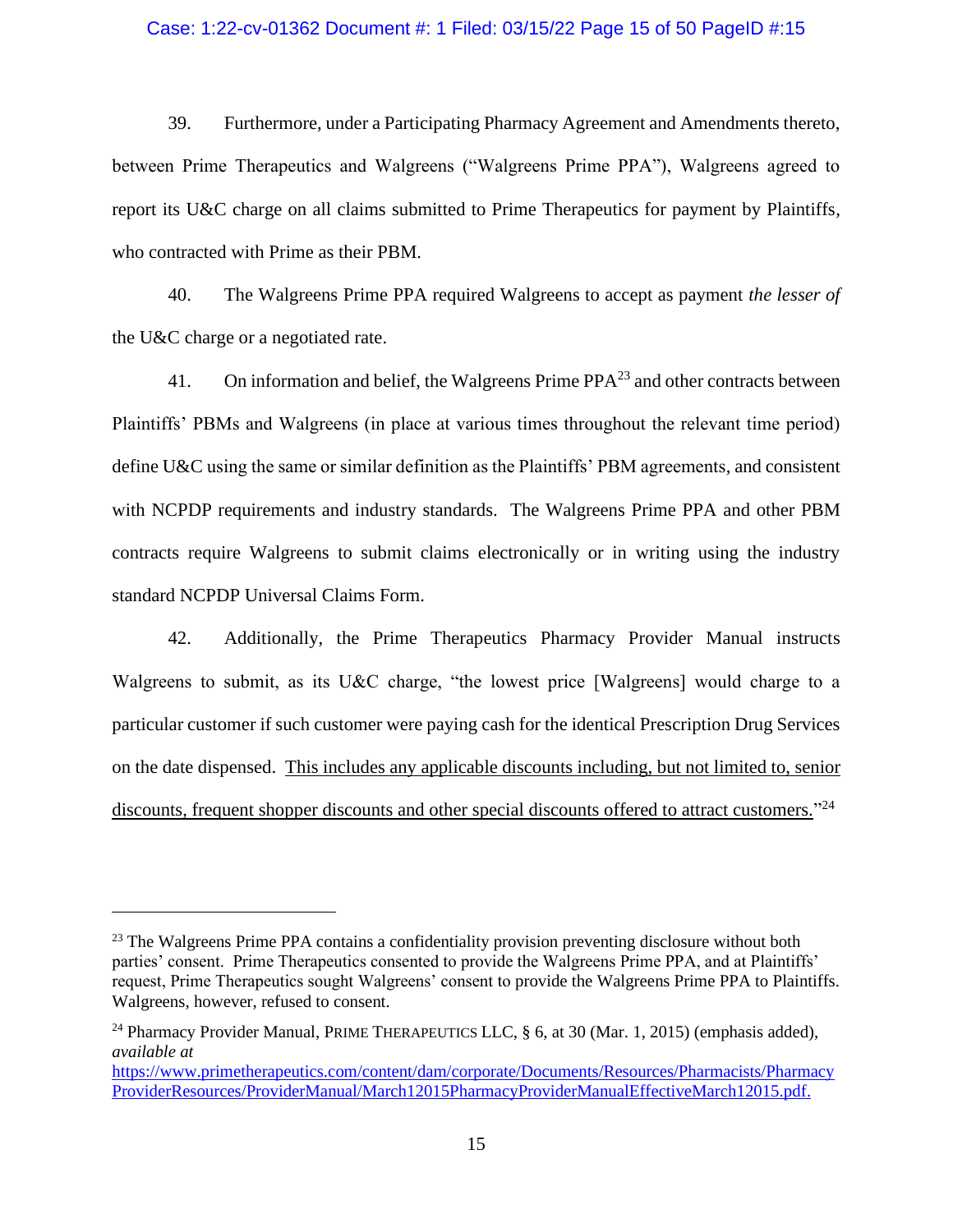39. Furthermore, under a Participating Pharmacy Agreement and Amendments thereto, between Prime Therapeutics and Walgreens ("Walgreens Prime PPA"), Walgreens agreed to report its U&C charge on all claims submitted to Prime Therapeutics for payment by Plaintiffs, who contracted with Prime as their PBM.

40. The Walgreens Prime PPA required Walgreens to accept as payment *the lesser of* the U&C charge or a negotiated rate.

41. On information and belief, the Walgreens Prime PPA[23] and other contracts between Plaintiffs' PBMs and Walgreens (in place at various times throughout the relevant time period) define U&C using the same or similar definition as the Plaintiffs' PBM agreements, and consistent with NCPDP requirements and industry standards. The Walgreens Prime PPA and other PBM contracts require Walgreens to submit claims electronically or in writing using the industry standard NCPDP Universal Claims Form.

42. Additionally, the Prime Therapeutics Pharmacy Provider Manual instructs Walgreens to submit, as its U&C charge, "the lowest price [Walgreens] would charge to a particular customer if such customer were paying cash for the identical Prescription Drug Services on the date dispensed. <u>This includes any applicable discounts including, but not limited to, senior discounts, frequent shopper discounts and other special discounts offered to attract customers.</u>"[24]

---

[23] The Walgreens Prime PPA contains a confidentiality provision preventing disclosure without both parties' consent. Prime Therapeutics consented to provide the Walgreens Prime PPA, and at Plaintiffs' request, Prime Therapeutics sought Walgreens' consent to provide the Walgreens Prime PPA to Plaintiffs. Walgreens, however, refused to consent.

[24] Pharmacy Provider Manual, PRIME THERAPEUTICS LLC, § 6, at 30 (Mar. 1, 2015) (emphasis added), *available at* https://www.primetherapeutics.com/content/dam/corporate/Documents/Resources/Pharmacists/PharmacyProviderResources/ProviderManual/March12015PharmacyProviderManualEffectiveMarch12015.pdf.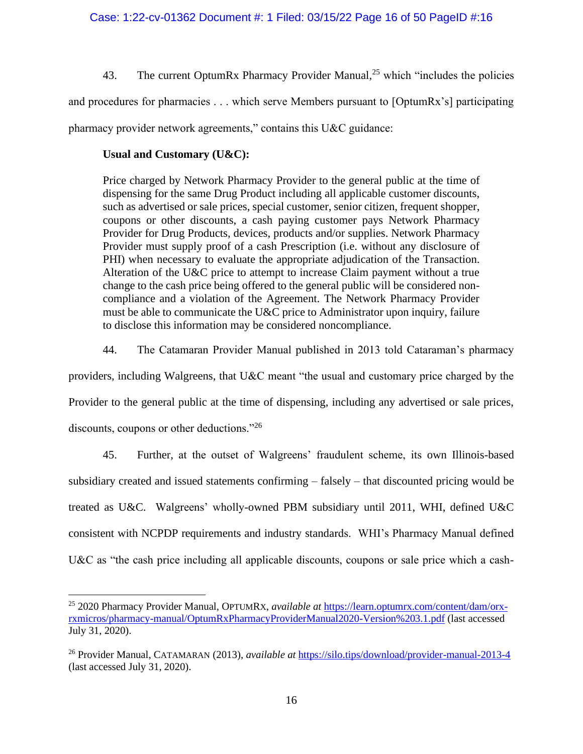43. The current OptumRx Pharmacy Provider Manual,[25] which "includes the policies and procedures for pharmacies . . . which serve Members pursuant to [OptumRx's] participating pharmacy provider network agreements," contains this U&C guidance:

> **Usual and Customary (U&C):**
>
> Price charged by Network Pharmacy Provider to the general public at the time of dispensing for the same Drug Product including all applicable customer discounts, such as advertised or sale prices, special customer, senior citizen, frequent shopper, coupons or other discounts, a cash paying customer pays Network Pharmacy Provider for Drug Products, devices, products and/or supplies. Network Pharmacy Provider must supply proof of a cash Prescription (i.e. without any disclosure of PHI) when necessary to evaluate the appropriate adjudication of the Transaction. Alteration of the U&C price to attempt to increase Claim payment without a true change to the cash price being offered to the general public will be considered non-compliance and a violation of the Agreement. The Network Pharmacy Provider must be able to communicate the U&C price to Administrator upon inquiry, failure to disclose this information may be considered noncompliance.

44. The Catamaran Provider Manual published in 2013 told Cataraman's pharmacy providers, including Walgreens, that U&C meant "the usual and customary price charged by the Provider to the general public at the time of dispensing, including any advertised or sale prices, discounts, coupons or other deductions."[26]

45. Further, at the outset of Walgreens' fraudulent scheme, its own Illinois-based subsidiary created and issued statements confirming – falsely – that discounted pricing would be treated as U&C. Walgreens' wholly-owned PBM subsidiary until 2011, WHI, defined U&C consistent with NCPDP requirements and industry standards. WHI's Pharmacy Manual defined U&C as "the cash price including all applicable discounts, coupons or sale price which a cash-

---

[25] 2020 Pharmacy Provider Manual, OPTUMRX, *available at* https://learn.optumrx.com/content/dam/orx-rxmicros/pharmacy-manual/OptumRxPharmacyProviderManual2020-Version%203.1.pdf (last accessed July 31, 2020).

[26] Provider Manual, CATAMARAN (2013), *available at* https://silo.tips/download/provider-manual-2013-4 (last accessed July 31, 2020).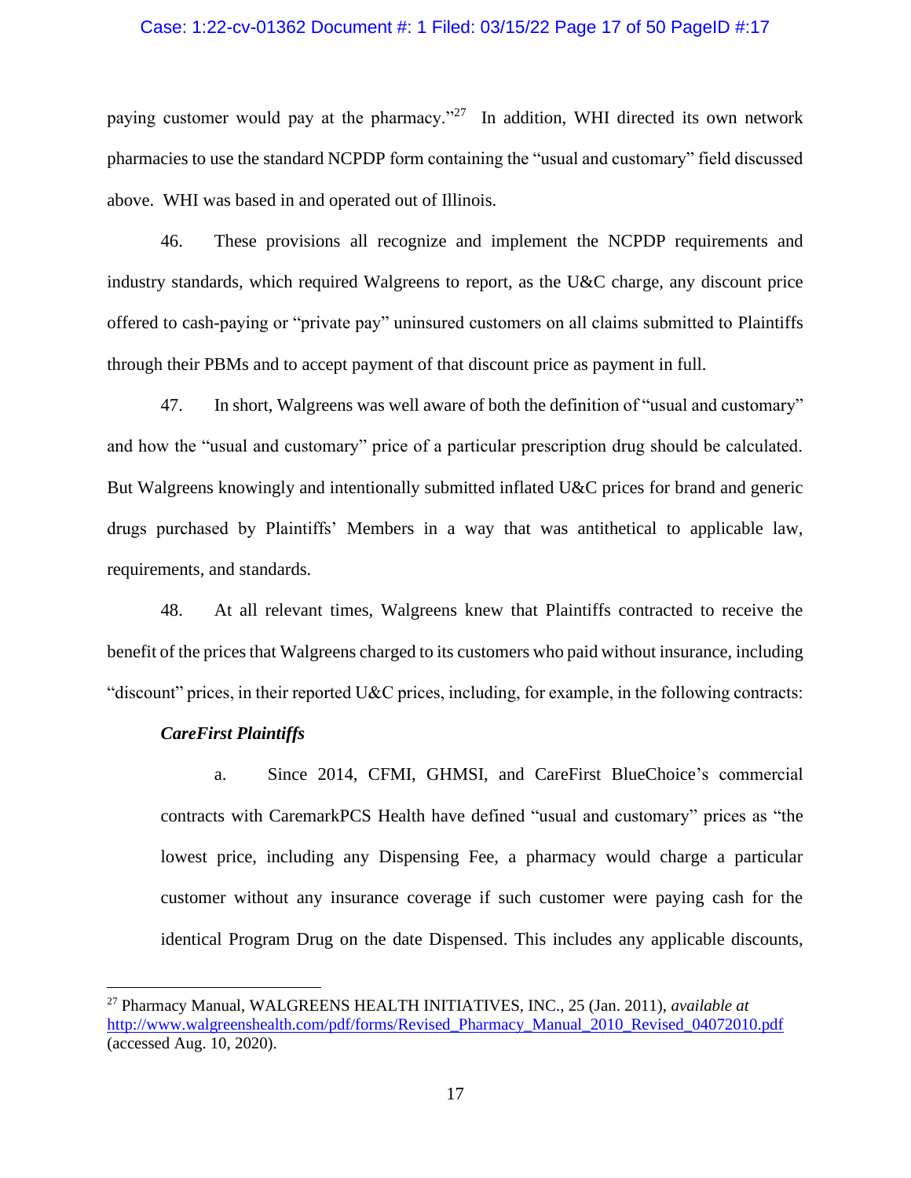paying customer would pay at the pharmacy."[27] In addition, WHI directed its own network pharmacies to use the standard NCPDP form containing the "usual and customary" field discussed above. WHI was based in and operated out of Illinois.

46. These provisions all recognize and implement the NCPDP requirements and industry standards, which required Walgreens to report, as the U&C charge, any discount price offered to cash-paying or "private pay" uninsured customers on all claims submitted to Plaintiffs through their PBMs and to accept payment of that discount price as payment in full.

47. In short, Walgreens was well aware of both the definition of "usual and customary" and how the "usual and customary" price of a particular prescription drug should be calculated. But Walgreens knowingly and intentionally submitted inflated U&C prices for brand and generic drugs purchased by Plaintiffs' Members in a way that was antithetical to applicable law, requirements, and standards.

48. At all relevant times, Walgreens knew that Plaintiffs contracted to receive the benefit of the prices that Walgreens charged to its customers who paid without insurance, including "discount" prices, in their reported U&C prices, including, for example, in the following contracts:

***CareFirst Plaintiffs***

a. Since 2014, CFMI, GHMSI, and CareFirst BlueChoice's commercial contracts with CaremarkPCS Health have defined "usual and customary" prices as "the lowest price, including any Dispensing Fee, a pharmacy would charge a particular customer without any insurance coverage if such customer were paying cash for the identical Program Drug on the date Dispensed. This includes any applicable discounts,

---

[27] Pharmacy Manual, WALGREENS HEALTH INITIATIVES, INC., 25 (Jan. 2011), *available at* http://www.walgreenshealth.com/pdf/forms/Revised_Pharmacy_Manual_2010_Revised_04072010.pdf (accessed Aug. 10, 2020).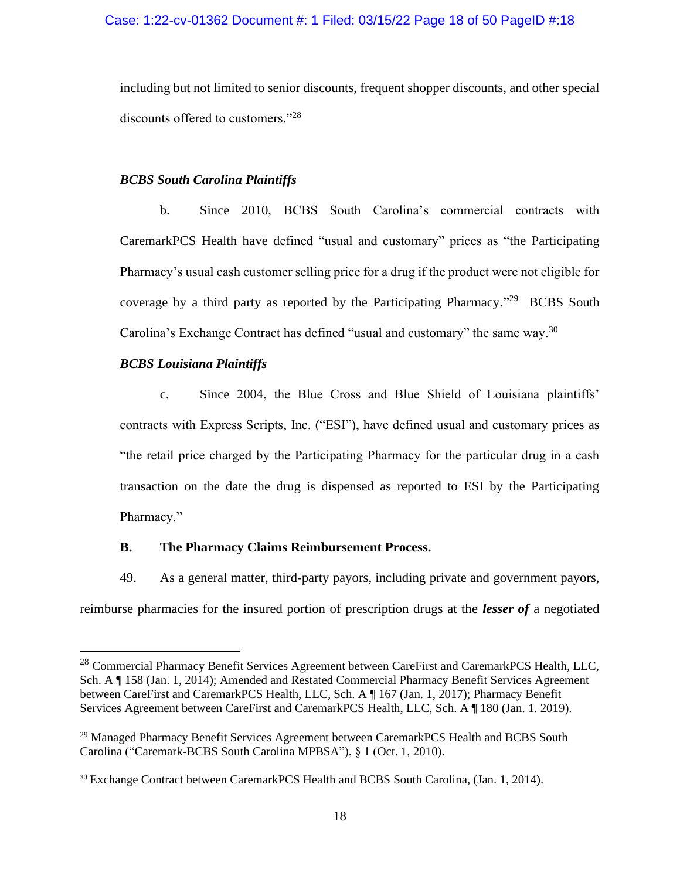including but not limited to senior discounts, frequent shopper discounts, and other special discounts offered to customers."[28]

*BCBS South Carolina Plaintiffs*

b. Since 2010, BCBS South Carolina's commercial contracts with CaremarkPCS Health have defined "usual and customary" prices as "the Participating Pharmacy's usual cash customer selling price for a drug if the product were not eligible for coverage by a third party as reported by the Participating Pharmacy."[29] BCBS South Carolina's Exchange Contract has defined "usual and customary" the same way.[30]

*BCBS Louisiana Plaintiffs*

c. Since 2004, the Blue Cross and Blue Shield of Louisiana plaintiffs' contracts with Express Scripts, Inc. ("ESI"), have defined usual and customary prices as "the retail price charged by the Participating Pharmacy for the particular drug in a cash transaction on the date the drug is dispensed as reported to ESI by the Participating Pharmacy."

**B. The Pharmacy Claims Reimbursement Process.**

49. As a general matter, third-party payors, including private and government payors, reimburse pharmacies for the insured portion of prescription drugs at the ***lesser of*** a negotiated

---

[28] Commercial Pharmacy Benefit Services Agreement between CareFirst and CaremarkPCS Health, LLC, Sch. A ¶ 158 (Jan. 1, 2014); Amended and Restated Commercial Pharmacy Benefit Services Agreement between CareFirst and CaremarkPCS Health, LLC, Sch. A ¶ 167 (Jan. 1, 2017); Pharmacy Benefit Services Agreement between CareFirst and CaremarkPCS Health, LLC, Sch. A ¶ 180 (Jan. 1. 2019).

[29] Managed Pharmacy Benefit Services Agreement between CaremarkPCS Health and BCBS South Carolina ("Caremark-BCBS South Carolina MPBSA"), § 1 (Oct. 1, 2010).

[30] Exchange Contract between CaremarkPCS Health and BCBS South Carolina, (Jan. 1, 2014).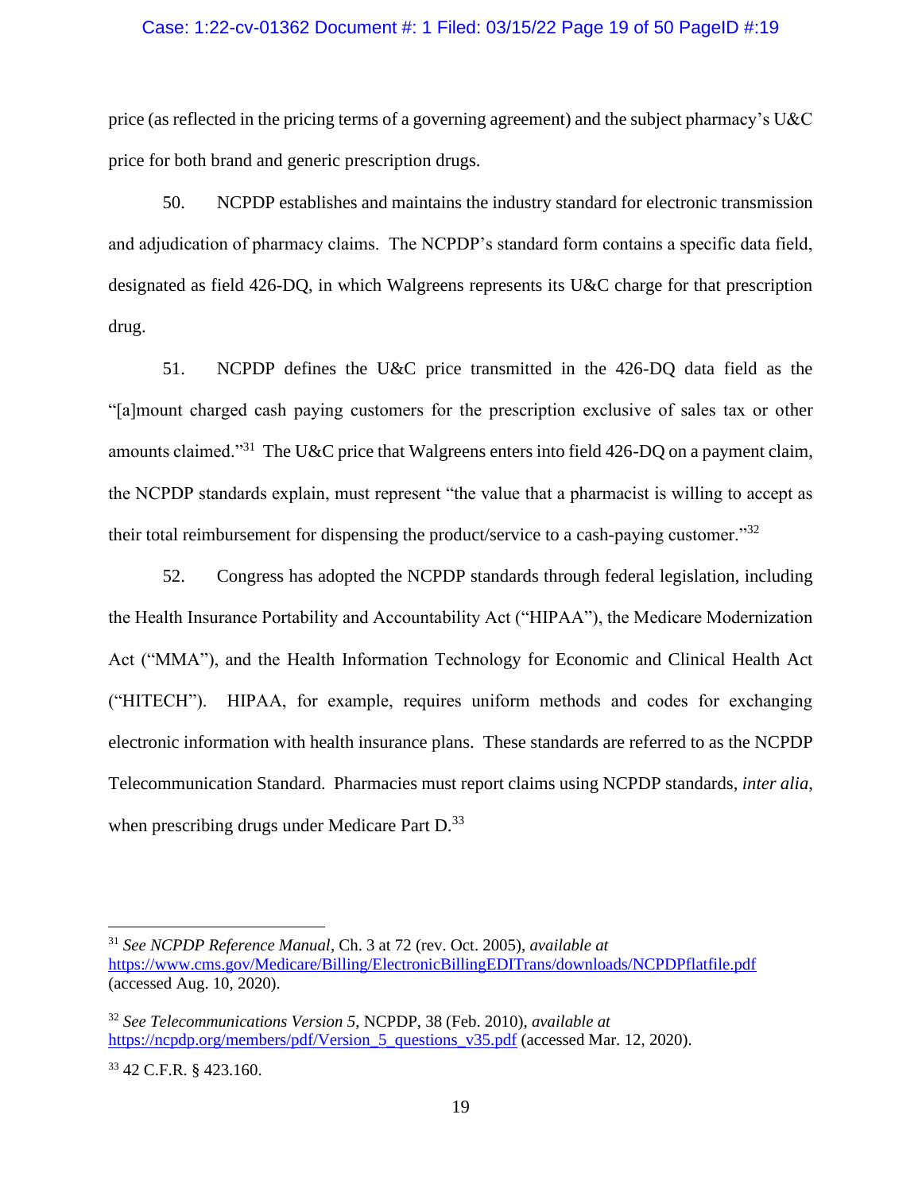price (as reflected in the pricing terms of a governing agreement) and the subject pharmacy's U&C price for both brand and generic prescription drugs.

50. NCPDP establishes and maintains the industry standard for electronic transmission and adjudication of pharmacy claims. The NCPDP's standard form contains a specific data field, designated as field 426-DQ, in which Walgreens represents its U&C charge for that prescription drug.

51. NCPDP defines the U&C price transmitted in the 426-DQ data field as the "[a]mount charged cash paying customers for the prescription exclusive of sales tax or other amounts claimed."[31] The U&C price that Walgreens enters into field 426-DQ on a payment claim, the NCPDP standards explain, must represent "the value that a pharmacist is willing to accept as their total reimbursement for dispensing the product/service to a cash-paying customer."[32]

52. Congress has adopted the NCPDP standards through federal legislation, including the Health Insurance Portability and Accountability Act ("HIPAA"), the Medicare Modernization Act ("MMA"), and the Health Information Technology for Economic and Clinical Health Act ("HITECH"). HIPAA, for example, requires uniform methods and codes for exchanging electronic information with health insurance plans. These standards are referred to as the NCPDP Telecommunication Standard. Pharmacies must report claims using NCPDP standards, *inter alia*, when prescribing drugs under Medicare Part D.[33]

---

[31] *See NCPDP Reference Manual*, Ch. 3 at 72 (rev. Oct. 2005), *available at* https://www.cms.gov/Medicare/Billing/ElectronicBillingEDITrans/downloads/NCPDPflatfile.pdf (accessed Aug. 10, 2020).

[32] *See Telecommunications Version 5*, NCPDP, 38 (Feb. 2010), *available at* https://ncpdp.org/members/pdf/Version_5_questions_v35.pdf (accessed Mar. 12, 2020).

[33] 42 C.F.R. § 423.160.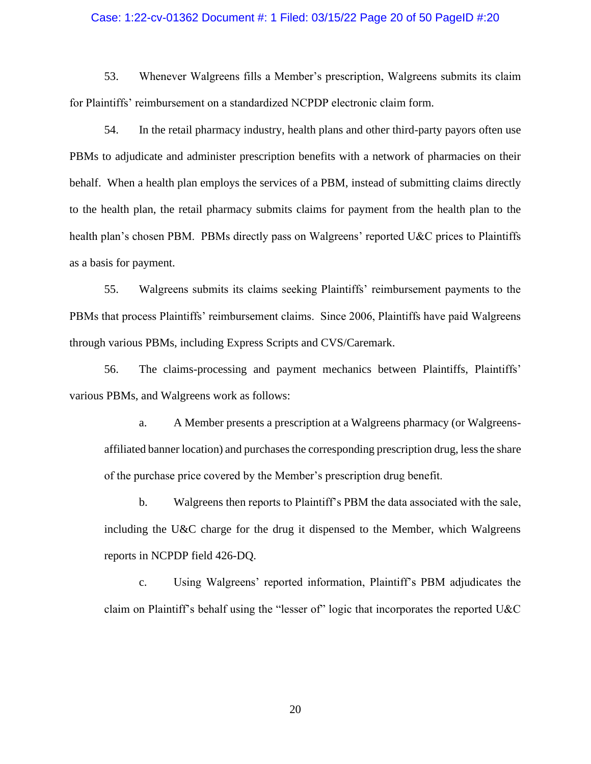53. Whenever Walgreens fills a Member's prescription, Walgreens submits its claim for Plaintiffs' reimbursement on a standardized NCPDP electronic claim form.

54. In the retail pharmacy industry, health plans and other third-party payors often use PBMs to adjudicate and administer prescription benefits with a network of pharmacies on their behalf. When a health plan employs the services of a PBM, instead of submitting claims directly to the health plan, the retail pharmacy submits claims for payment from the health plan to the health plan's chosen PBM. PBMs directly pass on Walgreens' reported U&C prices to Plaintiffs as a basis for payment.

55. Walgreens submits its claims seeking Plaintiffs' reimbursement payments to the PBMs that process Plaintiffs' reimbursement claims. Since 2006, Plaintiffs have paid Walgreens through various PBMs, including Express Scripts and CVS/Caremark.

56. The claims-processing and payment mechanics between Plaintiffs, Plaintiffs' various PBMs, and Walgreens work as follows:

a. A Member presents a prescription at a Walgreens pharmacy (or Walgreens-affiliated banner location) and purchases the corresponding prescription drug, less the share of the purchase price covered by the Member's prescription drug benefit.

b. Walgreens then reports to Plaintiff's PBM the data associated with the sale, including the U&C charge for the drug it dispensed to the Member, which Walgreens reports in NCPDP field 426-DQ.

c. Using Walgreens' reported information, Plaintiff's PBM adjudicates the claim on Plaintiff's behalf using the "lesser of" logic that incorporates the reported U&C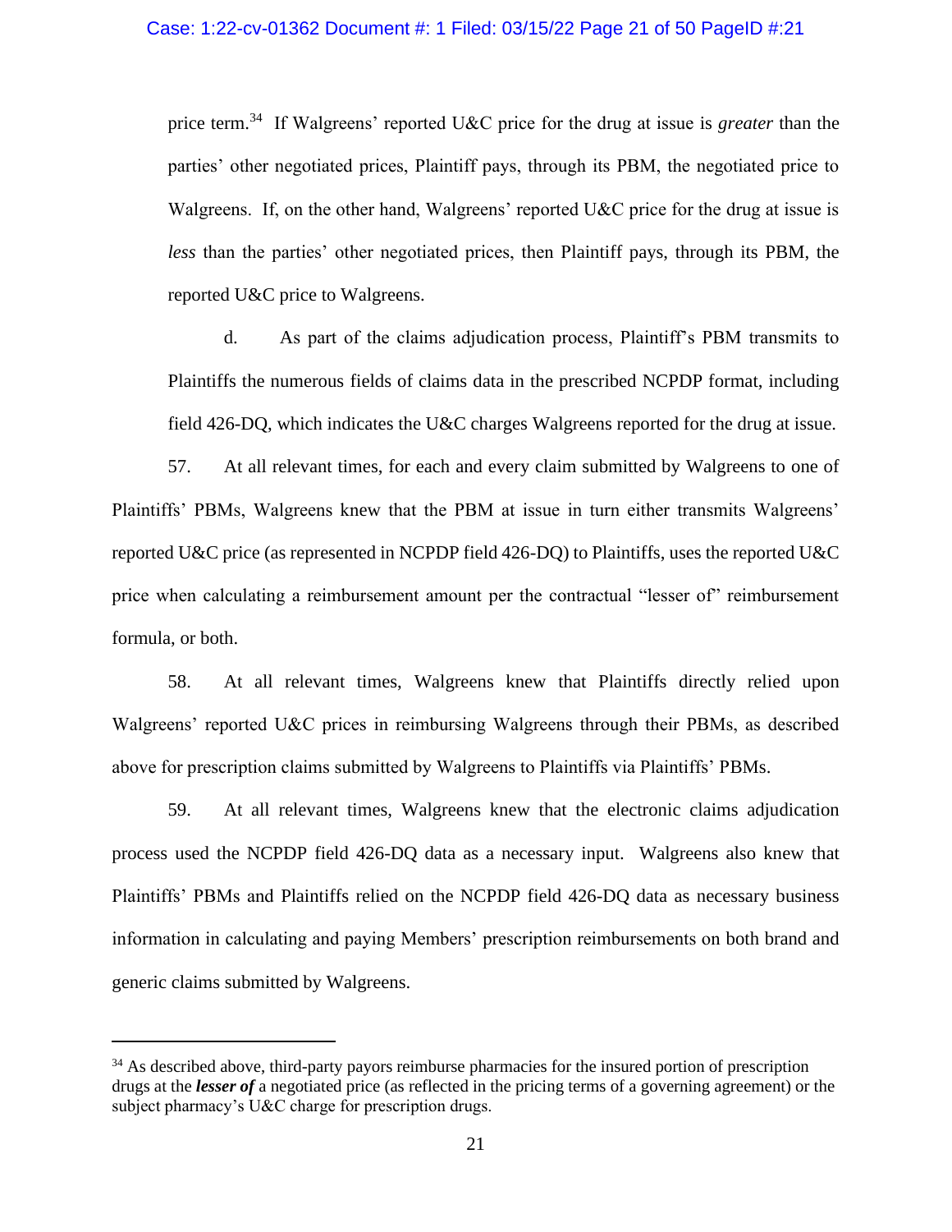price term.[34] If Walgreens' reported U&C price for the drug at issue is *greater* than the parties' other negotiated prices, Plaintiff pays, through its PBM, the negotiated price to Walgreens. If, on the other hand, Walgreens' reported U&C price for the drug at issue is *less* than the parties' other negotiated prices, then Plaintiff pays, through its PBM, the reported U&C price to Walgreens.

d. As part of the claims adjudication process, Plaintiff's PBM transmits to Plaintiffs the numerous fields of claims data in the prescribed NCPDP format, including field 426-DQ, which indicates the U&C charges Walgreens reported for the drug at issue.

57. At all relevant times, for each and every claim submitted by Walgreens to one of Plaintiffs' PBMs, Walgreens knew that the PBM at issue in turn either transmits Walgreens' reported U&C price (as represented in NCPDP field 426-DQ) to Plaintiffs, uses the reported U&C price when calculating a reimbursement amount per the contractual "lesser of" reimbursement formula, or both.

58. At all relevant times, Walgreens knew that Plaintiffs directly relied upon Walgreens' reported U&C prices in reimbursing Walgreens through their PBMs, as described above for prescription claims submitted by Walgreens to Plaintiffs via Plaintiffs' PBMs.

59. At all relevant times, Walgreens knew that the electronic claims adjudication process used the NCPDP field 426-DQ data as a necessary input. Walgreens also knew that Plaintiffs' PBMs and Plaintiffs relied on the NCPDP field 426-DQ data as necessary business information in calculating and paying Members' prescription reimbursements on both brand and generic claims submitted by Walgreens.

---

[34] As described above, third-party payors reimburse pharmacies for the insured portion of prescription drugs at the ***lesser of*** a negotiated price (as reflected in the pricing terms of a governing agreement) or the subject pharmacy's U&C charge for prescription drugs.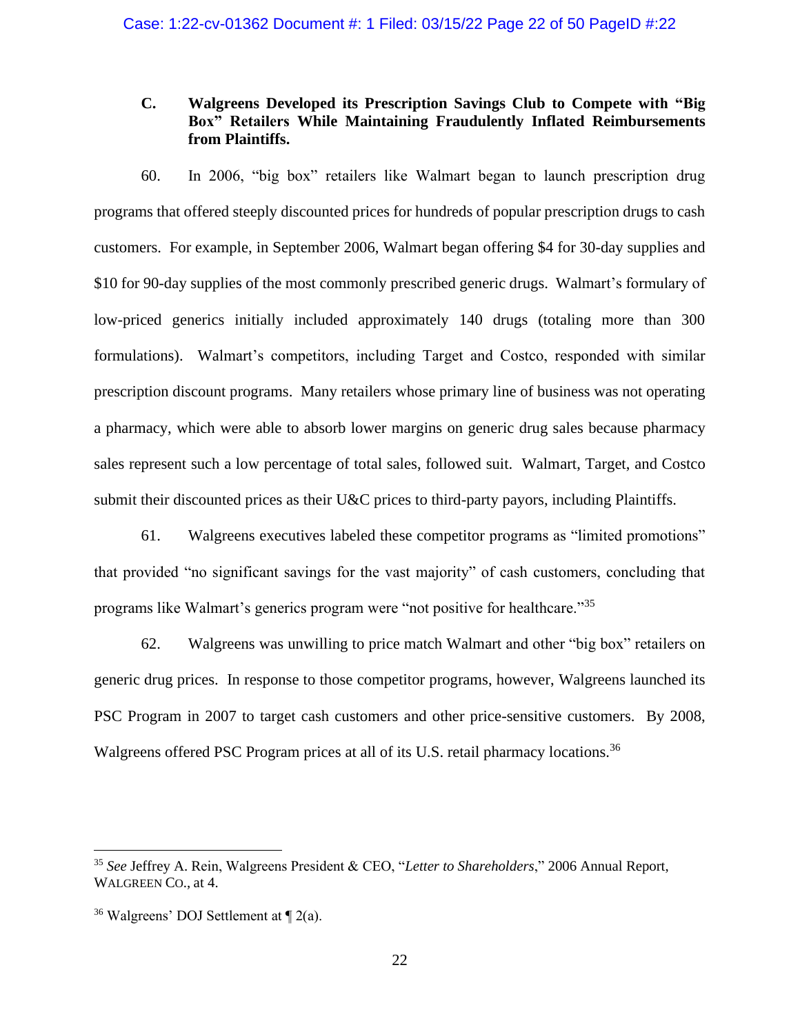### C. Walgreens Developed its Prescription Savings Club to Compete with "Big Box" Retailers While Maintaining Fraudulently Inflated Reimbursements from Plaintiffs.

60. In 2006, "big box" retailers like Walmart began to launch prescription drug programs that offered steeply discounted prices for hundreds of popular prescription drugs to cash customers. For example, in September 2006, Walmart began offering $4 for 30-day supplies and $10 for 90-day supplies of the most commonly prescribed generic drugs. Walmart's formulary of low-priced generics initially included approximately 140 drugs (totaling more than 300 formulations). Walmart's competitors, including Target and Costco, responded with similar prescription discount programs. Many retailers whose primary line of business was not operating a pharmacy, which were able to absorb lower margins on generic drug sales because pharmacy sales represent such a low percentage of total sales, followed suit. Walmart, Target, and Costco submit their discounted prices as their U&C prices to third-party payors, including Plaintiffs.

61. Walgreens executives labeled these competitor programs as "limited promotions" that provided "no significant savings for the vast majority" of cash customers, concluding that programs like Walmart's generics program were "not positive for healthcare."[35]

62. Walgreens was unwilling to price match Walmart and other "big box" retailers on generic drug prices. In response to those competitor programs, however, Walgreens launched its PSC Program in 2007 to target cash customers and other price-sensitive customers. By 2008, Walgreens offered PSC Program prices at all of its U.S. retail pharmacy locations.[36]

---

[35] *See* Jeffrey A. Rein, Walgreens President & CEO, "*Letter to Shareholders*," 2006 Annual Report, WALGREEN CO., at 4.

[36] Walgreens' DOJ Settlement at ¶ 2(a).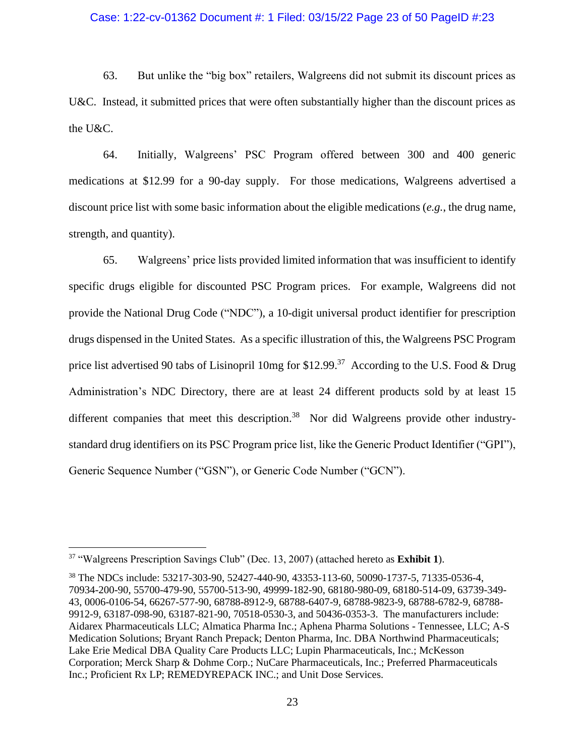63. But unlike the "big box" retailers, Walgreens did not submit its discount prices as U&C. Instead, it submitted prices that were often substantially higher than the discount prices as the U&C.

64. Initially, Walgreens' PSC Program offered between 300 and 400 generic medications at $12.99 for a 90-day supply. For those medications, Walgreens advertised a discount price list with some basic information about the eligible medications (*e.g.*, the drug name, strength, and quantity).

65. Walgreens' price lists provided limited information that was insufficient to identify specific drugs eligible for discounted PSC Program prices. For example, Walgreens did not provide the National Drug Code ("NDC"), a 10-digit universal product identifier for prescription drugs dispensed in the United States. As a specific illustration of this, the Walgreens PSC Program price list advertised 90 tabs of Lisinopril 10mg for $12.99.[37] According to the U.S. Food & Drug Administration's NDC Directory, there are at least 24 different products sold by at least 15 different companies that meet this description.[38] Nor did Walgreens provide other industry-standard drug identifiers on its PSC Program price list, like the Generic Product Identifier ("GPI"), Generic Sequence Number ("GSN"), or Generic Code Number ("GCN").

---

[37] "Walgreens Prescription Savings Club" (Dec. 13, 2007) (attached hereto as **Exhibit 1**).

[38] The NDCs include: 53217-303-90, 52427-440-90, 43353-113-60, 50090-1737-5, 71335-0536-4, 70934-200-90, 55700-479-90, 55700-513-90, 49999-182-90, 68180-980-09, 68180-514-09, 63739-349-43, 0006-0106-54, 66267-577-90, 68788-8912-9, 68788-6407-9, 68788-9823-9, 68788-6782-9, 68788-9912-9, 63187-098-90, 63187-821-90, 70518-0530-3, and 50436-0353-3. The manufacturers include: Aidarex Pharmaceuticals LLC; Almatica Pharma Inc.; Aphena Pharma Solutions - Tennessee, LLC; A-S Medication Solutions; Bryant Ranch Prepack; Denton Pharma, Inc. DBA Northwind Pharmaceuticals; Lake Erie Medical DBA Quality Care Products LLC; Lupin Pharmaceuticals, Inc.; McKesson Corporation; Merck Sharp & Dohme Corp.; NuCare Pharmaceuticals, Inc.; Preferred Pharmaceuticals Inc.; Proficient Rx LP; REMEDYREPACK INC.; and Unit Dose Services.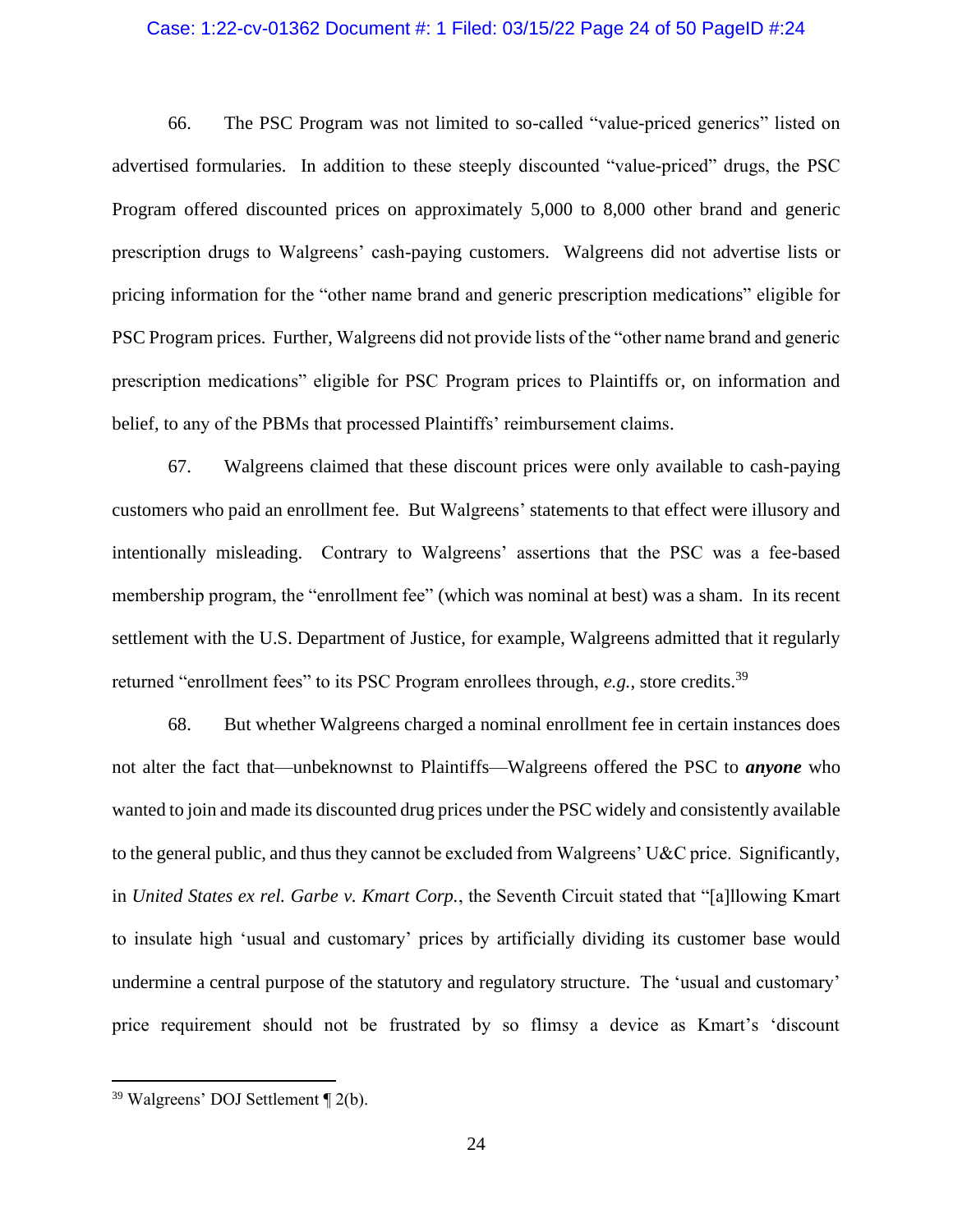66. The PSC Program was not limited to so-called "value-priced generics" listed on advertised formularies. In addition to these steeply discounted "value-priced" drugs, the PSC Program offered discounted prices on approximately 5,000 to 8,000 other brand and generic prescription drugs to Walgreens' cash-paying customers. Walgreens did not advertise lists or pricing information for the "other name brand and generic prescription medications" eligible for PSC Program prices. Further, Walgreens did not provide lists of the "other name brand and generic prescription medications" eligible for PSC Program prices to Plaintiffs or, on information and belief, to any of the PBMs that processed Plaintiffs' reimbursement claims.

67. Walgreens claimed that these discount prices were only available to cash-paying customers who paid an enrollment fee. But Walgreens' statements to that effect were illusory and intentionally misleading. Contrary to Walgreens' assertions that the PSC was a fee-based membership program, the "enrollment fee" (which was nominal at best) was a sham. In its recent settlement with the U.S. Department of Justice, for example, Walgreens admitted that it regularly returned "enrollment fees" to its PSC Program enrollees through, *e.g.*, store credits.[39]

68. But whether Walgreens charged a nominal enrollment fee in certain instances does not alter the fact that—unbeknownst to Plaintiffs—Walgreens offered the PSC to ***anyone*** who wanted to join and made its discounted drug prices under the PSC widely and consistently available to the general public, and thus they cannot be excluded from Walgreens' U&C price. Significantly, in *United States ex rel. Garbe v. Kmart Corp.*, the Seventh Circuit stated that "[a]llowing Kmart to insulate high 'usual and customary' prices by artificially dividing its customer base would undermine a central purpose of the statutory and regulatory structure. The 'usual and customary' price requirement should not be frustrated by so flimsy a device as Kmart's 'discount

---

[39] Walgreens' DOJ Settlement ¶ 2(b).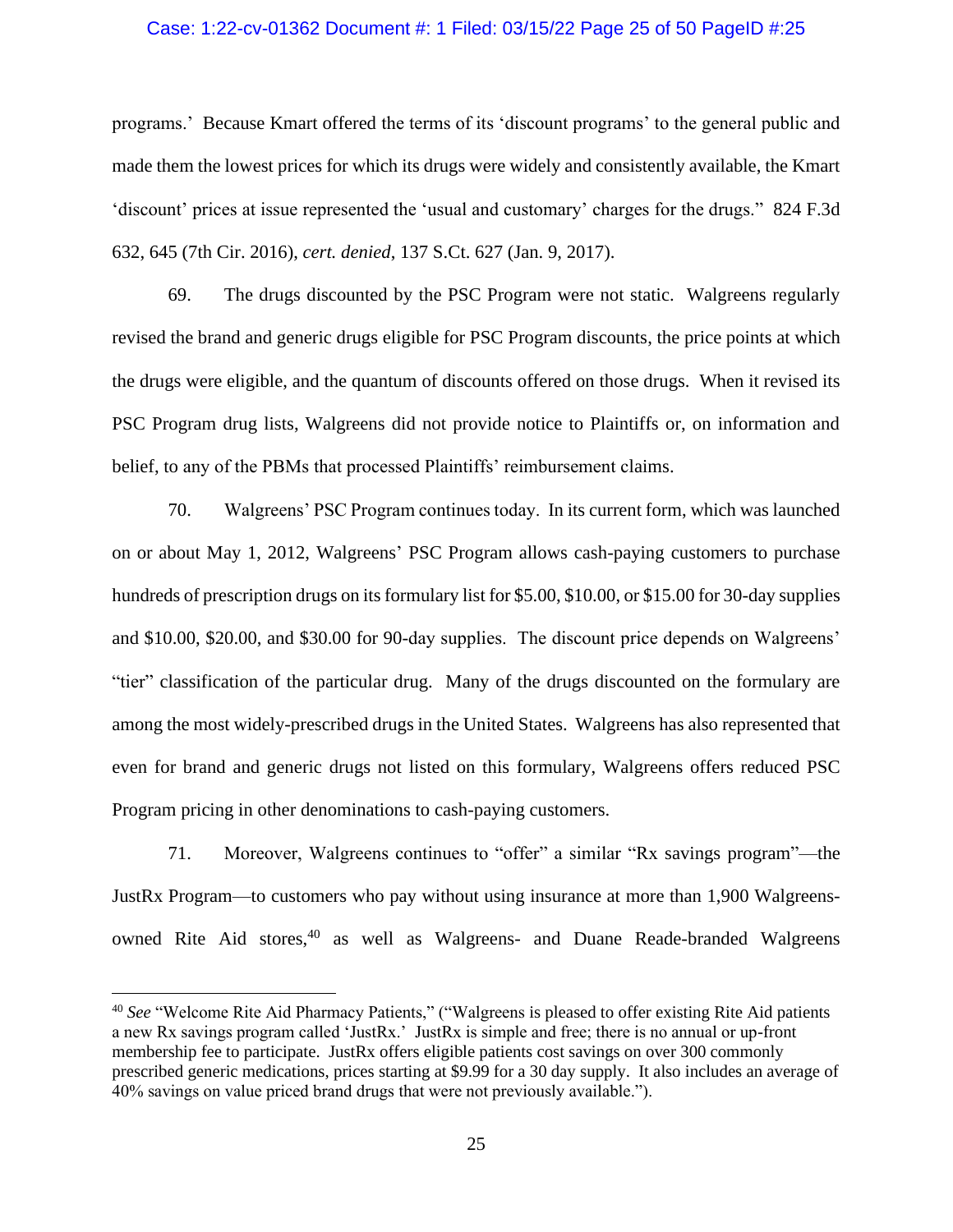programs.' Because Kmart offered the terms of its 'discount programs' to the general public and made them the lowest prices for which its drugs were widely and consistently available, the Kmart 'discount' prices at issue represented the 'usual and customary' charges for the drugs." 824 F.3d 632, 645 (7th Cir. 2016), *cert. denied*, 137 S.Ct. 627 (Jan. 9, 2017).

69. The drugs discounted by the PSC Program were not static. Walgreens regularly revised the brand and generic drugs eligible for PSC Program discounts, the price points at which the drugs were eligible, and the quantum of discounts offered on those drugs. When it revised its PSC Program drug lists, Walgreens did not provide notice to Plaintiffs or, on information and belief, to any of the PBMs that processed Plaintiffs' reimbursement claims.

70. Walgreens' PSC Program continues today. In its current form, which was launched on or about May 1, 2012, Walgreens' PSC Program allows cash-paying customers to purchase hundreds of prescription drugs on its formulary list for $5.00, $10.00, or $15.00 for 30-day supplies and $10.00, $20.00, and $30.00 for 90-day supplies. The discount price depends on Walgreens' "tier" classification of the particular drug. Many of the drugs discounted on the formulary are among the most widely-prescribed drugs in the United States. Walgreens has also represented that even for brand and generic drugs not listed on this formulary, Walgreens offers reduced PSC Program pricing in other denominations to cash-paying customers.

71. Moreover, Walgreens continues to "offer" a similar "Rx savings program"—the JustRx Program—to customers who pay without using insurance at more than 1,900 Walgreens-owned Rite Aid stores,[40] as well as Walgreens- and Duane Reade-branded Walgreens

---

[40] *See* "Welcome Rite Aid Pharmacy Patients," ("Walgreens is pleased to offer existing Rite Aid patients a new Rx savings program called 'JustRx.' JustRx is simple and free; there is no annual or up-front membership fee to participate. JustRx offers eligible patients cost savings on over 300 commonly prescribed generic medications, prices starting at $9.99 for a 30 day supply. It also includes an average of 40% savings on value priced brand drugs that were not previously available.").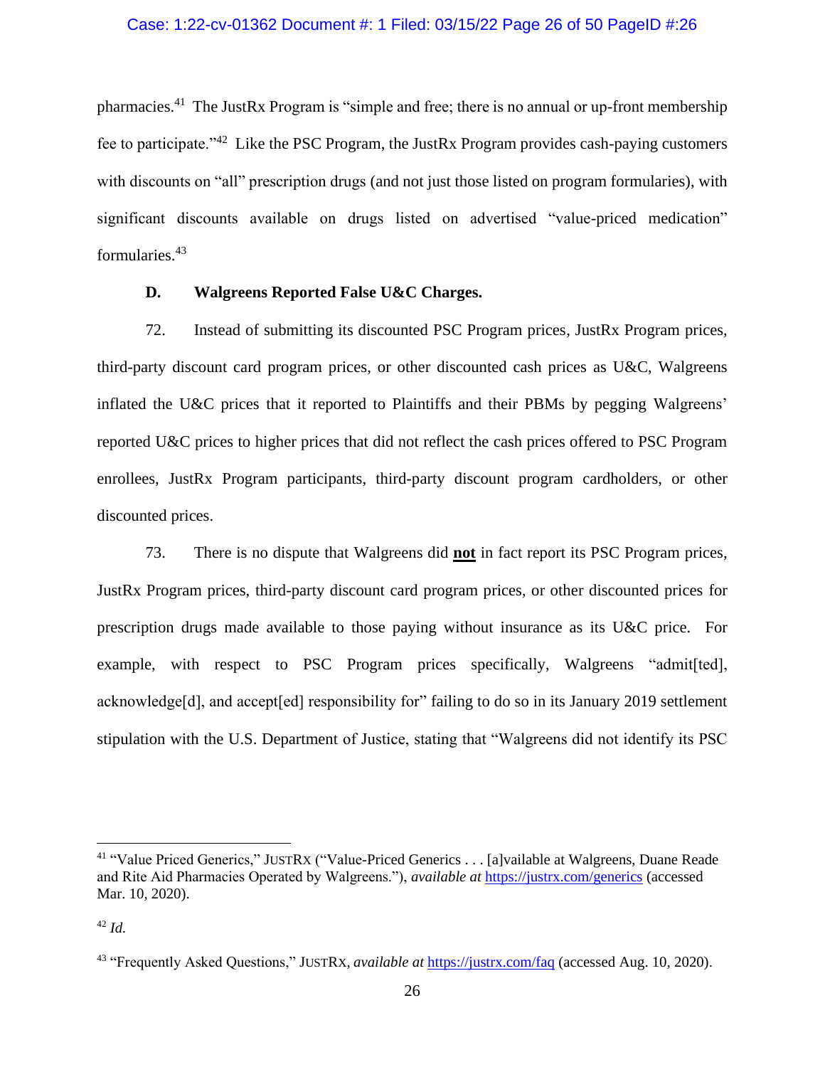pharmacies.[41] The JustRx Program is "simple and free; there is no annual or up-front membership fee to participate."[42] Like the PSC Program, the JustRx Program provides cash-paying customers with discounts on "all" prescription drugs (and not just those listed on program formularies), with significant discounts available on drugs listed on advertised "value-priced medication" formularies.[43]

### D. Walgreens Reported False U&C Charges.

72. Instead of submitting its discounted PSC Program prices, JustRx Program prices, third-party discount card program prices, or other discounted cash prices as U&C, Walgreens inflated the U&C prices that it reported to Plaintiffs and their PBMs by pegging Walgreens' reported U&C prices to higher prices that did not reflect the cash prices offered to PSC Program enrollees, JustRx Program participants, third-party discount program cardholders, or other discounted prices.

73. There is no dispute that Walgreens did <u>**not**</u> in fact report its PSC Program prices, JustRx Program prices, third-party discount card program prices, or other discounted prices for prescription drugs made available to those paying without insurance as its U&C price. For example, with respect to PSC Program prices specifically, Walgreens "admit[ted], acknowledge[d], and accept[ed] responsibility for" failing to do so in its January 2019 settlement stipulation with the U.S. Department of Justice, stating that "Walgreens did not identify its PSC

---

[41] "Value Priced Generics," JUSTRX ("Value-Priced Generics . . . [a]vailable at Walgreens, Duane Reade and Rite Aid Pharmacies Operated by Walgreens."), *available at* https://justrx.com/generics (accessed Mar. 10, 2020).

[42] *Id.*

[43] "Frequently Asked Questions," JUSTRX, *available at* https://justrx.com/faq (accessed Aug. 10, 2020).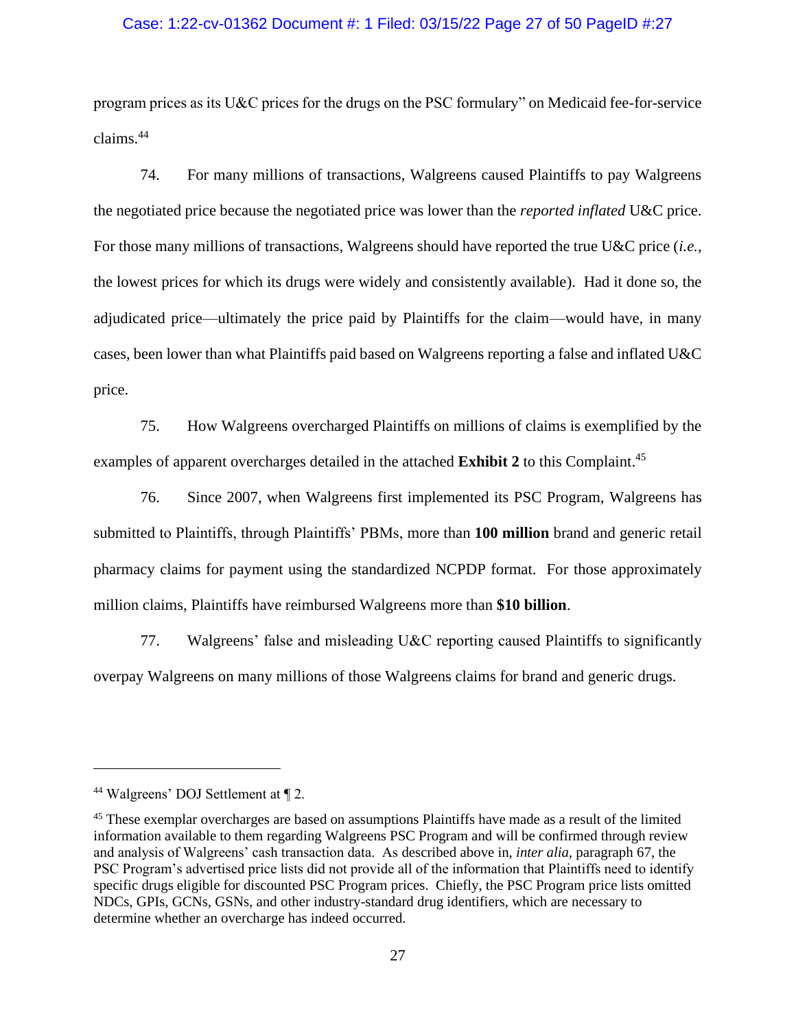program prices as its U&C prices for the drugs on the PSC formulary" on Medicaid fee-for-service claims.[44]

74. For many millions of transactions, Walgreens caused Plaintiffs to pay Walgreens the negotiated price because the negotiated price was lower than the *reported inflated* U&C price. For those many millions of transactions, Walgreens should have reported the true U&C price (*i.e.*, the lowest prices for which its drugs were widely and consistently available). Had it done so, the adjudicated price—ultimately the price paid by Plaintiffs for the claim—would have, in many cases, been lower than what Plaintiffs paid based on Walgreens reporting a false and inflated U&C price.

75. How Walgreens overcharged Plaintiffs on millions of claims is exemplified by the examples of apparent overcharges detailed in the attached **Exhibit 2** to this Complaint.[45]

76. Since 2007, when Walgreens first implemented its PSC Program, Walgreens has submitted to Plaintiffs, through Plaintiffs' PBMs, more than **100 million** brand and generic retail pharmacy claims for payment using the standardized NCPDP format. For those approximately million claims, Plaintiffs have reimbursed Walgreens more than **$10 billion**.

77. Walgreens' false and misleading U&C reporting caused Plaintiffs to significantly overpay Walgreens on many millions of those Walgreens claims for brand and generic drugs.

---

[44] Walgreens' DOJ Settlement at ¶ 2.

[45] These exemplar overcharges are based on assumptions Plaintiffs have made as a result of the limited information available to them regarding Walgreens PSC Program and will be confirmed through review and analysis of Walgreens' cash transaction data. As described above in, *inter alia*, paragraph 67, the PSC Program's advertised price lists did not provide all of the information that Plaintiffs need to identify specific drugs eligible for discounted PSC Program prices. Chiefly, the PSC Program price lists omitted NDCs, GPIs, GCNs, GSNs, and other industry-standard drug identifiers, which are necessary to determine whether an overcharge has indeed occurred.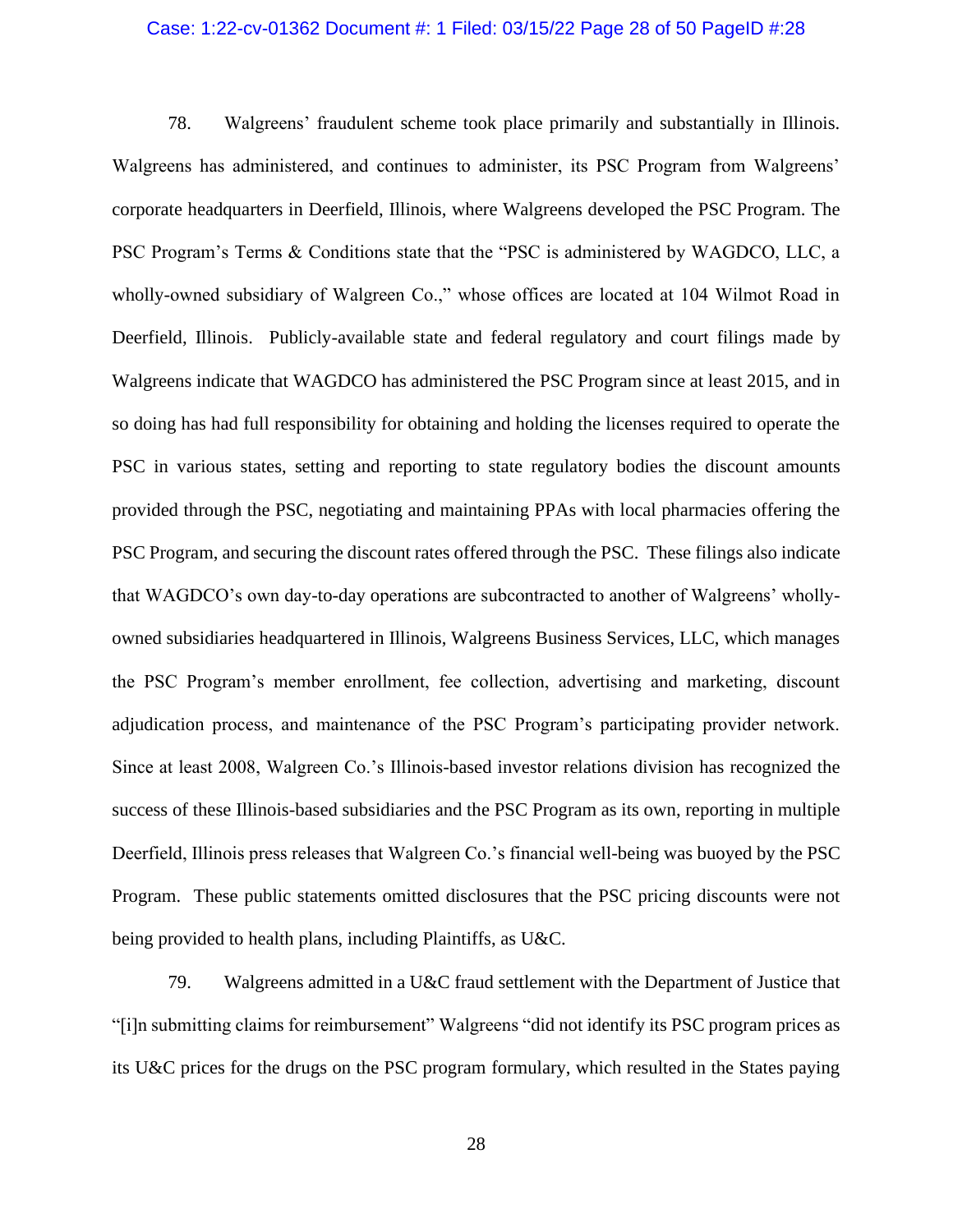78. Walgreens' fraudulent scheme took place primarily and substantially in Illinois. Walgreens has administered, and continues to administer, its PSC Program from Walgreens' corporate headquarters in Deerfield, Illinois, where Walgreens developed the PSC Program. The PSC Program's Terms & Conditions state that the "PSC is administered by WAGDCO, LLC, a wholly-owned subsidiary of Walgreen Co.," whose offices are located at 104 Wilmot Road in Deerfield, Illinois. Publicly-available state and federal regulatory and court filings made by Walgreens indicate that WAGDCO has administered the PSC Program since at least 2015, and in so doing has had full responsibility for obtaining and holding the licenses required to operate the PSC in various states, setting and reporting to state regulatory bodies the discount amounts provided through the PSC, negotiating and maintaining PPAs with local pharmacies offering the PSC Program, and securing the discount rates offered through the PSC. These filings also indicate that WAGDCO's own day-to-day operations are subcontracted to another of Walgreens' wholly-owned subsidiaries headquartered in Illinois, Walgreens Business Services, LLC, which manages the PSC Program's member enrollment, fee collection, advertising and marketing, discount adjudication process, and maintenance of the PSC Program's participating provider network. Since at least 2008, Walgreen Co.'s Illinois-based investor relations division has recognized the success of these Illinois-based subsidiaries and the PSC Program as its own, reporting in multiple Deerfield, Illinois press releases that Walgreen Co.'s financial well-being was buoyed by the PSC Program. These public statements omitted disclosures that the PSC pricing discounts were not being provided to health plans, including Plaintiffs, as U&C.

79. Walgreens admitted in a U&C fraud settlement with the Department of Justice that "[i]n submitting claims for reimbursement" Walgreens "did not identify its PSC program prices as its U&C prices for the drugs on the PSC program formulary, which resulted in the States paying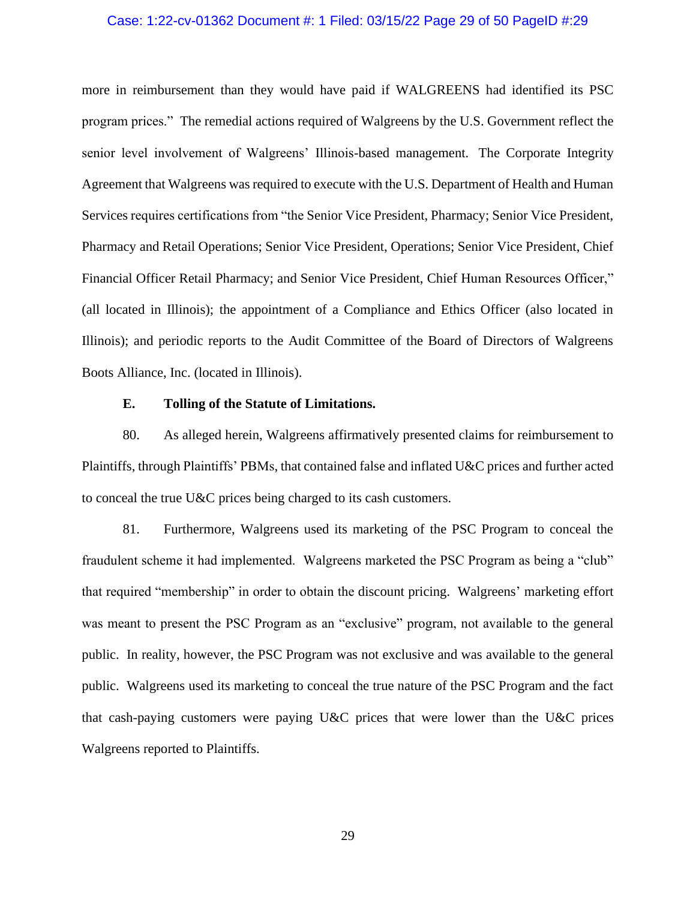more in reimbursement than they would have paid if WALGREENS had identified its PSC program prices." The remedial actions required of Walgreens by the U.S. Government reflect the senior level involvement of Walgreens' Illinois-based management. The Corporate Integrity Agreement that Walgreens was required to execute with the U.S. Department of Health and Human Services requires certifications from "the Senior Vice President, Pharmacy; Senior Vice President, Pharmacy and Retail Operations; Senior Vice President, Operations; Senior Vice President, Chief Financial Officer Retail Pharmacy; and Senior Vice President, Chief Human Resources Officer," (all located in Illinois); the appointment of a Compliance and Ethics Officer (also located in Illinois); and periodic reports to the Audit Committee of the Board of Directors of Walgreens Boots Alliance, Inc. (located in Illinois).

### E. Tolling of the Statute of Limitations.

80. As alleged herein, Walgreens affirmatively presented claims for reimbursement to Plaintiffs, through Plaintiffs' PBMs, that contained false and inflated U&C prices and further acted to conceal the true U&C prices being charged to its cash customers.

81. Furthermore, Walgreens used its marketing of the PSC Program to conceal the fraudulent scheme it had implemented. Walgreens marketed the PSC Program as being a "club" that required "membership" in order to obtain the discount pricing. Walgreens' marketing effort was meant to present the PSC Program as an "exclusive" program, not available to the general public. In reality, however, the PSC Program was not exclusive and was available to the general public. Walgreens used its marketing to conceal the true nature of the PSC Program and the fact that cash-paying customers were paying U&C prices that were lower than the U&C prices Walgreens reported to Plaintiffs.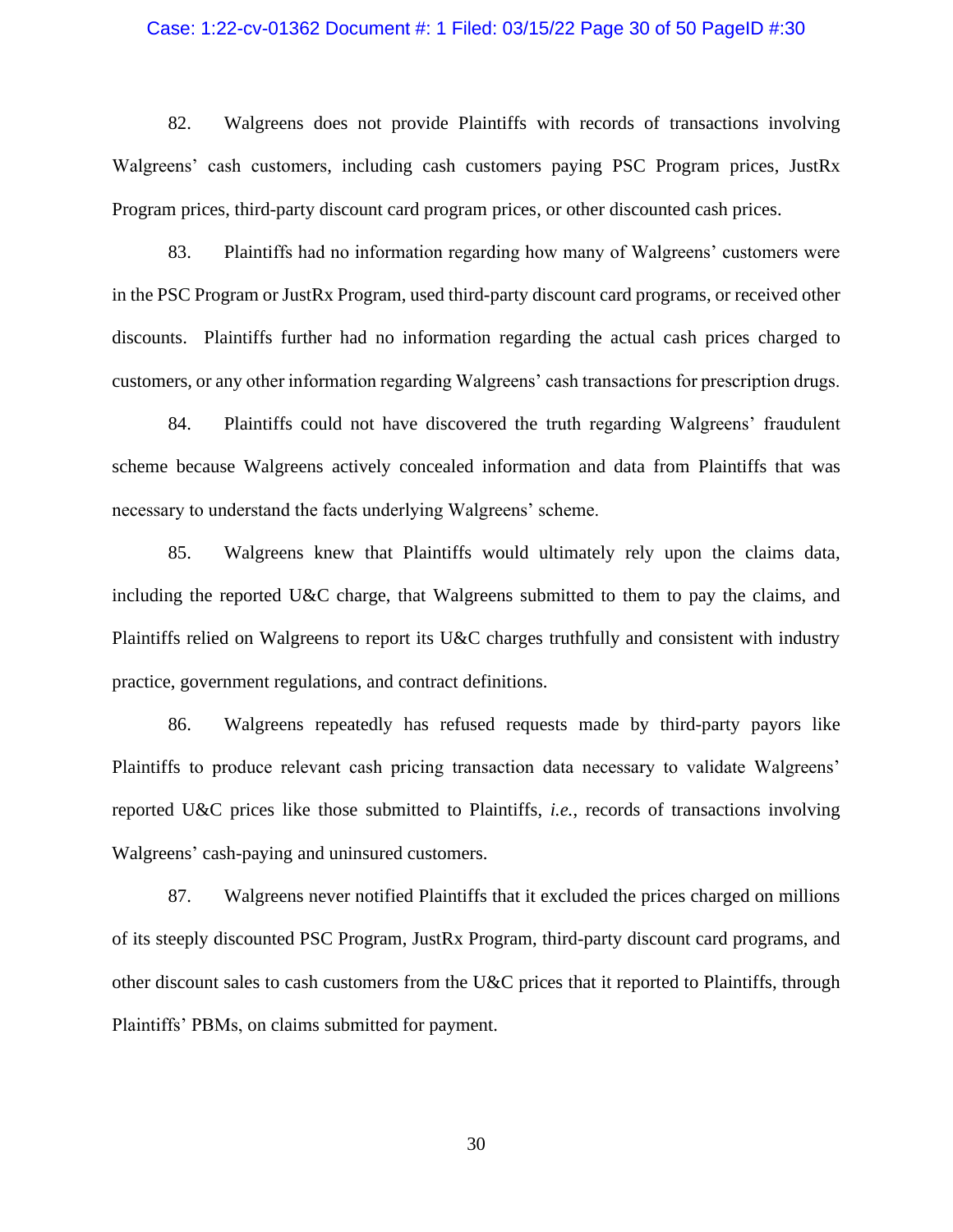82. Walgreens does not provide Plaintiffs with records of transactions involving Walgreens' cash customers, including cash customers paying PSC Program prices, JustRx Program prices, third-party discount card program prices, or other discounted cash prices.

83. Plaintiffs had no information regarding how many of Walgreens' customers were in the PSC Program or JustRx Program, used third-party discount card programs, or received other discounts. Plaintiffs further had no information regarding the actual cash prices charged to customers, or any other information regarding Walgreens' cash transactions for prescription drugs.

84. Plaintiffs could not have discovered the truth regarding Walgreens' fraudulent scheme because Walgreens actively concealed information and data from Plaintiffs that was necessary to understand the facts underlying Walgreens' scheme.

85. Walgreens knew that Plaintiffs would ultimately rely upon the claims data, including the reported U&C charge, that Walgreens submitted to them to pay the claims, and Plaintiffs relied on Walgreens to report its U&C charges truthfully and consistent with industry practice, government regulations, and contract definitions.

86. Walgreens repeatedly has refused requests made by third-party payors like Plaintiffs to produce relevant cash pricing transaction data necessary to validate Walgreens' reported U&C prices like those submitted to Plaintiffs, *i.e.*, records of transactions involving Walgreens' cash-paying and uninsured customers.

87. Walgreens never notified Plaintiffs that it excluded the prices charged on millions of its steeply discounted PSC Program, JustRx Program, third-party discount card programs, and other discount sales to cash customers from the U&C prices that it reported to Plaintiffs, through Plaintiffs' PBMs, on claims submitted for payment.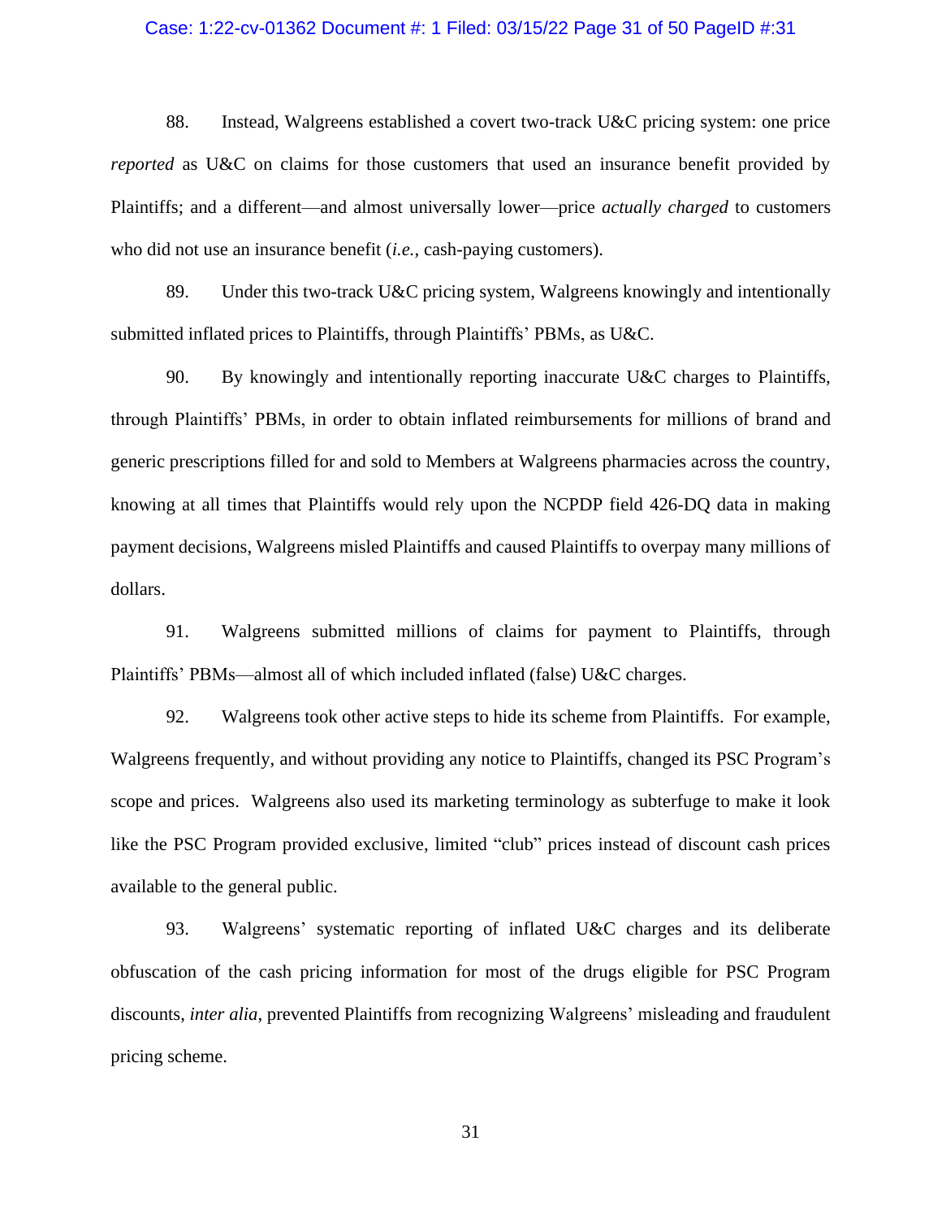88. Instead, Walgreens established a covert two-track U&C pricing system: one price *reported* as U&C on claims for those customers that used an insurance benefit provided by Plaintiffs; and a different—and almost universally lower—price *actually charged* to customers who did not use an insurance benefit (*i.e.*, cash-paying customers).

89. Under this two-track U&C pricing system, Walgreens knowingly and intentionally submitted inflated prices to Plaintiffs, through Plaintiffs' PBMs, as U&C.

90. By knowingly and intentionally reporting inaccurate U&C charges to Plaintiffs, through Plaintiffs' PBMs, in order to obtain inflated reimbursements for millions of brand and generic prescriptions filled for and sold to Members at Walgreens pharmacies across the country, knowing at all times that Plaintiffs would rely upon the NCPDP field 426-DQ data in making payment decisions, Walgreens misled Plaintiffs and caused Plaintiffs to overpay many millions of dollars.

91. Walgreens submitted millions of claims for payment to Plaintiffs, through Plaintiffs' PBMs—almost all of which included inflated (false) U&C charges.

92. Walgreens took other active steps to hide its scheme from Plaintiffs. For example, Walgreens frequently, and without providing any notice to Plaintiffs, changed its PSC Program's scope and prices. Walgreens also used its marketing terminology as subterfuge to make it look like the PSC Program provided exclusive, limited "club" prices instead of discount cash prices available to the general public.

93. Walgreens' systematic reporting of inflated U&C charges and its deliberate obfuscation of the cash pricing information for most of the drugs eligible for PSC Program discounts, *inter alia*, prevented Plaintiffs from recognizing Walgreens' misleading and fraudulent pricing scheme.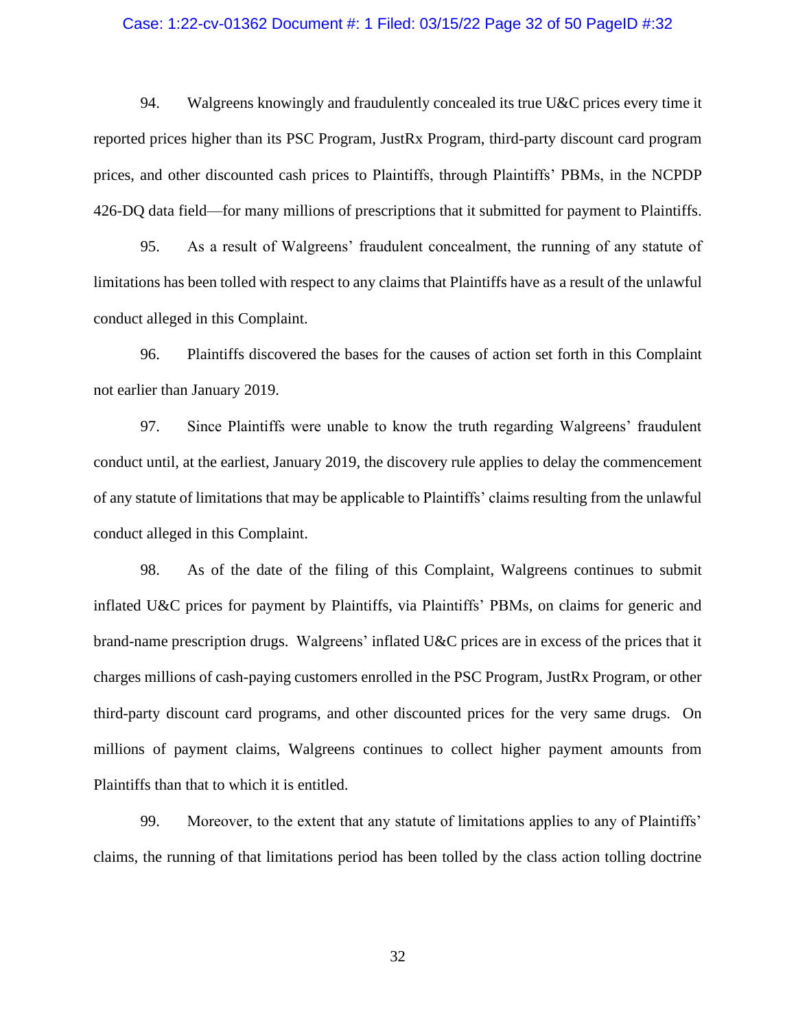94. Walgreens knowingly and fraudulently concealed its true U&C prices every time it reported prices higher than its PSC Program, JustRx Program, third-party discount card program prices, and other discounted cash prices to Plaintiffs, through Plaintiffs' PBMs, in the NCPDP 426-DQ data field—for many millions of prescriptions that it submitted for payment to Plaintiffs.

95. As a result of Walgreens' fraudulent concealment, the running of any statute of limitations has been tolled with respect to any claims that Plaintiffs have as a result of the unlawful conduct alleged in this Complaint.

96. Plaintiffs discovered the bases for the causes of action set forth in this Complaint not earlier than January 2019.

97. Since Plaintiffs were unable to know the truth regarding Walgreens' fraudulent conduct until, at the earliest, January 2019, the discovery rule applies to delay the commencement of any statute of limitations that may be applicable to Plaintiffs' claims resulting from the unlawful conduct alleged in this Complaint.

98. As of the date of the filing of this Complaint, Walgreens continues to submit inflated U&C prices for payment by Plaintiffs, via Plaintiffs' PBMs, on claims for generic and brand-name prescription drugs. Walgreens' inflated U&C prices are in excess of the prices that it charges millions of cash-paying customers enrolled in the PSC Program, JustRx Program, or other third-party discount card programs, and other discounted prices for the very same drugs. On millions of payment claims, Walgreens continues to collect higher payment amounts from Plaintiffs than that to which it is entitled.

99. Moreover, to the extent that any statute of limitations applies to any of Plaintiffs' claims, the running of that limitations period has been tolled by the class action tolling doctrine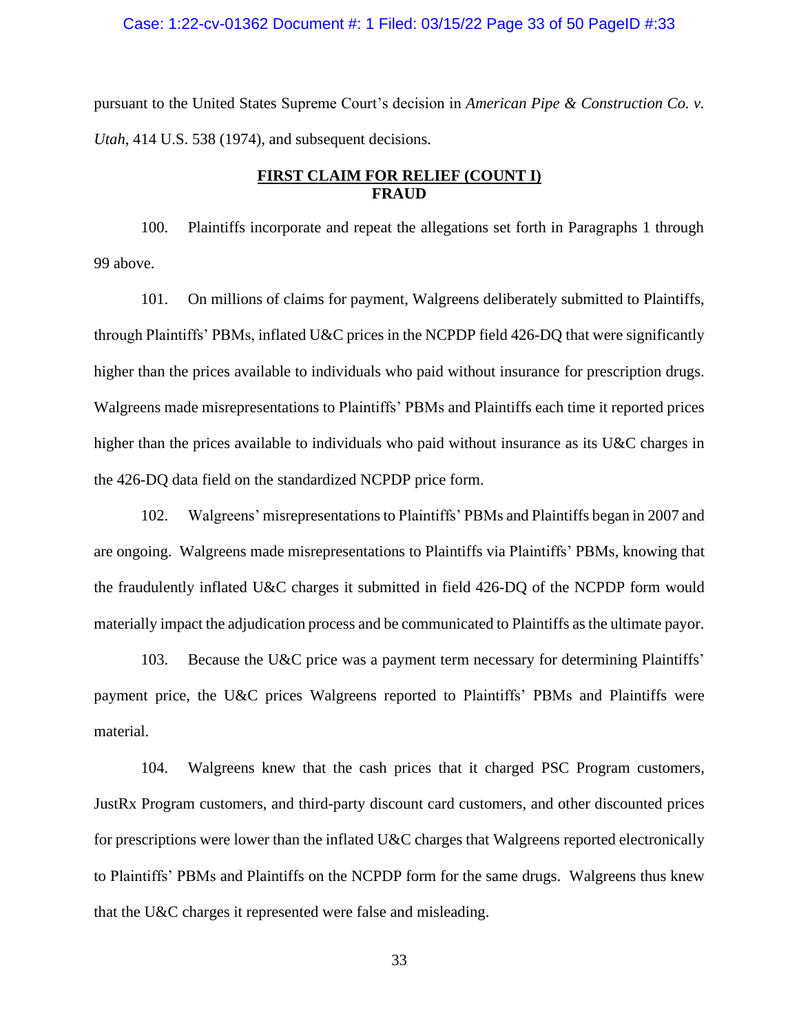pursuant to the United States Supreme Court's decision in *American Pipe & Construction Co. v. Utah*, 414 U.S. 538 (1974), and subsequent decisions.

## <u>FIRST CLAIM FOR RELIEF (COUNT I)</u>
## FRAUD

100. Plaintiffs incorporate and repeat the allegations set forth in Paragraphs 1 through 99 above.

101. On millions of claims for payment, Walgreens deliberately submitted to Plaintiffs, through Plaintiffs' PBMs, inflated U&C prices in the NCPDP field 426-DQ that were significantly higher than the prices available to individuals who paid without insurance for prescription drugs. Walgreens made misrepresentations to Plaintiffs' PBMs and Plaintiffs each time it reported prices higher than the prices available to individuals who paid without insurance as its U&C charges in the 426-DQ data field on the standardized NCPDP price form.

102. Walgreens' misrepresentations to Plaintiffs' PBMs and Plaintiffs began in 2007 and are ongoing. Walgreens made misrepresentations to Plaintiffs via Plaintiffs' PBMs, knowing that the fraudulently inflated U&C charges it submitted in field 426-DQ of the NCPDP form would materially impact the adjudication process and be communicated to Plaintiffs as the ultimate payor.

103. Because the U&C price was a payment term necessary for determining Plaintiffs' payment price, the U&C prices Walgreens reported to Plaintiffs' PBMs and Plaintiffs were material.

104. Walgreens knew that the cash prices that it charged PSC Program customers, JustRx Program customers, and third-party discount card customers, and other discounted prices for prescriptions were lower than the inflated U&C charges that Walgreens reported electronically to Plaintiffs' PBMs and Plaintiffs on the NCPDP form for the same drugs. Walgreens thus knew that the U&C charges it represented were false and misleading.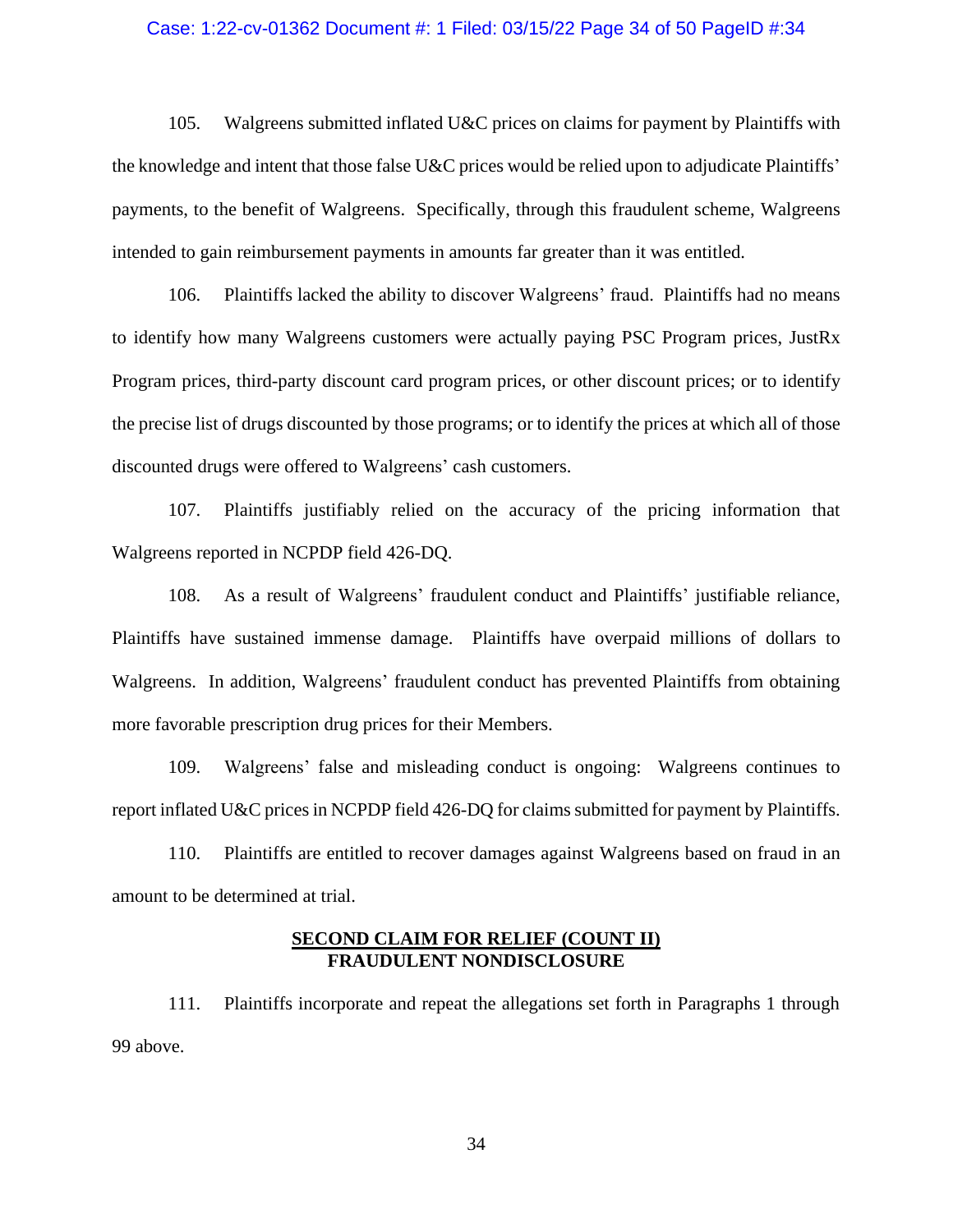105. Walgreens submitted inflated U&C prices on claims for payment by Plaintiffs with the knowledge and intent that those false U&C prices would be relied upon to adjudicate Plaintiffs' payments, to the benefit of Walgreens. Specifically, through this fraudulent scheme, Walgreens intended to gain reimbursement payments in amounts far greater than it was entitled.

106. Plaintiffs lacked the ability to discover Walgreens' fraud. Plaintiffs had no means to identify how many Walgreens customers were actually paying PSC Program prices, JustRx Program prices, third-party discount card program prices, or other discount prices; or to identify the precise list of drugs discounted by those programs; or to identify the prices at which all of those discounted drugs were offered to Walgreens' cash customers.

107. Plaintiffs justifiably relied on the accuracy of the pricing information that Walgreens reported in NCPDP field 426-DQ.

108. As a result of Walgreens' fraudulent conduct and Plaintiffs' justifiable reliance, Plaintiffs have sustained immense damage. Plaintiffs have overpaid millions of dollars to Walgreens. In addition, Walgreens' fraudulent conduct has prevented Plaintiffs from obtaining more favorable prescription drug prices for their Members.

109. Walgreens' false and misleading conduct is ongoing: Walgreens continues to report inflated U&C prices in NCPDP field 426-DQ for claims submitted for payment by Plaintiffs.

110. Plaintiffs are entitled to recover damages against Walgreens based on fraud in an amount to be determined at trial.

## SECOND CLAIM FOR RELIEF (COUNT II)
## FRAUDULENT NONDISCLOSURE

111. Plaintiffs incorporate and repeat the allegations set forth in Paragraphs 1 through 99 above.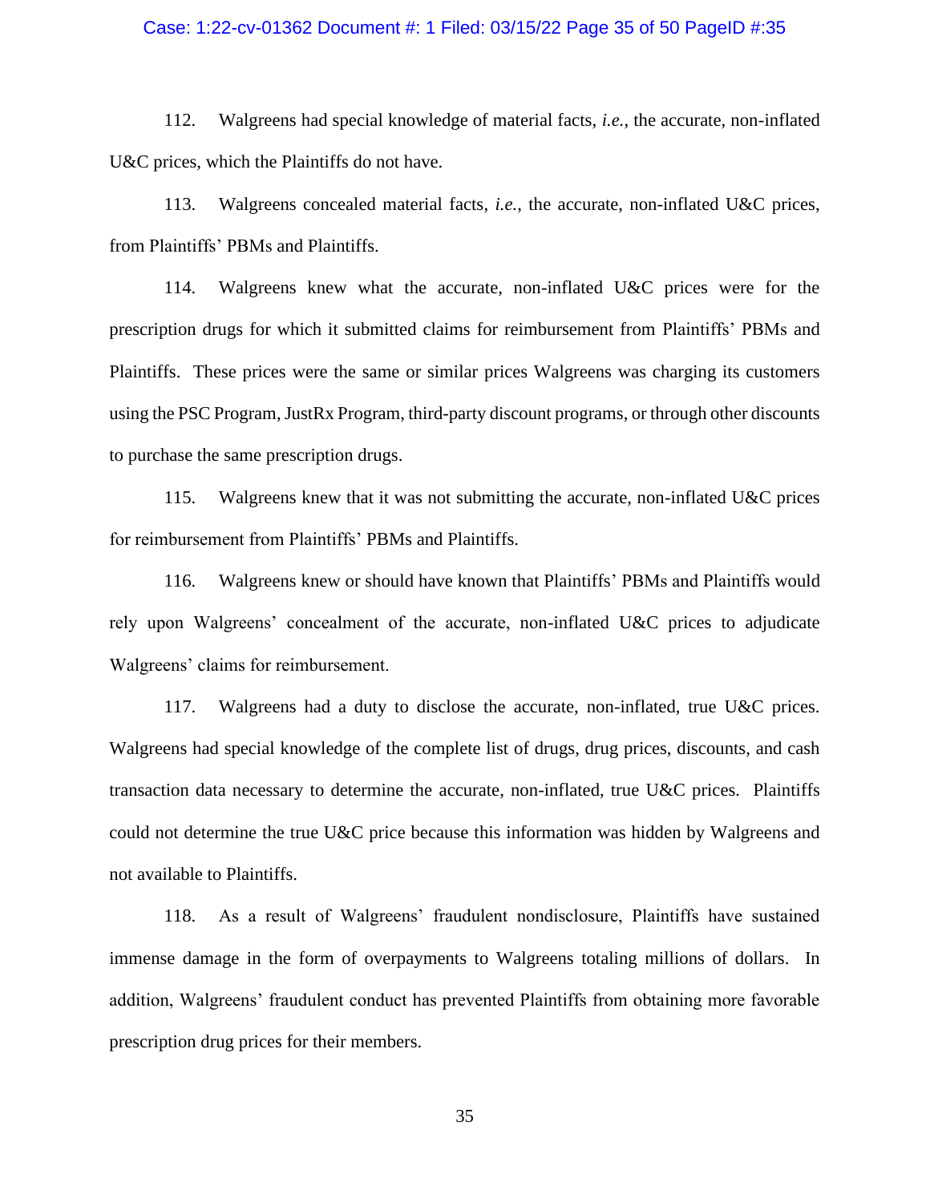112. Walgreens had special knowledge of material facts, *i.e.*, the accurate, non-inflated U&C prices, which the Plaintiffs do not have.

113. Walgreens concealed material facts, *i.e.*, the accurate, non-inflated U&C prices, from Plaintiffs' PBMs and Plaintiffs.

114. Walgreens knew what the accurate, non-inflated U&C prices were for the prescription drugs for which it submitted claims for reimbursement from Plaintiffs' PBMs and Plaintiffs. These prices were the same or similar prices Walgreens was charging its customers using the PSC Program, JustRx Program, third-party discount programs, or through other discounts to purchase the same prescription drugs.

115. Walgreens knew that it was not submitting the accurate, non-inflated U&C prices for reimbursement from Plaintiffs' PBMs and Plaintiffs.

116. Walgreens knew or should have known that Plaintiffs' PBMs and Plaintiffs would rely upon Walgreens' concealment of the accurate, non-inflated U&C prices to adjudicate Walgreens' claims for reimbursement.

117. Walgreens had a duty to disclose the accurate, non-inflated, true U&C prices. Walgreens had special knowledge of the complete list of drugs, drug prices, discounts, and cash transaction data necessary to determine the accurate, non-inflated, true U&C prices. Plaintiffs could not determine the true U&C price because this information was hidden by Walgreens and not available to Plaintiffs.

118. As a result of Walgreens' fraudulent nondisclosure, Plaintiffs have sustained immense damage in the form of overpayments to Walgreens totaling millions of dollars. In addition, Walgreens' fraudulent conduct has prevented Plaintiffs from obtaining more favorable prescription drug prices for their members.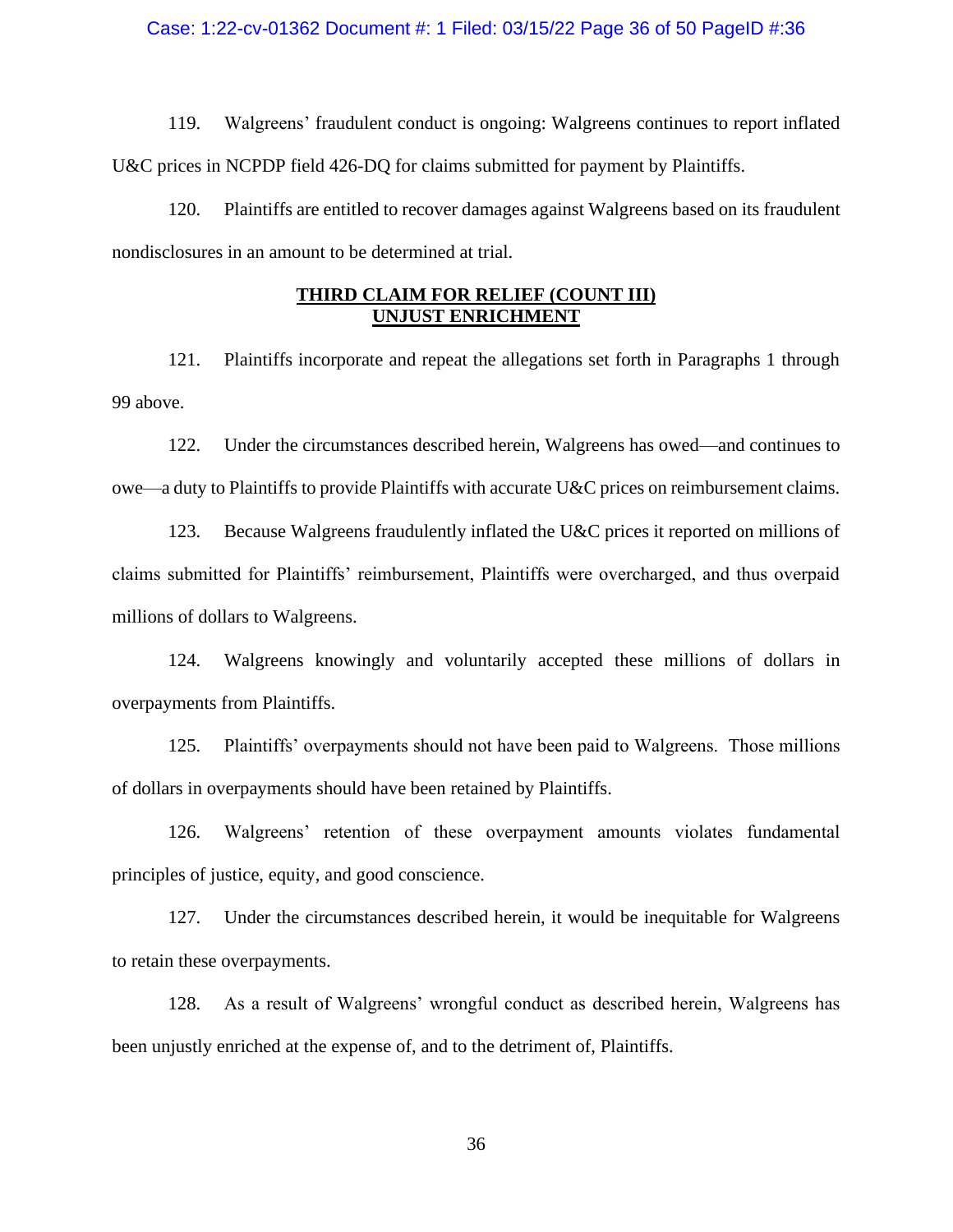119. Walgreens' fraudulent conduct is ongoing: Walgreens continues to report inflated U&C prices in NCPDP field 426-DQ for claims submitted for payment by Plaintiffs.

120. Plaintiffs are entitled to recover damages against Walgreens based on its fraudulent nondisclosures in an amount to be determined at trial.

## <u>**THIRD CLAIM FOR RELIEF (COUNT III)**</u>
## <u>**UNJUST ENRICHMENT**</u>

121. Plaintiffs incorporate and repeat the allegations set forth in Paragraphs 1 through 99 above.

122. Under the circumstances described herein, Walgreens has owed—and continues to owe—a duty to Plaintiffs to provide Plaintiffs with accurate U&C prices on reimbursement claims.

123. Because Walgreens fraudulently inflated the U&C prices it reported on millions of claims submitted for Plaintiffs' reimbursement, Plaintiffs were overcharged, and thus overpaid millions of dollars to Walgreens.

124. Walgreens knowingly and voluntarily accepted these millions of dollars in overpayments from Plaintiffs.

125. Plaintiffs' overpayments should not have been paid to Walgreens. Those millions of dollars in overpayments should have been retained by Plaintiffs.

126. Walgreens' retention of these overpayment amounts violates fundamental principles of justice, equity, and good conscience.

127. Under the circumstances described herein, it would be inequitable for Walgreens to retain these overpayments.

128. As a result of Walgreens' wrongful conduct as described herein, Walgreens has been unjustly enriched at the expense of, and to the detriment of, Plaintiffs.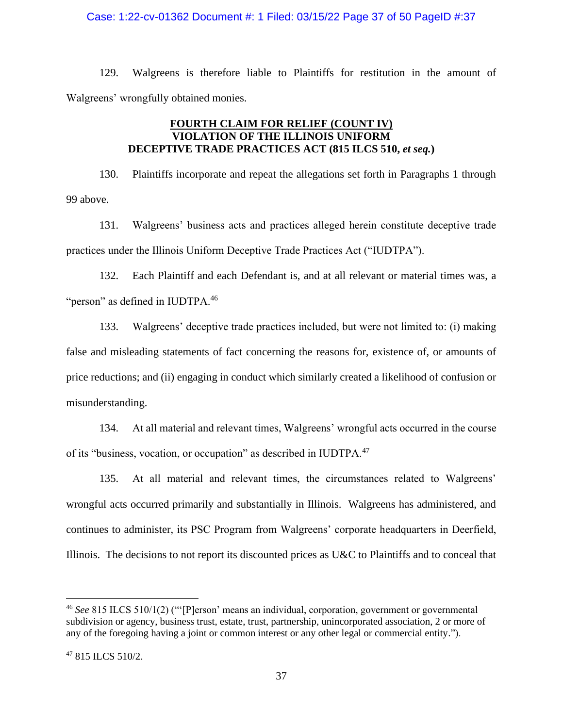129. Walgreens is therefore liable to Plaintiffs for restitution in the amount of Walgreens' wrongfully obtained monies.

## FOURTH CLAIM FOR RELIEF (COUNT IV)
## VIOLATION OF THE ILLINOIS UNIFORM DECEPTIVE TRADE PRACTICES ACT (815 ILCS 510, *et seq.*)

130. Plaintiffs incorporate and repeat the allegations set forth in Paragraphs 1 through 99 above.

131. Walgreens' business acts and practices alleged herein constitute deceptive trade practices under the Illinois Uniform Deceptive Trade Practices Act ("IUDTPA").

132. Each Plaintiff and each Defendant is, and at all relevant or material times was, a "person" as defined in IUDTPA.[46]

133. Walgreens' deceptive trade practices included, but were not limited to: (i) making false and misleading statements of fact concerning the reasons for, existence of, or amounts of price reductions; and (ii) engaging in conduct which similarly created a likelihood of confusion or misunderstanding.

134. At all material and relevant times, Walgreens' wrongful acts occurred in the course of its "business, vocation, or occupation" as described in IUDTPA.[47]

135. At all material and relevant times, the circumstances related to Walgreens' wrongful acts occurred primarily and substantially in Illinois. Walgreens has administered, and continues to administer, its PSC Program from Walgreens' corporate headquarters in Deerfield, Illinois. The decisions to not report its discounted prices as U&C to Plaintiffs and to conceal that

---

[46] *See* 815 ILCS 510/1(2) ("'[P]erson' means an individual, corporation, government or governmental subdivision or agency, business trust, estate, trust, partnership, unincorporated association, 2 or more of any of the foregoing having a joint or common interest or any other legal or commercial entity.").

[47] 815 ILCS 510/2.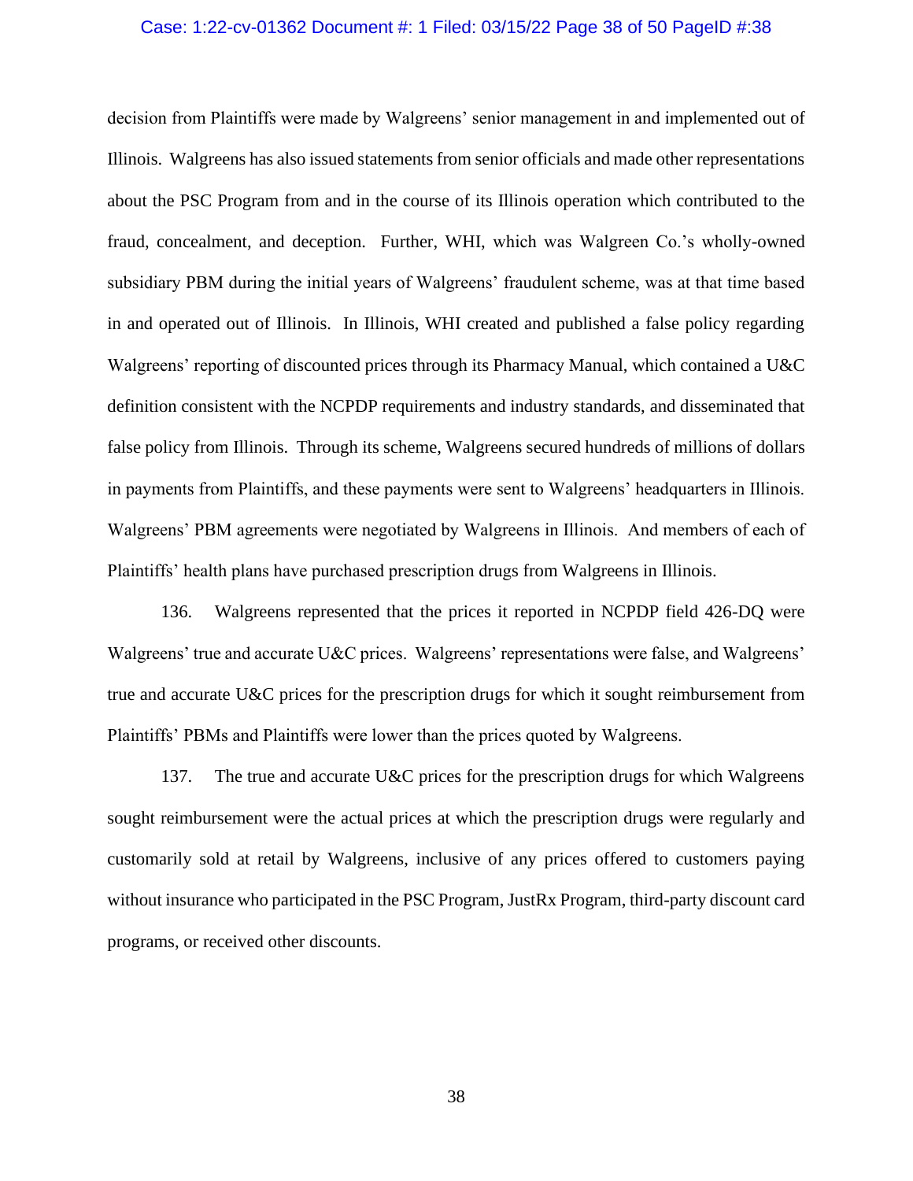decision from Plaintiffs were made by Walgreens' senior management in and implemented out of Illinois. Walgreens has also issued statements from senior officials and made other representations about the PSC Program from and in the course of its Illinois operation which contributed to the fraud, concealment, and deception. Further, WHI, which was Walgreen Co.'s wholly-owned subsidiary PBM during the initial years of Walgreens' fraudulent scheme, was at that time based in and operated out of Illinois. In Illinois, WHI created and published a false policy regarding Walgreens' reporting of discounted prices through its Pharmacy Manual, which contained a U&C definition consistent with the NCPDP requirements and industry standards, and disseminated that false policy from Illinois. Through its scheme, Walgreens secured hundreds of millions of dollars in payments from Plaintiffs, and these payments were sent to Walgreens' headquarters in Illinois. Walgreens' PBM agreements were negotiated by Walgreens in Illinois. And members of each of Plaintiffs' health plans have purchased prescription drugs from Walgreens in Illinois.

136. Walgreens represented that the prices it reported in NCPDP field 426-DQ were Walgreens' true and accurate U&C prices. Walgreens' representations were false, and Walgreens' true and accurate U&C prices for the prescription drugs for which it sought reimbursement from Plaintiffs' PBMs and Plaintiffs were lower than the prices quoted by Walgreens.

137. The true and accurate U&C prices for the prescription drugs for which Walgreens sought reimbursement were the actual prices at which the prescription drugs were regularly and customarily sold at retail by Walgreens, inclusive of any prices offered to customers paying without insurance who participated in the PSC Program, JustRx Program, third-party discount card programs, or received other discounts.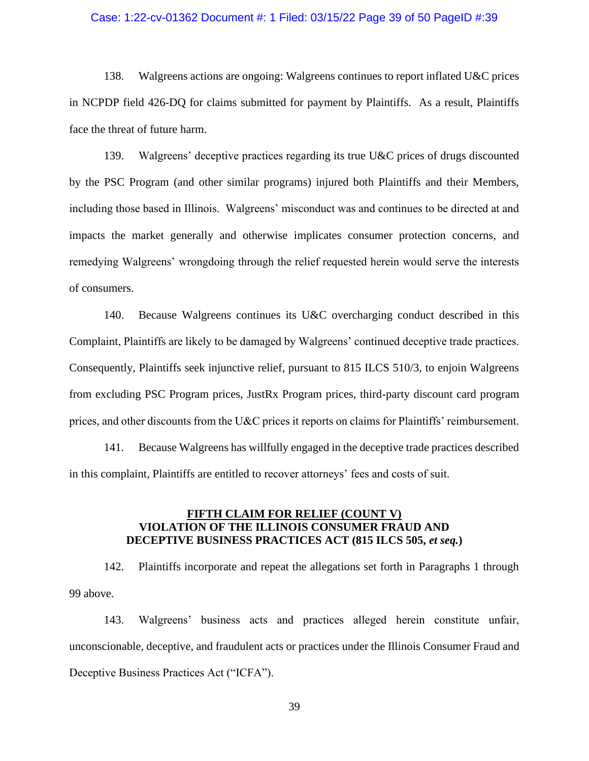138. Walgreens actions are ongoing: Walgreens continues to report inflated U&C prices in NCPDP field 426-DQ for claims submitted for payment by Plaintiffs. As a result, Plaintiffs face the threat of future harm.

139. Walgreens' deceptive practices regarding its true U&C prices of drugs discounted by the PSC Program (and other similar programs) injured both Plaintiffs and their Members, including those based in Illinois. Walgreens' misconduct was and continues to be directed at and impacts the market generally and otherwise implicates consumer protection concerns, and remedying Walgreens' wrongdoing through the relief requested herein would serve the interests of consumers.

140. Because Walgreens continues its U&C overcharging conduct described in this Complaint, Plaintiffs are likely to be damaged by Walgreens' continued deceptive trade practices. Consequently, Plaintiffs seek injunctive relief, pursuant to 815 ILCS 510/3, to enjoin Walgreens from excluding PSC Program prices, JustRx Program prices, third-party discount card program prices, and other discounts from the U&C prices it reports on claims for Plaintiffs' reimbursement.

141. Because Walgreens has willfully engaged in the deceptive trade practices described in this complaint, Plaintiffs are entitled to recover attorneys' fees and costs of suit.

## FIFTH CLAIM FOR RELIEF (COUNT V) VIOLATION OF THE ILLINOIS CONSUMER FRAUD AND DECEPTIVE BUSINESS PRACTICES ACT (815 ILCS 505, *et seq.*)

142. Plaintiffs incorporate and repeat the allegations set forth in Paragraphs 1 through 99 above.

143. Walgreens' business acts and practices alleged herein constitute unfair, unconscionable, deceptive, and fraudulent acts or practices under the Illinois Consumer Fraud and Deceptive Business Practices Act ("ICFA").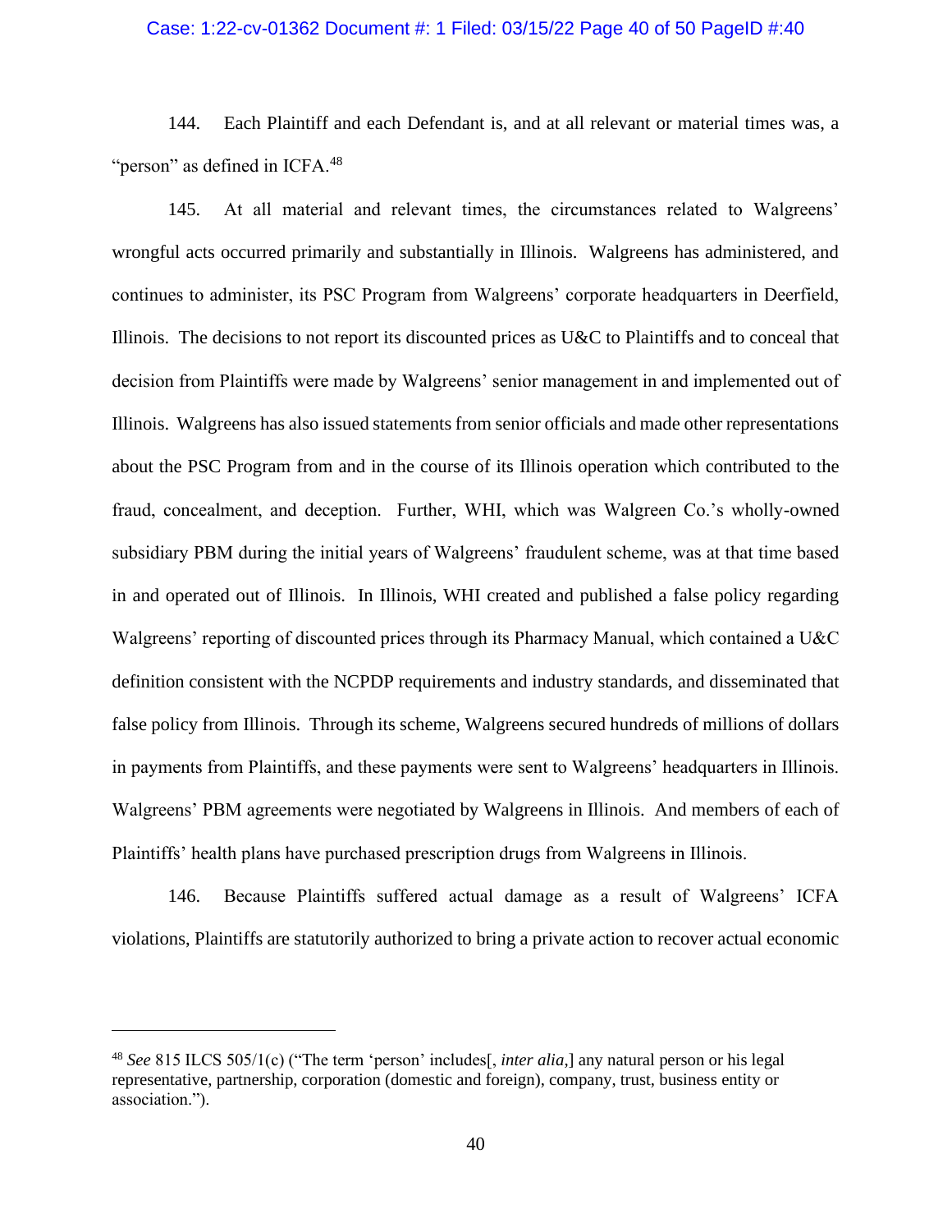144. Each Plaintiff and each Defendant is, and at all relevant or material times was, a "person" as defined in ICFA.[48]

145. At all material and relevant times, the circumstances related to Walgreens' wrongful acts occurred primarily and substantially in Illinois. Walgreens has administered, and continues to administer, its PSC Program from Walgreens' corporate headquarters in Deerfield, Illinois. The decisions to not report its discounted prices as U&C to Plaintiffs and to conceal that decision from Plaintiffs were made by Walgreens' senior management in and implemented out of Illinois. Walgreens has also issued statements from senior officials and made other representations about the PSC Program from and in the course of its Illinois operation which contributed to the fraud, concealment, and deception. Further, WHI, which was Walgreen Co.'s wholly-owned subsidiary PBM during the initial years of Walgreens' fraudulent scheme, was at that time based in and operated out of Illinois. In Illinois, WHI created and published a false policy regarding Walgreens' reporting of discounted prices through its Pharmacy Manual, which contained a U&C definition consistent with the NCPDP requirements and industry standards, and disseminated that false policy from Illinois. Through its scheme, Walgreens secured hundreds of millions of dollars in payments from Plaintiffs, and these payments were sent to Walgreens' headquarters in Illinois. Walgreens' PBM agreements were negotiated by Walgreens in Illinois. And members of each of Plaintiffs' health plans have purchased prescription drugs from Walgreens in Illinois.

146. Because Plaintiffs suffered actual damage as a result of Walgreens' ICFA violations, Plaintiffs are statutorily authorized to bring a private action to recover actual economic

---

[48] *See* 815 ILCS 505/1(c) ("The term 'person' includes[, *inter alia*,] any natural person or his legal representative, partnership, corporation (domestic and foreign), company, trust, business entity or association.").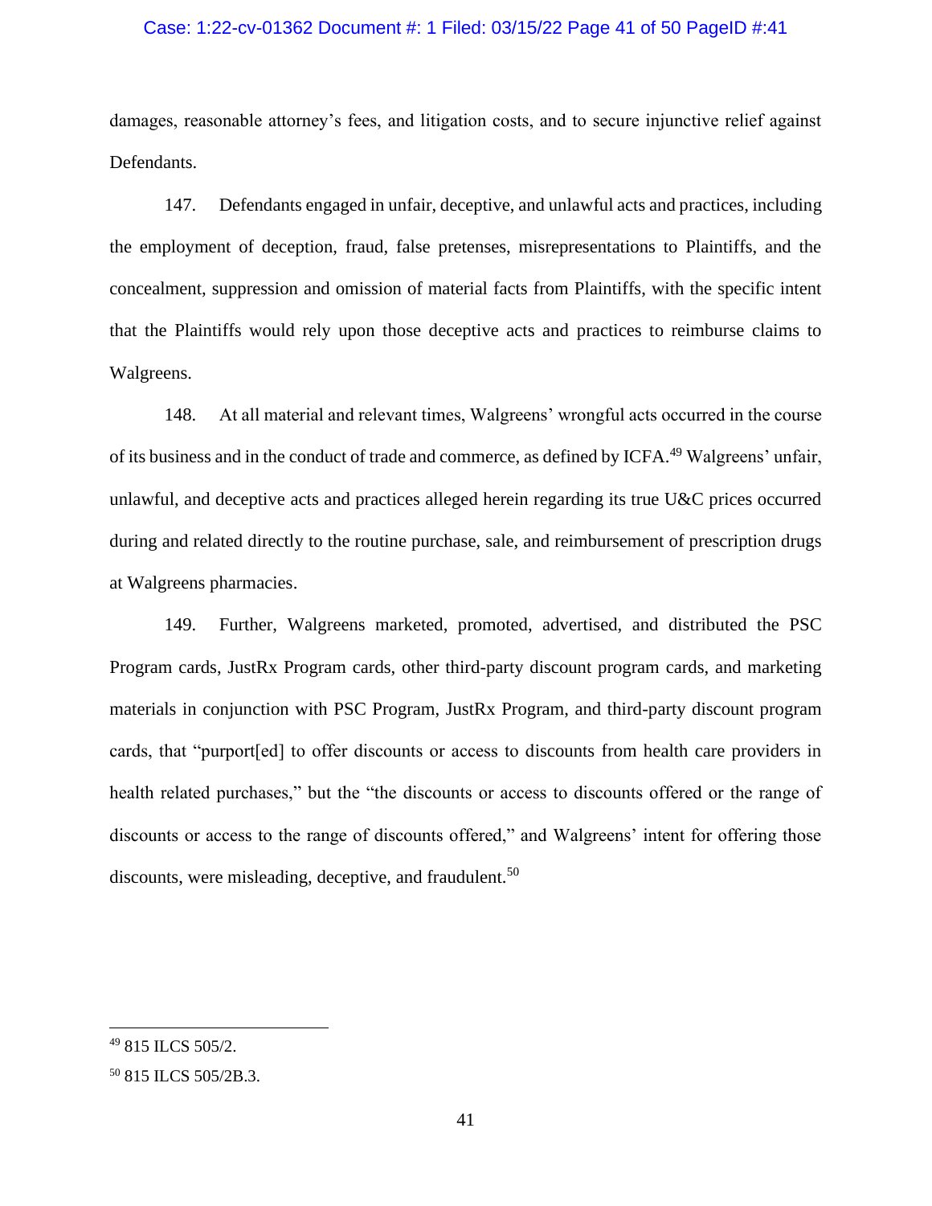damages, reasonable attorney's fees, and litigation costs, and to secure injunctive relief against Defendants.

147. Defendants engaged in unfair, deceptive, and unlawful acts and practices, including the employment of deception, fraud, false pretenses, misrepresentations to Plaintiffs, and the concealment, suppression and omission of material facts from Plaintiffs, with the specific intent that the Plaintiffs would rely upon those deceptive acts and practices to reimburse claims to Walgreens.

148. At all material and relevant times, Walgreens' wrongful acts occurred in the course of its business and in the conduct of trade and commerce, as defined by ICFA.[49] Walgreens' unfair, unlawful, and deceptive acts and practices alleged herein regarding its true U&C prices occurred during and related directly to the routine purchase, sale, and reimbursement of prescription drugs at Walgreens pharmacies.

149. Further, Walgreens marketed, promoted, advertised, and distributed the PSC Program cards, JustRx Program cards, other third-party discount program cards, and marketing materials in conjunction with PSC Program, JustRx Program, and third-party discount program cards, that "purport[ed] to offer discounts or access to discounts from health care providers in health related purchases," but the "the discounts or access to discounts offered or the range of discounts or access to the range of discounts offered," and Walgreens' intent for offering those discounts, were misleading, deceptive, and fraudulent.[50]

---

[49] 815 ILCS 505/2.

[50] 815 ILCS 505/2B.3.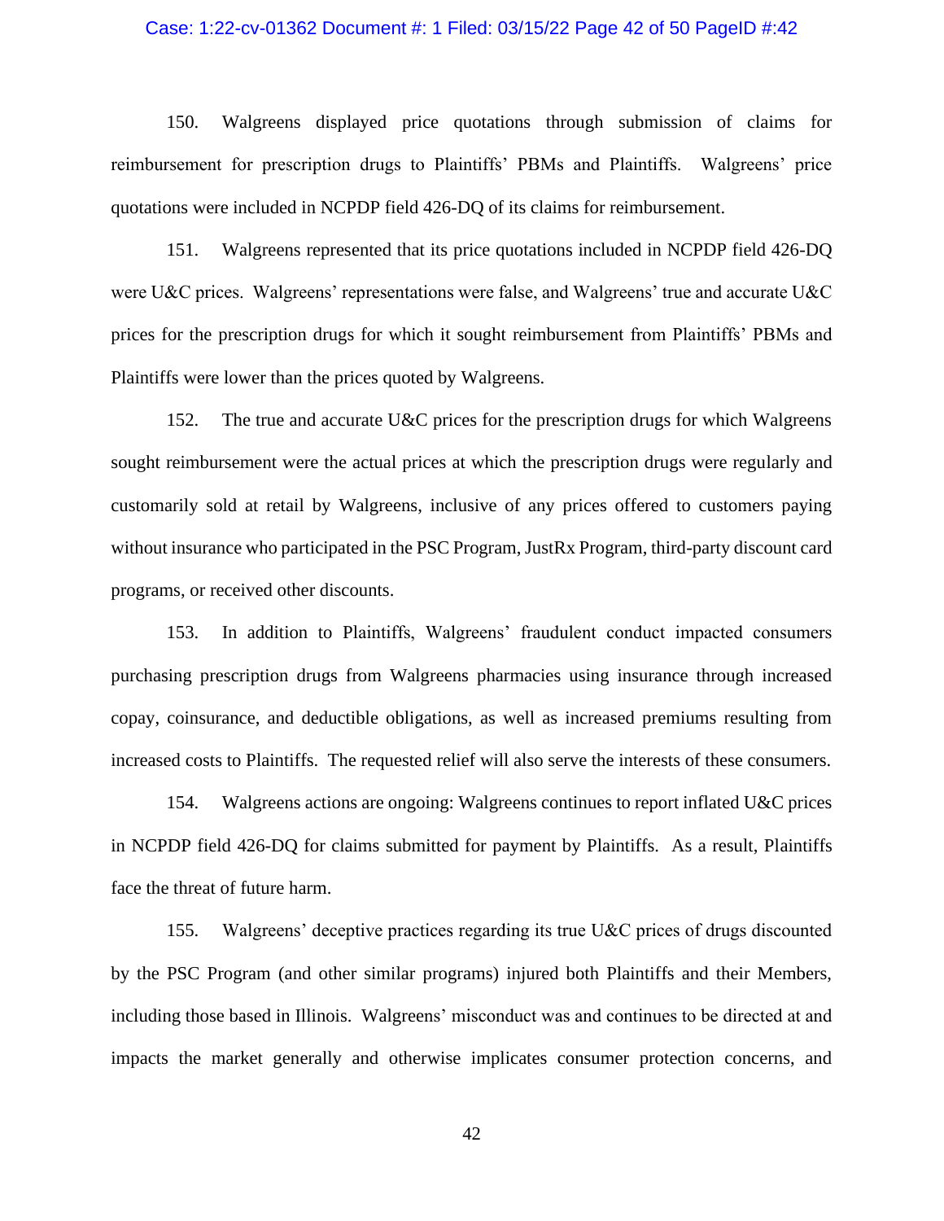150. Walgreens displayed price quotations through submission of claims for reimbursement for prescription drugs to Plaintiffs' PBMs and Plaintiffs. Walgreens' price quotations were included in NCPDP field 426-DQ of its claims for reimbursement.

151. Walgreens represented that its price quotations included in NCPDP field 426-DQ were U&C prices. Walgreens' representations were false, and Walgreens' true and accurate U&C prices for the prescription drugs for which it sought reimbursement from Plaintiffs' PBMs and Plaintiffs were lower than the prices quoted by Walgreens.

152. The true and accurate U&C prices for the prescription drugs for which Walgreens sought reimbursement were the actual prices at which the prescription drugs were regularly and customarily sold at retail by Walgreens, inclusive of any prices offered to customers paying without insurance who participated in the PSC Program, JustRx Program, third-party discount card programs, or received other discounts.

153. In addition to Plaintiffs, Walgreens' fraudulent conduct impacted consumers purchasing prescription drugs from Walgreens pharmacies using insurance through increased copay, coinsurance, and deductible obligations, as well as increased premiums resulting from increased costs to Plaintiffs. The requested relief will also serve the interests of these consumers.

154. Walgreens actions are ongoing: Walgreens continues to report inflated U&C prices in NCPDP field 426-DQ for claims submitted for payment by Plaintiffs. As a result, Plaintiffs face the threat of future harm.

155. Walgreens' deceptive practices regarding its true U&C prices of drugs discounted by the PSC Program (and other similar programs) injured both Plaintiffs and their Members, including those based in Illinois. Walgreens' misconduct was and continues to be directed at and impacts the market generally and otherwise implicates consumer protection concerns, and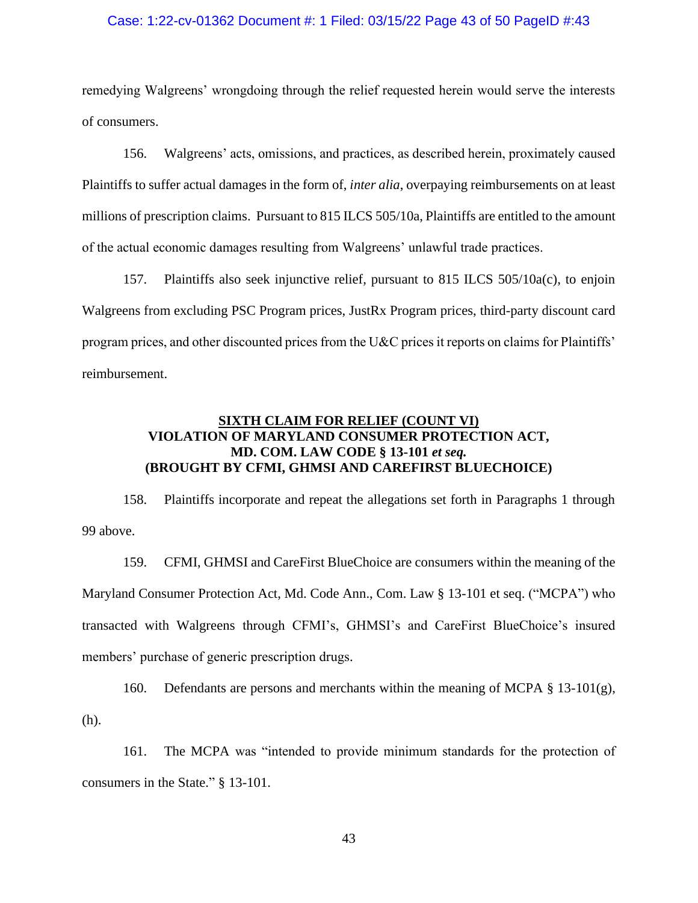remedying Walgreens' wrongdoing through the relief requested herein would serve the interests of consumers.

156. Walgreens' acts, omissions, and practices, as described herein, proximately caused Plaintiffs to suffer actual damages in the form of, *inter alia*, overpaying reimbursements on at least millions of prescription claims. Pursuant to 815 ILCS 505/10a, Plaintiffs are entitled to the amount of the actual economic damages resulting from Walgreens' unlawful trade practices.

157. Plaintiffs also seek injunctive relief, pursuant to 815 ILCS 505/10a(c), to enjoin Walgreens from excluding PSC Program prices, JustRx Program prices, third-party discount card program prices, and other discounted prices from the U&C prices it reports on claims for Plaintiffs' reimbursement.

## <u>SIXTH CLAIM FOR RELIEF (COUNT VI)</u>
## VIOLATION OF MARYLAND CONSUMER PROTECTION ACT, MD. COM. LAW CODE § 13-101 *et seq.* (BROUGHT BY CFMI, GHMSI AND CAREFIRST BLUECHOICE)

158. Plaintiffs incorporate and repeat the allegations set forth in Paragraphs 1 through 99 above.

159. CFMI, GHMSI and CareFirst BlueChoice are consumers within the meaning of the Maryland Consumer Protection Act, Md. Code Ann., Com. Law § 13-101 et seq. ("MCPA") who transacted with Walgreens through CFMI's, GHMSI's and CareFirst BlueChoice's insured members' purchase of generic prescription drugs.

160. Defendants are persons and merchants within the meaning of MCPA § 13-101(g), (h).

161. The MCPA was "intended to provide minimum standards for the protection of consumers in the State." § 13-101.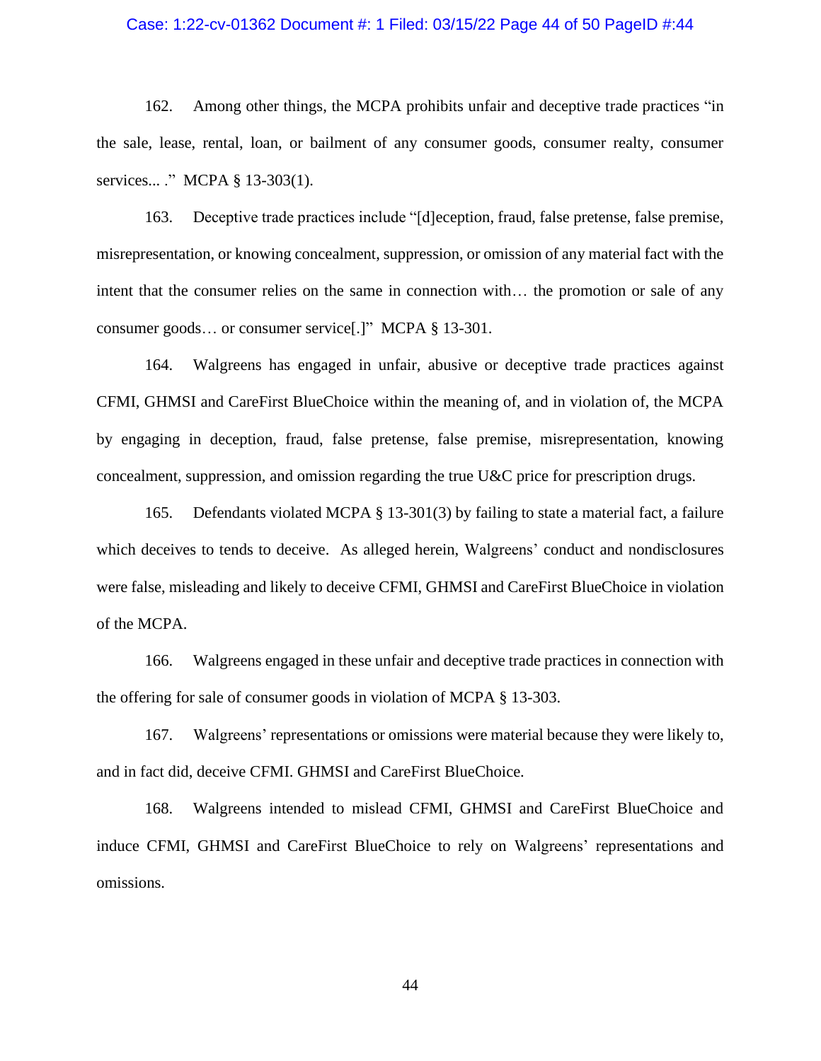162. Among other things, the MCPA prohibits unfair and deceptive trade practices "in the sale, lease, rental, loan, or bailment of any consumer goods, consumer realty, consumer services... ." MCPA § 13-303(1).

163. Deceptive trade practices include "[d]eception, fraud, false pretense, false premise, misrepresentation, or knowing concealment, suppression, or omission of any material fact with the intent that the consumer relies on the same in connection with… the promotion or sale of any consumer goods… or consumer service[.]" MCPA § 13-301.

164. Walgreens has engaged in unfair, abusive or deceptive trade practices against CFMI, GHMSI and CareFirst BlueChoice within the meaning of, and in violation of, the MCPA by engaging in deception, fraud, false pretense, false premise, misrepresentation, knowing concealment, suppression, and omission regarding the true U&C price for prescription drugs.

165. Defendants violated MCPA § 13-301(3) by failing to state a material fact, a failure which deceives to tends to deceive. As alleged herein, Walgreens' conduct and nondisclosures were false, misleading and likely to deceive CFMI, GHMSI and CareFirst BlueChoice in violation of the MCPA.

166. Walgreens engaged in these unfair and deceptive trade practices in connection with the offering for sale of consumer goods in violation of MCPA § 13-303.

167. Walgreens' representations or omissions were material because they were likely to, and in fact did, deceive CFMI. GHMSI and CareFirst BlueChoice.

168. Walgreens intended to mislead CFMI, GHMSI and CareFirst BlueChoice and induce CFMI, GHMSI and CareFirst BlueChoice to rely on Walgreens' representations and omissions.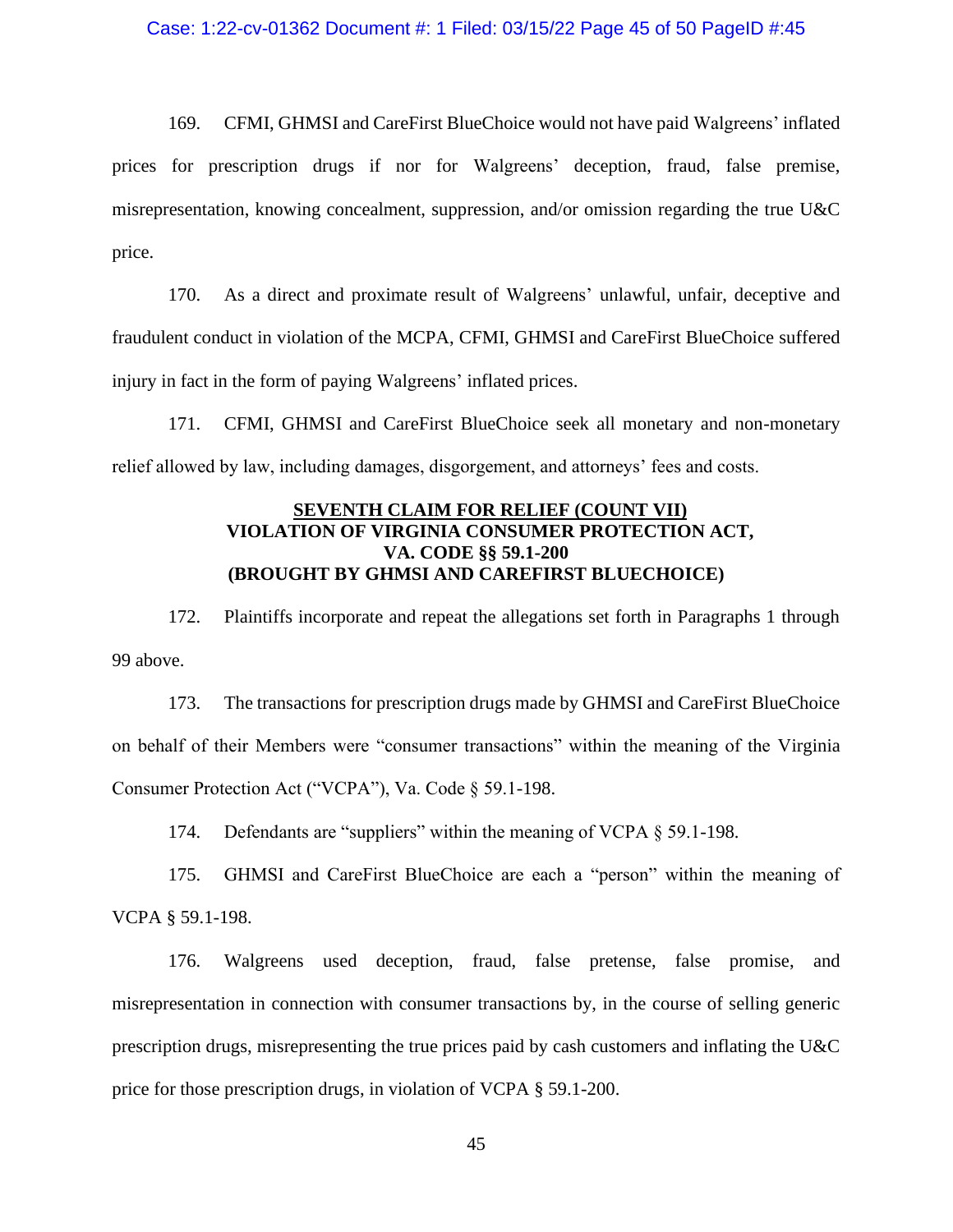169. CFMI, GHMSI and CareFirst BlueChoice would not have paid Walgreens' inflated prices for prescription drugs if nor for Walgreens' deception, fraud, false premise, misrepresentation, knowing concealment, suppression, and/or omission regarding the true U&C price.

170. As a direct and proximate result of Walgreens' unlawful, unfair, deceptive and fraudulent conduct in violation of the MCPA, CFMI, GHMSI and CareFirst BlueChoice suffered injury in fact in the form of paying Walgreens' inflated prices.

171. CFMI, GHMSI and CareFirst BlueChoice seek all monetary and non-monetary relief allowed by law, including damages, disgorgement, and attorneys' fees and costs.

**SEVENTH CLAIM FOR RELIEF (COUNT VII)**
**VIOLATION OF VIRGINIA CONSUMER PROTECTION ACT, VA. CODE §§ 59.1-200**
**(BROUGHT BY GHMSI AND CAREFIRST BLUECHOICE)**

172. Plaintiffs incorporate and repeat the allegations set forth in Paragraphs 1 through 99 above.

173. The transactions for prescription drugs made by GHMSI and CareFirst BlueChoice on behalf of their Members were "consumer transactions" within the meaning of the Virginia Consumer Protection Act ("VCPA"), Va. Code § 59.1-198.

174. Defendants are "suppliers" within the meaning of VCPA § 59.1-198.

175. GHMSI and CareFirst BlueChoice are each a "person" within the meaning of VCPA § 59.1-198.

176. Walgreens used deception, fraud, false pretense, false promise, and misrepresentation in connection with consumer transactions by, in the course of selling generic prescription drugs, misrepresenting the true prices paid by cash customers and inflating the U&C price for those prescription drugs, in violation of VCPA § 59.1-200.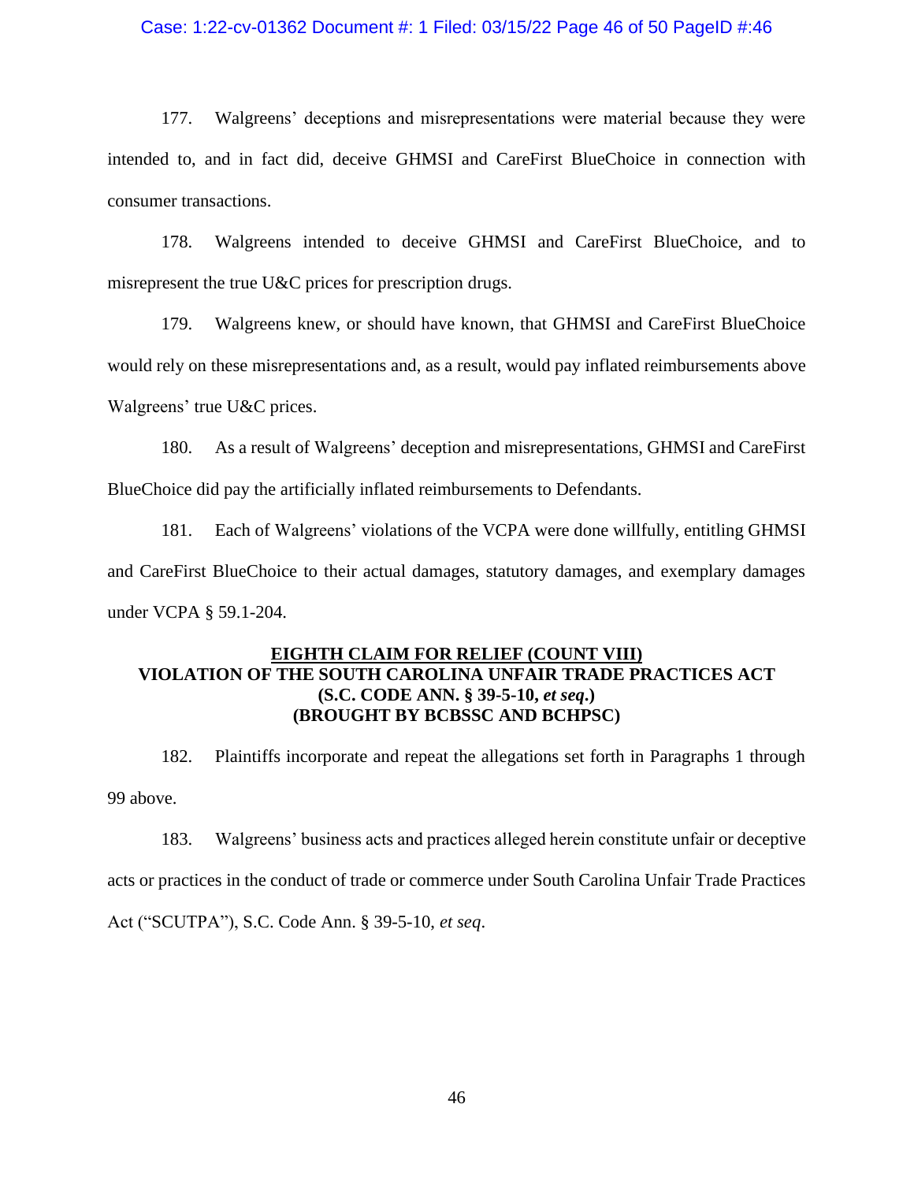177. Walgreens' deceptions and misrepresentations were material because they were intended to, and in fact did, deceive GHMSI and CareFirst BlueChoice in connection with consumer transactions.

178. Walgreens intended to deceive GHMSI and CareFirst BlueChoice, and to misrepresent the true U&C prices for prescription drugs.

179. Walgreens knew, or should have known, that GHMSI and CareFirst BlueChoice would rely on these misrepresentations and, as a result, would pay inflated reimbursements above Walgreens' true U&C prices.

180. As a result of Walgreens' deception and misrepresentations, GHMSI and CareFirst BlueChoice did pay the artificially inflated reimbursements to Defendants.

181. Each of Walgreens' violations of the VCPA were done willfully, entitling GHMSI and CareFirst BlueChoice to their actual damages, statutory damages, and exemplary damages under VCPA § 59.1-204.

## EIGHTH CLAIM FOR RELIEF (COUNT VIII)
## VIOLATION OF THE SOUTH CAROLINA UNFAIR TRADE PRACTICES ACT
## (S.C. CODE ANN. § 39-5-10, *et seq.*)
## (BROUGHT BY BCBSSC AND BCHPSC)

182. Plaintiffs incorporate and repeat the allegations set forth in Paragraphs 1 through 99 above.

183. Walgreens' business acts and practices alleged herein constitute unfair or deceptive acts or practices in the conduct of trade or commerce under South Carolina Unfair Trade Practices Act ("SCUTPA"), S.C. Code Ann. § 39-5-10, *et seq*.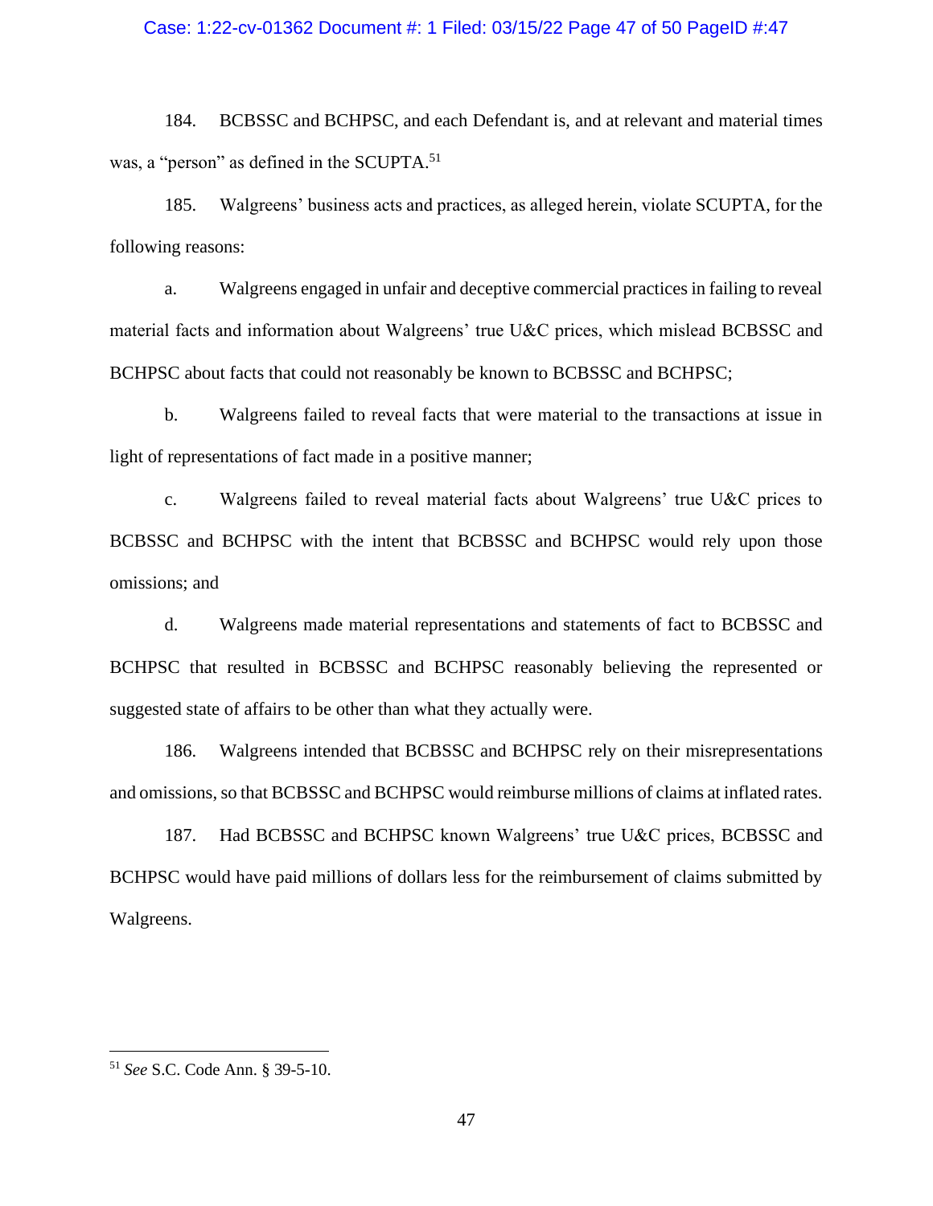184. BCBSSC and BCHPSC, and each Defendant is, and at relevant and material times was, a "person" as defined in the SCUPTA.[51]

185. Walgreens' business acts and practices, as alleged herein, violate SCUPTA, for the following reasons:

a. Walgreens engaged in unfair and deceptive commercial practices in failing to reveal material facts and information about Walgreens' true U&C prices, which mislead BCBSSC and BCHPSC about facts that could not reasonably be known to BCBSSC and BCHPSC;

b. Walgreens failed to reveal facts that were material to the transactions at issue in light of representations of fact made in a positive manner;

c. Walgreens failed to reveal material facts about Walgreens' true U&C prices to BCBSSC and BCHPSC with the intent that BCBSSC and BCHPSC would rely upon those omissions; and

d. Walgreens made material representations and statements of fact to BCBSSC and BCHPSC that resulted in BCBSSC and BCHPSC reasonably believing the represented or suggested state of affairs to be other than what they actually were.

186. Walgreens intended that BCBSSC and BCHPSC rely on their misrepresentations and omissions, so that BCBSSC and BCHPSC would reimburse millions of claims at inflated rates.

187. Had BCBSSC and BCHPSC known Walgreens' true U&C prices, BCBSSC and BCHPSC would have paid millions of dollars less for the reimbursement of claims submitted by Walgreens.

---

[51] *See* S.C. Code Ann. § 39-5-10.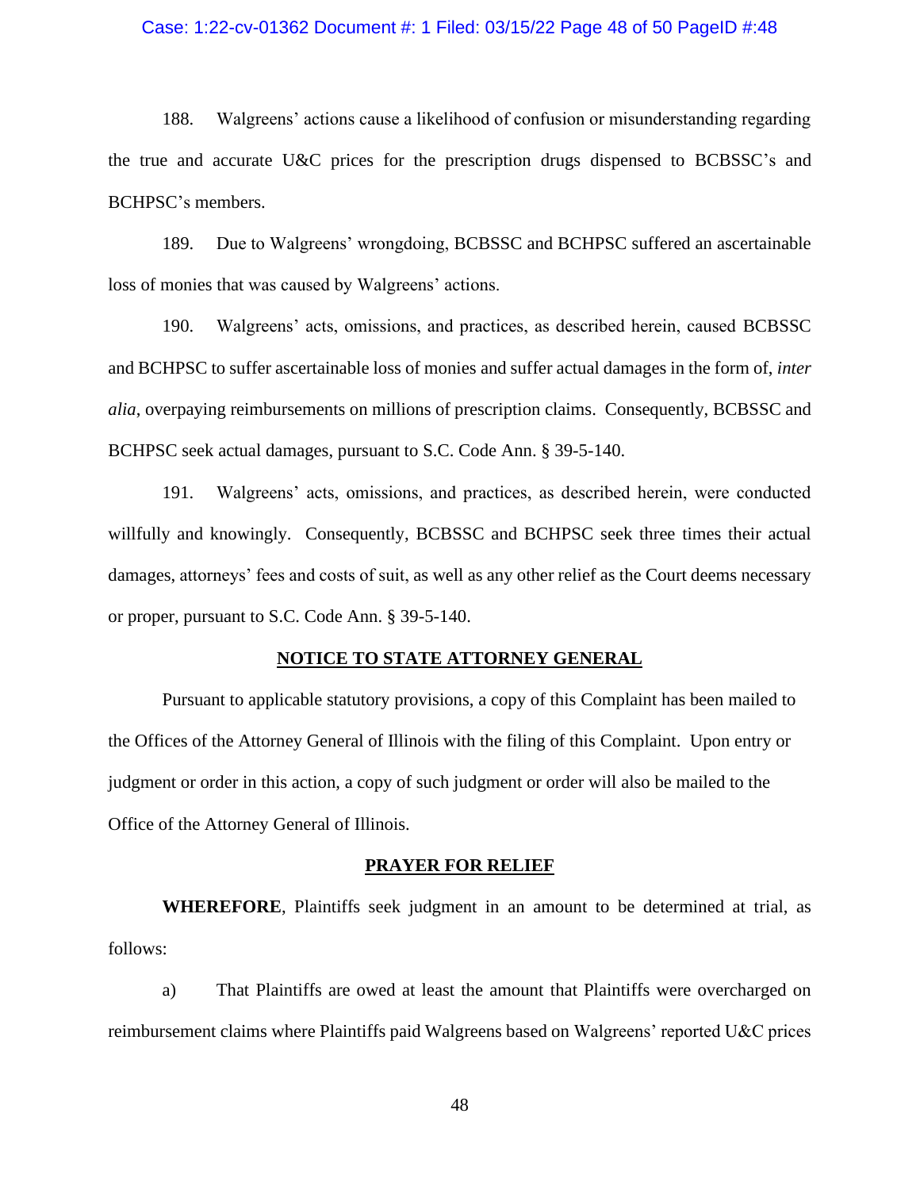188. Walgreens' actions cause a likelihood of confusion or misunderstanding regarding the true and accurate U&C prices for the prescription drugs dispensed to BCBSSC's and BCHPSC's members.

189. Due to Walgreens' wrongdoing, BCBSSC and BCHPSC suffered an ascertainable loss of monies that was caused by Walgreens' actions.

190. Walgreens' acts, omissions, and practices, as described herein, caused BCBSSC and BCHPSC to suffer ascertainable loss of monies and suffer actual damages in the form of, *inter alia*, overpaying reimbursements on millions of prescription claims. Consequently, BCBSSC and BCHPSC seek actual damages, pursuant to S.C. Code Ann. § 39-5-140.

191. Walgreens' acts, omissions, and practices, as described herein, were conducted willfully and knowingly. Consequently, BCBSSC and BCHPSC seek three times their actual damages, attorneys' fees and costs of suit, as well as any other relief as the Court deems necessary or proper, pursuant to S.C. Code Ann. § 39-5-140.

## NOTICE TO STATE ATTORNEY GENERAL

Pursuant to applicable statutory provisions, a copy of this Complaint has been mailed to the Offices of the Attorney General of Illinois with the filing of this Complaint. Upon entry or judgment or order in this action, a copy of such judgment or order will also be mailed to the Office of the Attorney General of Illinois.

## PRAYER FOR RELIEF

**WHEREFORE**, Plaintiffs seek judgment in an amount to be determined at trial, as follows:

a) That Plaintiffs are owed at least the amount that Plaintiffs were overcharged on reimbursement claims where Plaintiffs paid Walgreens based on Walgreens' reported U&C prices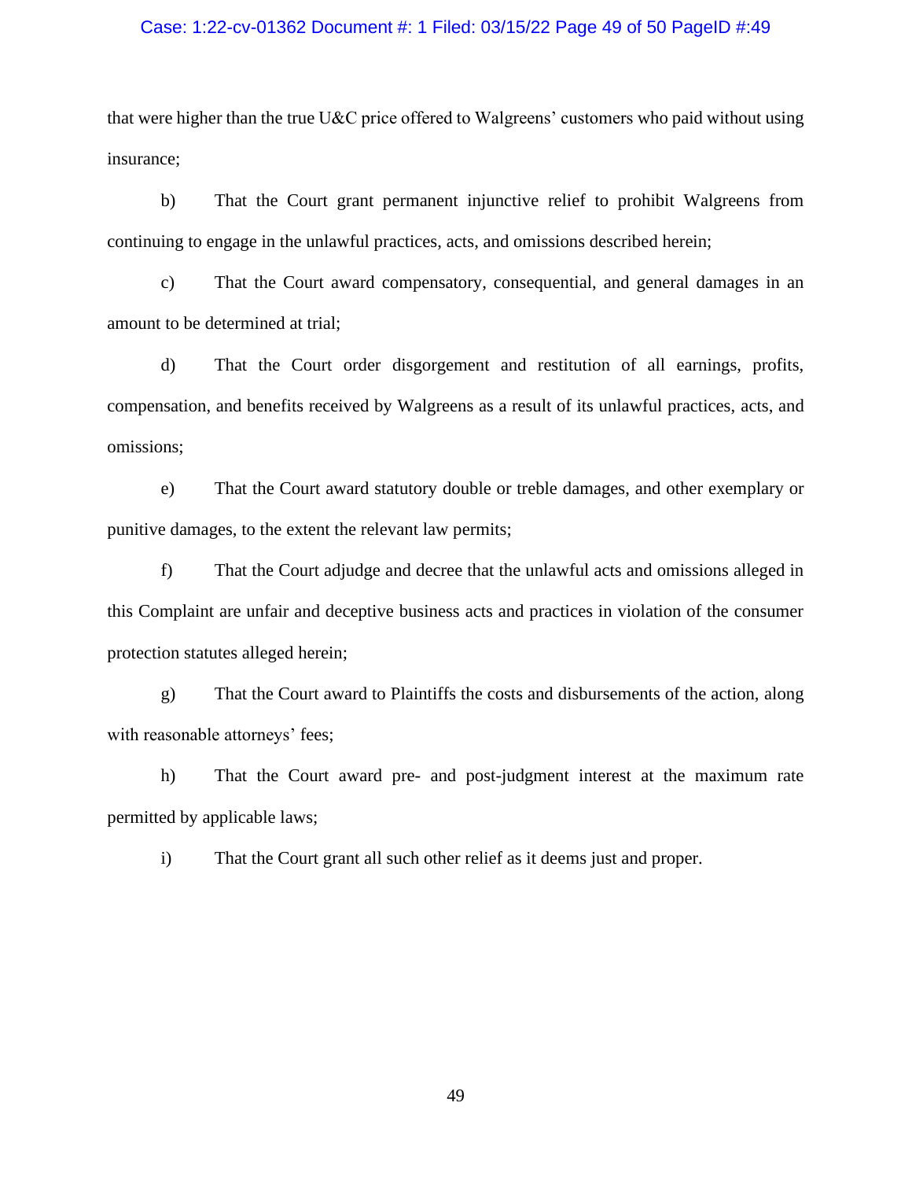that were higher than the true U&C price offered to Walgreens' customers who paid without using insurance;

b) That the Court grant permanent injunctive relief to prohibit Walgreens from continuing to engage in the unlawful practices, acts, and omissions described herein;

c) That the Court award compensatory, consequential, and general damages in an amount to be determined at trial;

d) That the Court order disgorgement and restitution of all earnings, profits, compensation, and benefits received by Walgreens as a result of its unlawful practices, acts, and omissions;

e) That the Court award statutory double or treble damages, and other exemplary or punitive damages, to the extent the relevant law permits;

f) That the Court adjudge and decree that the unlawful acts and omissions alleged in this Complaint are unfair and deceptive business acts and practices in violation of the consumer protection statutes alleged herein;

g) That the Court award to Plaintiffs the costs and disbursements of the action, along with reasonable attorneys' fees;

h) That the Court award pre- and post-judgment interest at the maximum rate permitted by applicable laws;

i) That the Court grant all such other relief as it deems just and proper.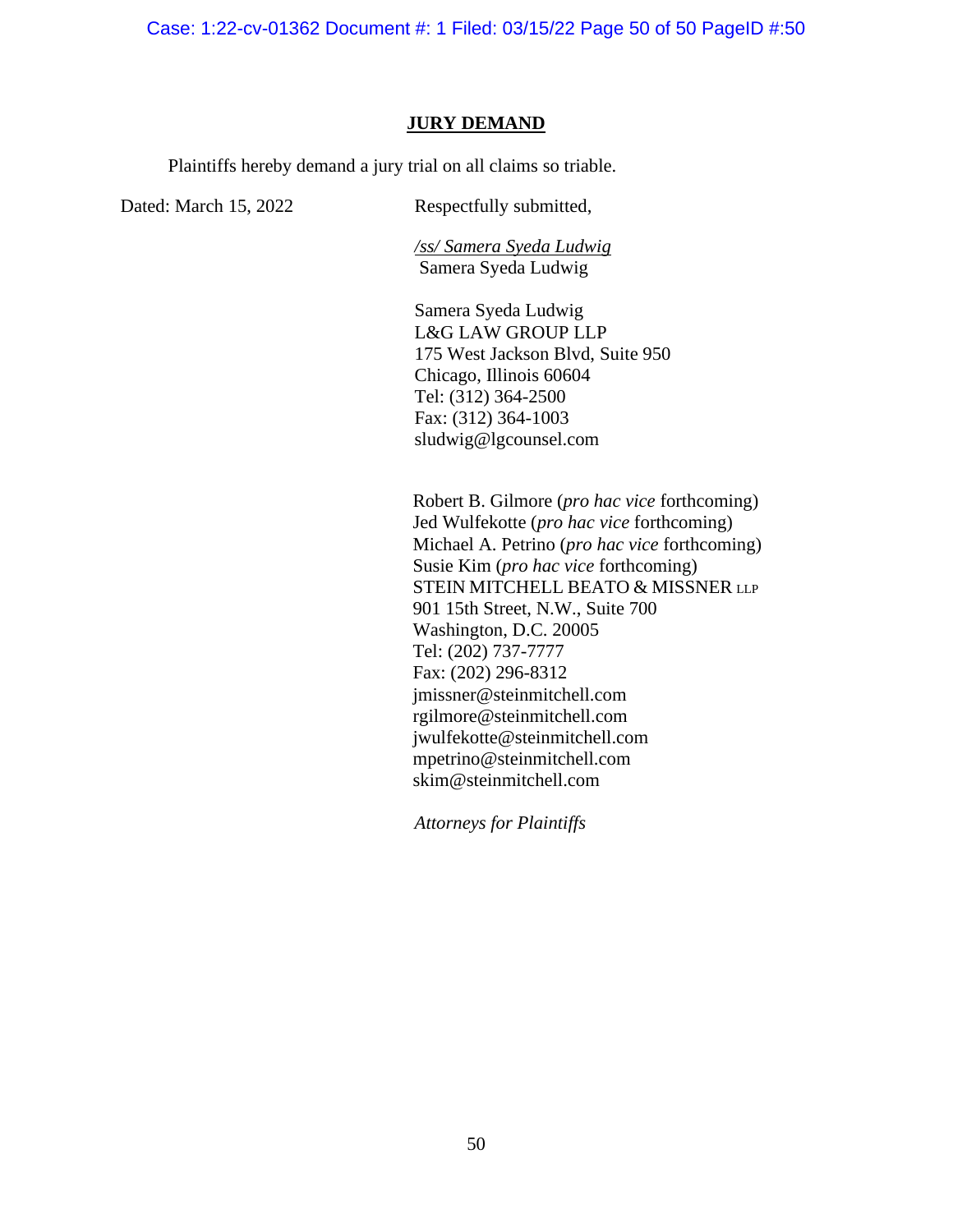## JURY DEMAND

Plaintiffs hereby demand a jury trial on all claims so triable.

Dated: March 15, 2022

Respectfully submitted,

*/ss/ Samera Syeda Ludwig*
Samera Syeda Ludwig

Samera Syeda Ludwig
L&G LAW GROUP LLP
175 West Jackson Blvd, Suite 950
Chicago, Illinois 60604
Tel: (312) 364-2500
Fax: (312) 364-1003
sludwig@lgcounsel.com

Robert B. Gilmore (*pro hac vice* forthcoming)
Jed Wulfekotte (*pro hac vice* forthcoming)
Michael A. Petrino (*pro hac vice* forthcoming)
Susie Kim (*pro hac vice* forthcoming)
STEIN MITCHELL BEATO & MISSNER LLP
901 15th Street, N.W., Suite 700
Washington, D.C. 20005
Tel: (202) 737-7777
Fax: (202) 296-8312
jmissner@steinmitchell.com
rgilmore@steinmitchell.com
jwulfekotte@steinmitchell.com
mpetrino@steinmitchell.com
skim@steinmitchell.com

*Attorneys for Plaintiffs*